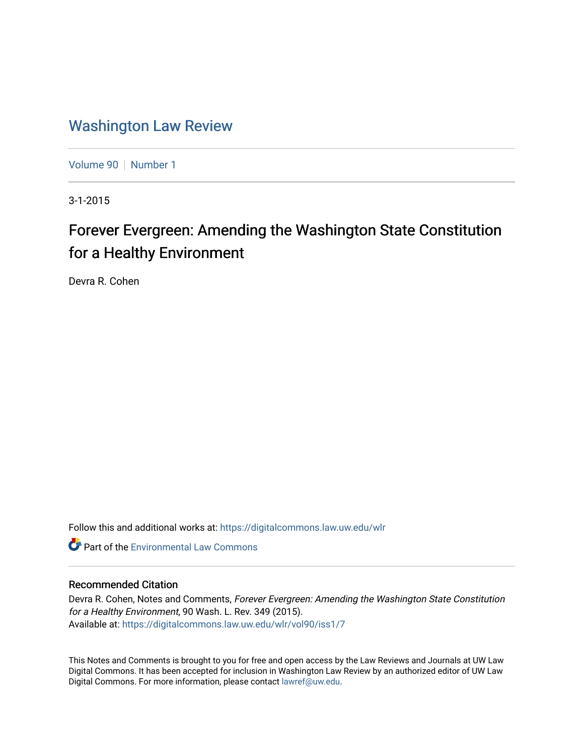# Washington Law Review

Volume 90 | Number 1

3-1-2015

## Forever Evergreen: Amending the Washington State Constitution for a Healthy Environment

Devra R. Cohen

Follow this and additional works at: https://digitalcommons.law.uw.edu/wlr

Part of the Environmental Law Commons

### Recommended Citation

Devra R. Cohen, Notes and Comments, *Forever Evergreen: Amending the Washington State Constitution for a Healthy Environment*, 90 Wash. L. Rev. 349 (2015).
Available at: https://digitalcommons.law.uw.edu/wlr/vol90/iss1/7

This Notes and Comments is brought to you for free and open access by the Law Reviews and Journals at UW Law Digital Commons. It has been accepted for inclusion in Washington Law Review by an authorized editor of UW Law Digital Commons. For more information, please contact lawref@uw.edu.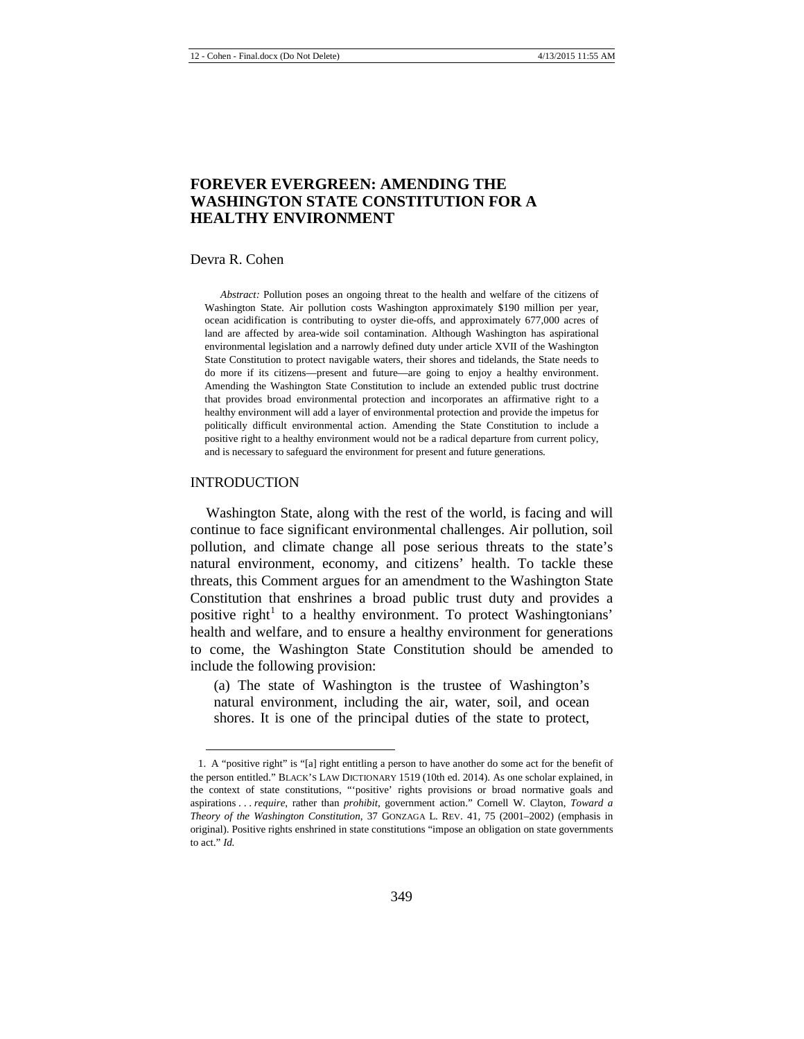# FOREVER EVERGREEN: AMENDING THE WASHINGTON STATE CONSTITUTION FOR A HEALTHY ENVIRONMENT

Devra R. Cohen

*Abstract:* Pollution poses an ongoing threat to the health and welfare of the citizens of Washington State. Air pollution costs Washington approximately $190 million per year, ocean acidification is contributing to oyster die-offs, and approximately 677,000 acres of land are affected by area-wide soil contamination. Although Washington has aspirational environmental legislation and a narrowly defined duty under article XVII of the Washington State Constitution to protect navigable waters, their shores and tidelands, the State needs to do more if its citizens—present and future—are going to enjoy a healthy environment. Amending the Washington State Constitution to include an extended public trust doctrine that provides broad environmental protection and incorporates an affirmative right to a healthy environment will add a layer of environmental protection and provide the impetus for politically difficult environmental action. Amending the State Constitution to include a positive right to a healthy environment would not be a radical departure from current policy, and is necessary to safeguard the environment for present and future generations.

## INTRODUCTION

Washington State, along with the rest of the world, is facing and will continue to face significant environmental challenges. Air pollution, soil pollution, and climate change all pose serious threats to the state's natural environment, economy, and citizens' health. To tackle these threats, this Comment argues for an amendment to the Washington State Constitution that enshrines a broad public trust duty and provides a positive right[1] to a healthy environment. To protect Washingtonians' health and welfare, and to ensure a healthy environment for generations to come, the Washington State Constitution should be amended to include the following provision:

> (a) The state of Washington is the trustee of Washington's natural environment, including the air, water, soil, and ocean shores. It is one of the principal duties of the state to protect,

1. A "positive right" is "[a] right entitling a person to have another do some act for the benefit of the person entitled." BLACK'S LAW DICTIONARY 1519 (10th ed. 2014). As one scholar explained, in the context of state constitutions, "'positive' rights provisions or broad normative goals and aspirations . . . *require*, rather than *prohibit*, government action." Cornell W. Clayton, *Toward a Theory of the Washington Constitution*, 37 GONZAGA L. REV. 41, 75 (2001–2002) (emphasis in original). Positive rights enshrined in state constitutions "impose an obligation on state governments to act." *Id.*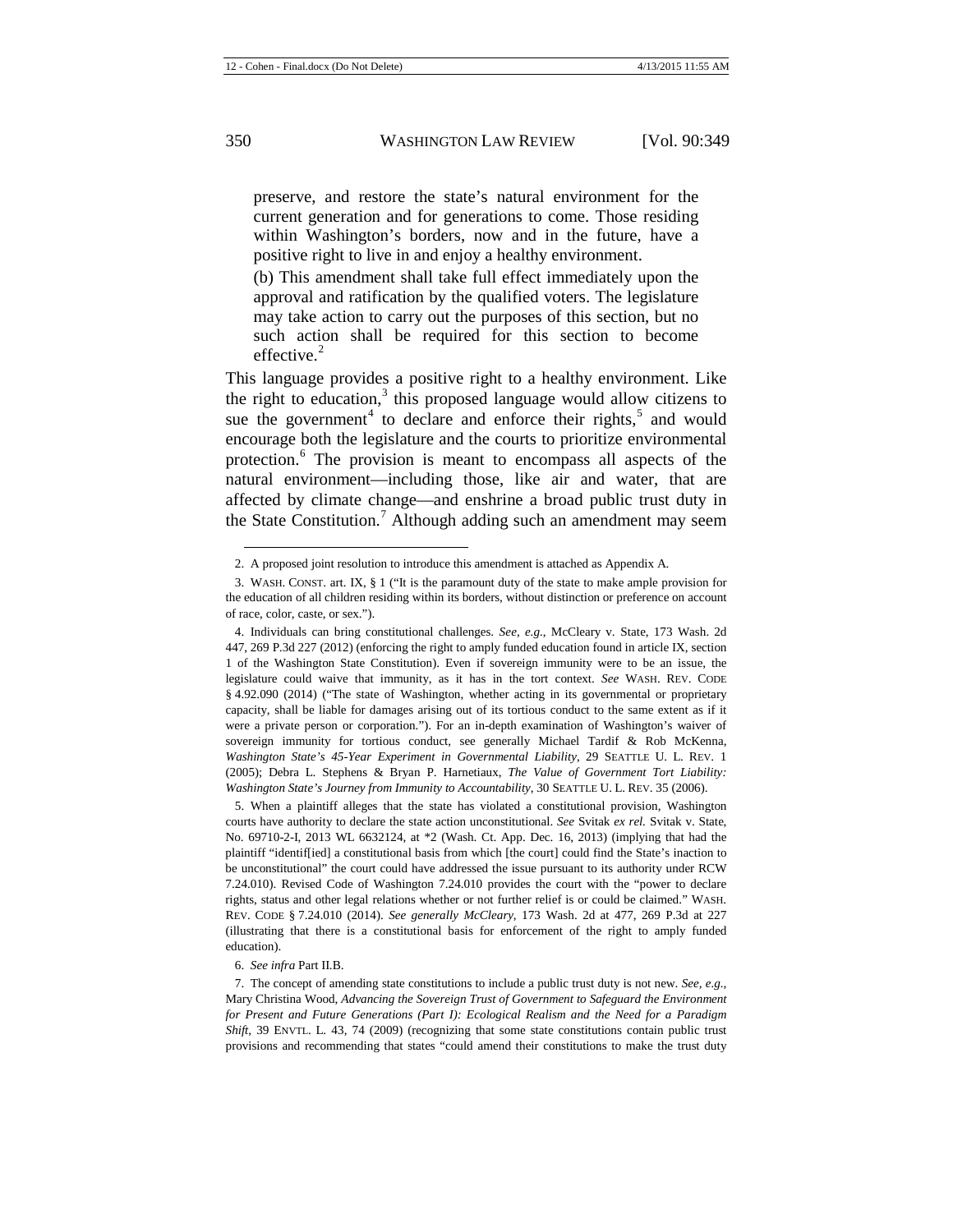> preserve, and restore the state's natural environment for the current generation and for generations to come. Those residing within Washington's borders, now and in the future, have a positive right to live in and enjoy a healthy environment.
>
> (b) This amendment shall take full effect immediately upon the approval and ratification by the qualified voters. The legislature may take action to carry out the purposes of this section, but no such action shall be required for this section to become effective.[2]

This language provides a positive right to a healthy environment. Like the right to education,[3] this proposed language would allow citizens to sue the government[4] to declare and enforce their rights,[5] and would encourage both the legislature and the courts to prioritize environmental protection.[6] The provision is meant to encompass all aspects of the natural environment—including those, like air and water, that are affected by climate change—and enshrine a broad public trust duty in the State Constitution.[7] Although adding such an amendment may seem

---

2. A proposed joint resolution to introduce this amendment is attached as Appendix A.

3. WASH. CONST. art. IX, § 1 ("It is the paramount duty of the state to make ample provision for the education of all children residing within its borders, without distinction or preference on account of race, color, caste, or sex.").

4. Individuals can bring constitutional challenges. *See, e.g.*, McCleary v. State, 173 Wash. 2d 447, 269 P.3d 227 (2012) (enforcing the right to amply funded education found in article IX, section 1 of the Washington State Constitution). Even if sovereign immunity were to be an issue, the legislature could waive that immunity, as it has in the tort context. *See* WASH. REV. CODE § 4.92.090 (2014) ("The state of Washington, whether acting in its governmental or proprietary capacity, shall be liable for damages arising out of its tortious conduct to the same extent as if it were a private person or corporation."). For an in-depth examination of Washington's waiver of sovereign immunity for tortious conduct, see generally Michael Tardif & Rob McKenna, *Washington State's 45-Year Experiment in Governmental Liability*, 29 SEATTLE U. L. REV. 1 (2005); Debra L. Stephens & Bryan P. Harnetiaux, *The Value of Government Tort Liability: Washington State's Journey from Immunity to Accountability*, 30 SEATTLE U. L. REV. 35 (2006).

5. When a plaintiff alleges that the state has violated a constitutional provision, Washington courts have authority to declare the state action unconstitutional. *See* Svitak *ex rel.* Svitak v. State, No. 69710-2-I, 2013 WL 6632124, at *2 (Wash. Ct. App. Dec. 16, 2013) (implying that had the plaintiff "identif[ied] a constitutional basis from which [the court] could find the State's inaction to be unconstitutional" the court could have addressed the issue pursuant to its authority under RCW 7.24.010). Revised Code of Washington 7.24.010 provides the court with the "power to declare rights, status and other legal relations whether or not further relief is or could be claimed." WASH. REV. CODE § 7.24.010 (2014). *See generally McCleary*, 173 Wash. 2d at 477, 269 P.3d at 227 (illustrating that there is a constitutional basis for enforcement of the right to amply funded education).

6. *See infra* Part II.B.

7. The concept of amending state constitutions to include a public trust duty is not new. *See, e.g.*, Mary Christina Wood, *Advancing the Sovereign Trust of Government to Safeguard the Environment for Present and Future Generations (Part I): Ecological Realism and the Need for a Paradigm Shift*, 39 ENVTL. L. 43, 74 (2009) (recognizing that some state constitutions contain public trust provisions and recommending that states "could amend their constitutions to make the trust duty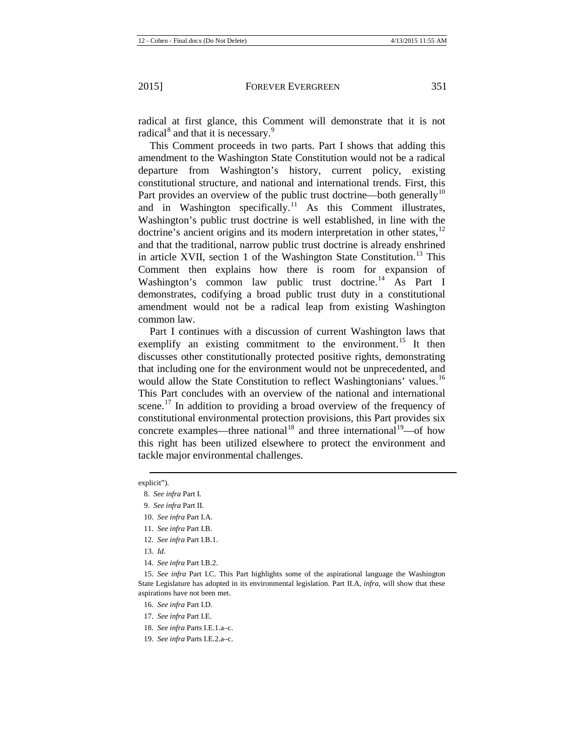radical at first glance, this Comment will demonstrate that it is not radical[8] and that it is necessary.[9]

This Comment proceeds in two parts. Part I shows that adding this amendment to the Washington State Constitution would not be a radical departure from Washington's history, current policy, existing constitutional structure, and national and international trends. First, this Part provides an overview of the public trust doctrine—both generally[10] and in Washington specifically.[11] As this Comment illustrates, Washington's public trust doctrine is well established, in line with the doctrine's ancient origins and its modern interpretation in other states,[12] and that the traditional, narrow public trust doctrine is already enshrined in article XVII, section 1 of the Washington State Constitution.[13] This Comment then explains how there is room for expansion of Washington's common law public trust doctrine.[14] As Part I demonstrates, codifying a broad public trust duty in a constitutional amendment would not be a radical leap from existing Washington common law.

Part I continues with a discussion of current Washington laws that exemplify an existing commitment to the environment.[15] It then discusses other constitutionally protected positive rights, demonstrating that including one for the environment would not be unprecedented, and would allow the State Constitution to reflect Washingtonians' values.[16] This Part concludes with an overview of the national and international scene.[17] In addition to providing a broad overview of the frequency of constitutional environmental protection provisions, this Part provides six concrete examples—three national[18] and three international[19]—of how this right has been utilized elsewhere to protect the environment and tackle major environmental challenges.

---

explicit").

8. *See infra* Part I.

9. *See infra* Part II.

10. *See infra* Part I.A.

11. *See infra* Part I.B.

12. *See infra* Part I.B.1.

13. *Id.*

14. *See infra* Part I.B.2.

15. *See infra* Part I.C. This Part highlights some of the aspirational language the Washington State Legislature has adopted in its environmental legislation. Part II.A, *infra*, will show that these aspirations have not been met.

16. *See infra* Part I.D.

17. *See infra* Part I.E.

18. *See infra* Parts I.E.1.a–c.

19. *See infra* Parts I.E.2.a–c.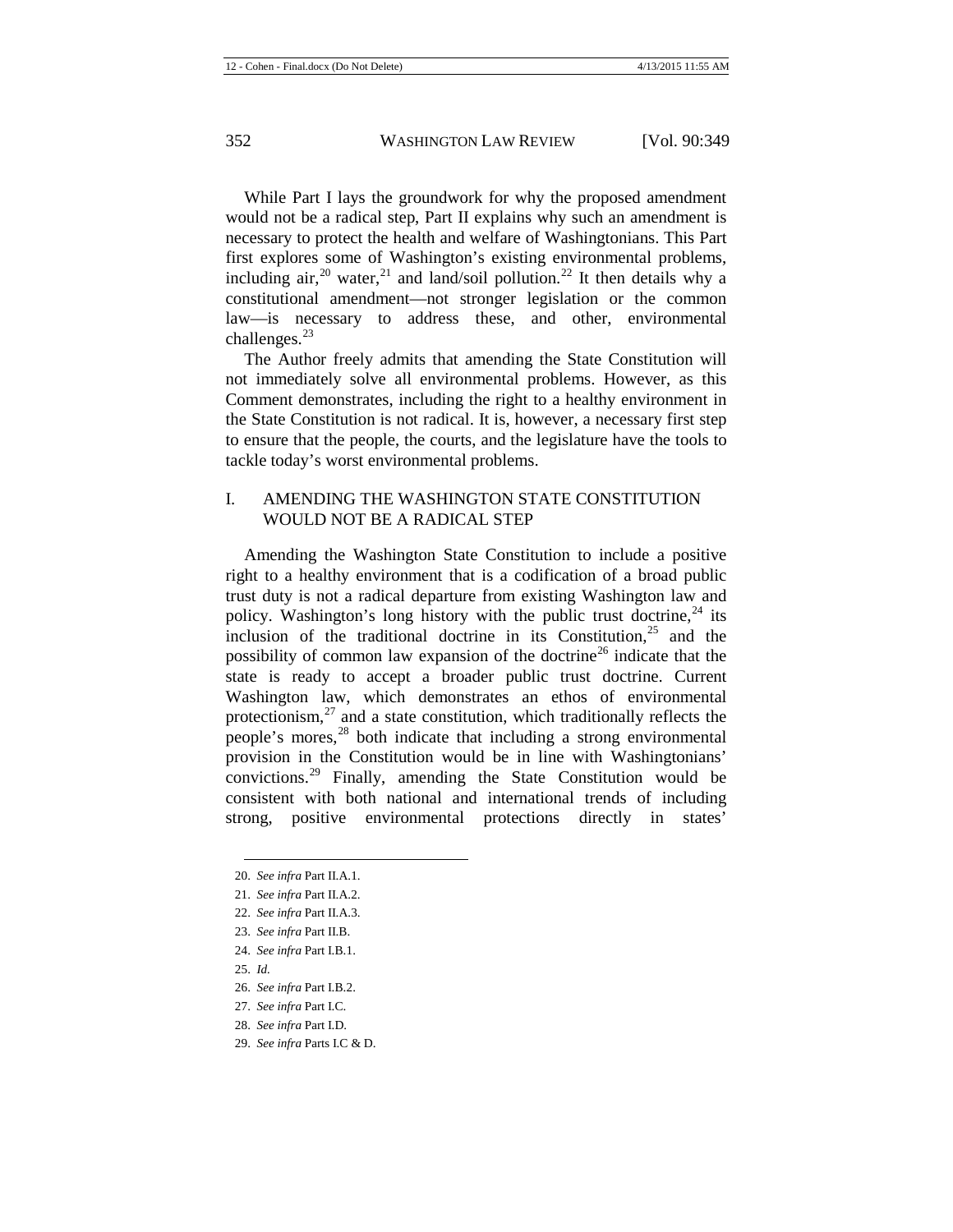While Part I lays the groundwork for why the proposed amendment would not be a radical step, Part II explains why such an amendment is necessary to protect the health and welfare of Washingtonians. This Part first explores some of Washington's existing environmental problems, including air,[20] water,[21] and land/soil pollution.[22] It then details why a constitutional amendment—not stronger legislation or the common law—is necessary to address these, and other, environmental challenges.[23]

The Author freely admits that amending the State Constitution will not immediately solve all environmental problems. However, as this Comment demonstrates, including the right to a healthy environment in the State Constitution is not radical. It is, however, a necessary first step to ensure that the people, the courts, and the legislature have the tools to tackle today's worst environmental problems.

## I. AMENDING THE WASHINGTON STATE CONSTITUTION WOULD NOT BE A RADICAL STEP

Amending the Washington State Constitution to include a positive right to a healthy environment that is a codification of a broad public trust duty is not a radical departure from existing Washington law and policy. Washington's long history with the public trust doctrine,[24] its inclusion of the traditional doctrine in its Constitution,[25] and the possibility of common law expansion of the doctrine[26] indicate that the state is ready to accept a broader public trust doctrine. Current Washington law, which demonstrates an ethos of environmental protectionism,[27] and a state constitution, which traditionally reflects the people's mores,[28] both indicate that including a strong environmental provision in the Constitution would be in line with Washingtonians' convictions.[29] Finally, amending the State Constitution would be consistent with both national and international trends of including strong, positive environmental protections directly in states'

---

20. *See infra* Part II.A.1.

21. *See infra* Part II.A.2.

22. *See infra* Part II.A.3.

23. *See infra* Part II.B.

24. *See infra* Part I.B.1.

25. *Id.*

26. *See infra* Part I.B.2.

27. *See infra* Part I.C.

28. *See infra* Part I.D.

29. *See infra* Parts I.C & D.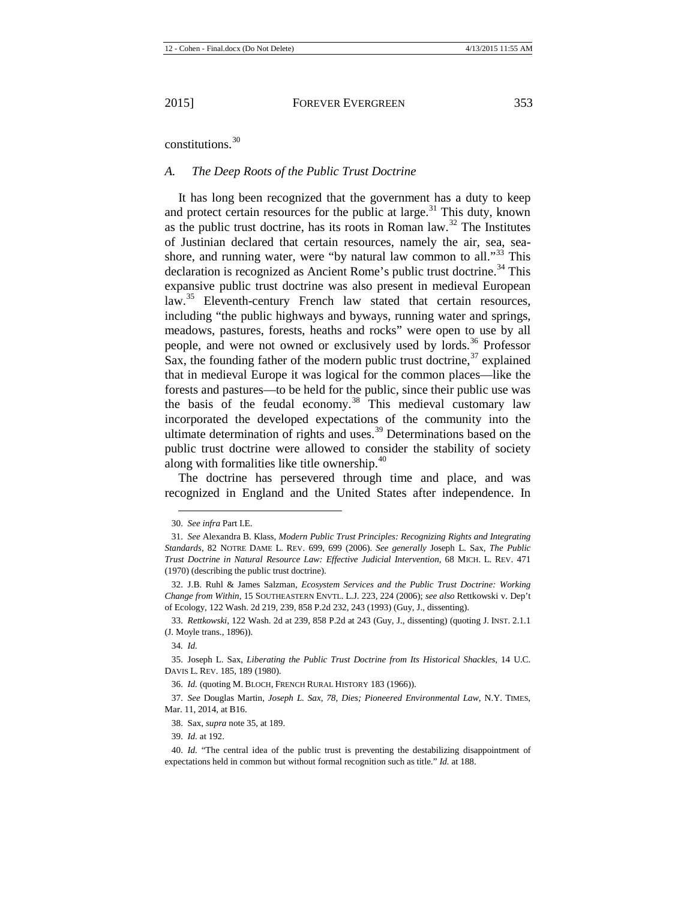constitutions.[30]

### A. *The Deep Roots of the Public Trust Doctrine*

It has long been recognized that the government has a duty to keep and protect certain resources for the public at large.[31] This duty, known as the public trust doctrine, has its roots in Roman law.[32] The Institutes of Justinian declared that certain resources, namely the air, sea, seashore, and running water, were "by natural law common to all."[33] This declaration is recognized as Ancient Rome's public trust doctrine.[34] This expansive public trust doctrine was also present in medieval European law.[35] Eleventh-century French law stated that certain resources, including "the public highways and byways, running water and springs, meadows, pastures, forests, heaths and rocks" were open to use by all people, and were not owned or exclusively used by lords.[36] Professor Sax, the founding father of the modern public trust doctrine,[37] explained that in medieval Europe it was logical for the common places—like the forests and pastures—to be held for the public, since their public use was the basis of the feudal economy.[38] This medieval customary law incorporated the developed expectations of the community into the ultimate determination of rights and uses.[39] Determinations based on the public trust doctrine were allowed to consider the stability of society along with formalities like title ownership.[40]

The doctrine has persevered through time and place, and was recognized in England and the United States after independence. In

---

30. *See infra* Part I.E.

31. *See* Alexandra B. Klass, *Modern Public Trust Principles: Recognizing Rights and Integrating Standards*, 82 NOTRE DAME L. REV. 699, 699 (2006). *See generally* Joseph L. Sax, *The Public Trust Doctrine in Natural Resource Law: Effective Judicial Intervention*, 68 MICH. L. REV. 471 (1970) (describing the public trust doctrine).

32. J.B. Ruhl & James Salzman, *Ecosystem Services and the Public Trust Doctrine: Working Change from Within*, 15 SOUTHEASTERN ENVTL. L.J. 223, 224 (2006); *see also* Rettkowski v. Dep't of Ecology, 122 Wash. 2d 219, 239, 858 P.2d 232, 243 (1993) (Guy, J., dissenting).

33. *Rettkowski*, 122 Wash. 2d at 239, 858 P.2d at 243 (Guy, J., dissenting) (quoting J. INST. 2.1.1 (J. Moyle trans., 1896)).

34. *Id.*

35. Joseph L. Sax, *Liberating the Public Trust Doctrine from Its Historical Shackles*, 14 U.C. DAVIS L. REV. 185, 189 (1980).

36. *Id.* (quoting M. BLOCH, FRENCH RURAL HISTORY 183 (1966)).

37. *See* Douglas Martin, *Joseph L. Sax, 78, Dies; Pioneered Environmental Law*, N.Y. TIMES, Mar. 11, 2014, at B16.

38. Sax, *supra* note 35, at 189.

39. *Id.* at 192.

40. *Id.* "The central idea of the public trust is preventing the destabilizing disappointment of expectations held in common but without formal recognition such as title." *Id.* at 188.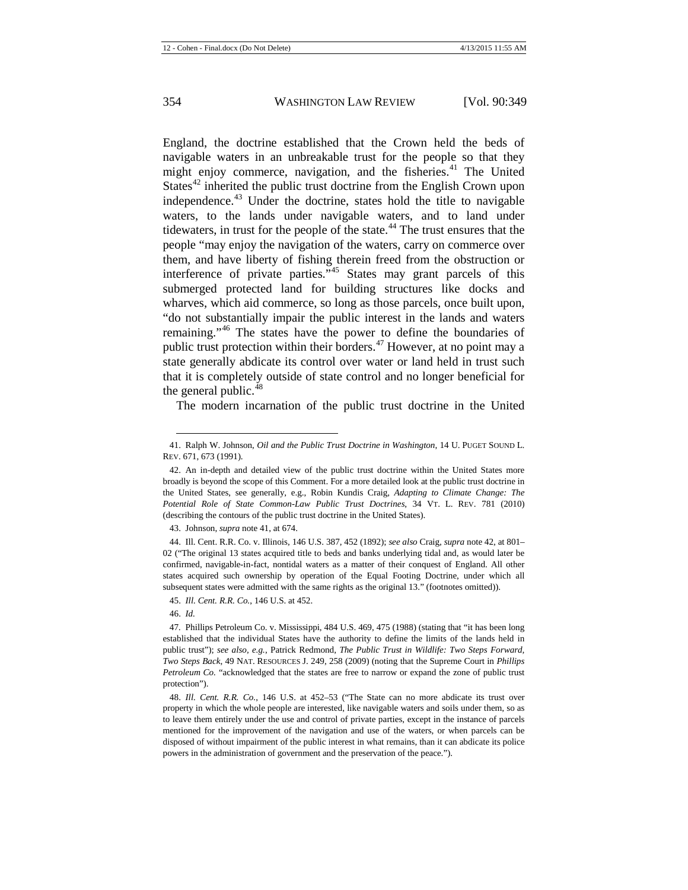England, the doctrine established that the Crown held the beds of navigable waters in an unbreakable trust for the people so that they might enjoy commerce, navigation, and the fisheries.[41] The United States[42] inherited the public trust doctrine from the English Crown upon independence.[43] Under the doctrine, states hold the title to navigable waters, to the lands under navigable waters, and to land under tidewaters, in trust for the people of the state.[44] The trust ensures that the people "may enjoy the navigation of the waters, carry on commerce over them, and have liberty of fishing therein freed from the obstruction or interference of private parties."[45] States may grant parcels of this submerged protected land for building structures like docks and wharves, which aid commerce, so long as those parcels, once built upon, "do not substantially impair the public interest in the lands and waters remaining."[46] The states have the power to define the boundaries of public trust protection within their borders.[47] However, at no point may a state generally abdicate its control over water or land held in trust such that it is completely outside of state control and no longer beneficial for the general public.[48]

The modern incarnation of the public trust doctrine in the United

---

41. Ralph W. Johnson, *Oil and the Public Trust Doctrine in Washington*, 14 U. PUGET SOUND L. REV. 671, 673 (1991).

42. An in-depth and detailed view of the public trust doctrine within the United States more broadly is beyond the scope of this Comment. For a more detailed look at the public trust doctrine in the United States, see generally, e.g., Robin Kundis Craig, *Adapting to Climate Change: The Potential Role of State Common-Law Public Trust Doctrines*, 34 VT. L. REV. 781 (2010) (describing the contours of the public trust doctrine in the United States).

43. Johnson, *supra* note 41, at 674.

44. Ill. Cent. R.R. Co. v. Illinois, 146 U.S. 387, 452 (1892); *see also* Craig, *supra* note 42, at 801–02 ("The original 13 states acquired title to beds and banks underlying tidal and, as would later be confirmed, navigable-in-fact, nontidal waters as a matter of their conquest of England. All other states acquired such ownership by operation of the Equal Footing Doctrine, under which all subsequent states were admitted with the same rights as the original 13." (footnotes omitted)).

45. *Ill. Cent. R.R. Co.*, 146 U.S. at 452.

46. *Id.*

47. Phillips Petroleum Co. v. Mississippi, 484 U.S. 469, 475 (1988) (stating that "it has been long established that the individual States have the authority to define the limits of the lands held in public trust"); *see also, e.g.*, Patrick Redmond, *The Public Trust in Wildlife: Two Steps Forward, Two Steps Back*, 49 NAT. RESOURCES J. 249, 258 (2009) (noting that the Supreme Court in *Phillips Petroleum Co.* "acknowledged that the states are free to narrow or expand the zone of public trust protection").

48. *Ill. Cent. R.R. Co.*, 146 U.S. at 452–53 ("The State can no more abdicate its trust over property in which the whole people are interested, like navigable waters and soils under them, so as to leave them entirely under the use and control of private parties, except in the instance of parcels mentioned for the improvement of the navigation and use of the waters, or when parcels can be disposed of without impairment of the public interest in what remains, than it can abdicate its police powers in the administration of government and the preservation of the peace.").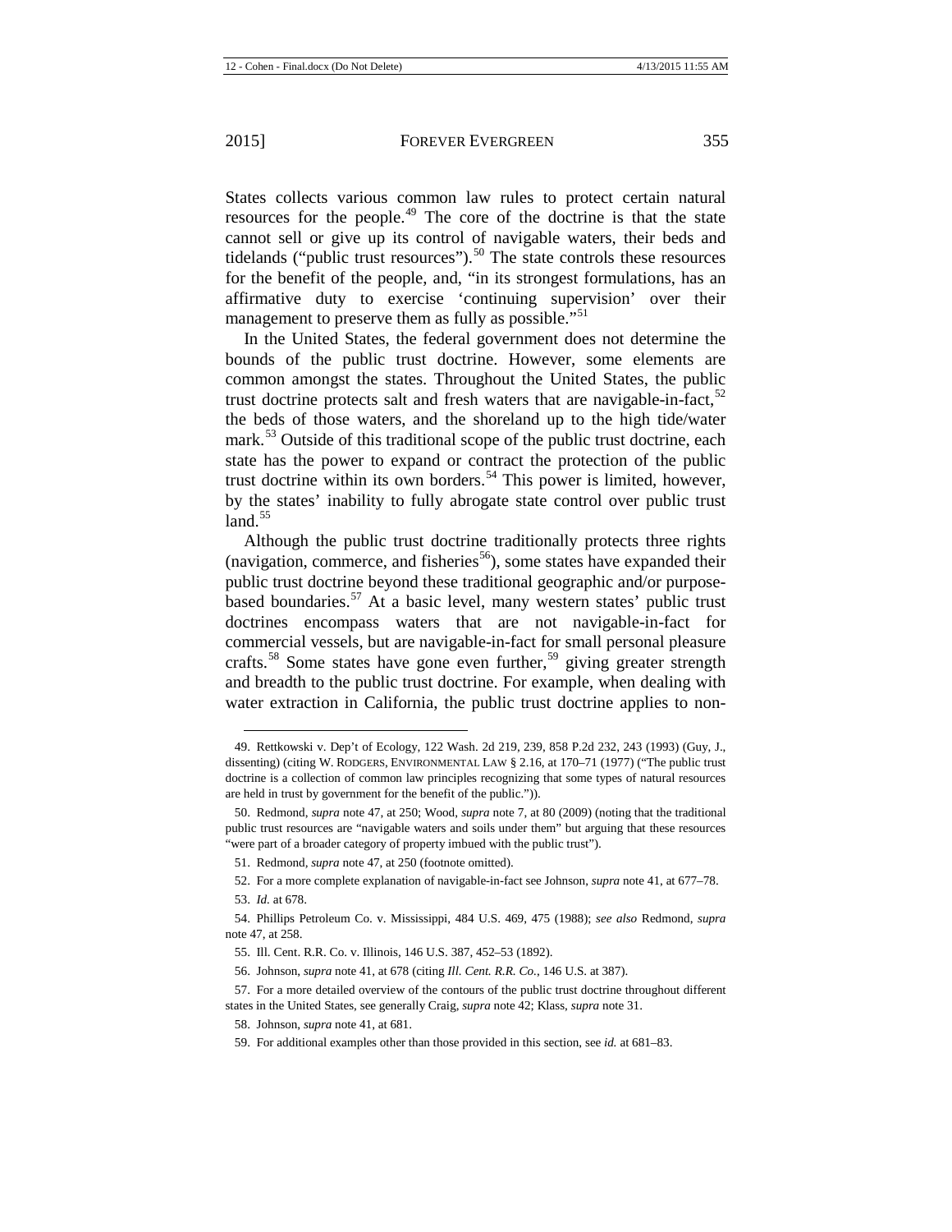States collects various common law rules to protect certain natural resources for the people.[49] The core of the doctrine is that the state cannot sell or give up its control of navigable waters, their beds and tidelands ("public trust resources").[50] The state controls these resources for the benefit of the people, and, "in its strongest formulations, has an affirmative duty to exercise 'continuing supervision' over their management to preserve them as fully as possible."[51]

In the United States, the federal government does not determine the bounds of the public trust doctrine. However, some elements are common amongst the states. Throughout the United States, the public trust doctrine protects salt and fresh waters that are navigable-in-fact,[52] the beds of those waters, and the shoreland up to the high tide/water mark.[53] Outside of this traditional scope of the public trust doctrine, each state has the power to expand or contract the protection of the public trust doctrine within its own borders.[54] This power is limited, however, by the states' inability to fully abrogate state control over public trust land.[55]

Although the public trust doctrine traditionally protects three rights (navigation, commerce, and fisheries[56]), some states have expanded their public trust doctrine beyond these traditional geographic and/or purpose-based boundaries.[57] At a basic level, many western states' public trust doctrines encompass waters that are not navigable-in-fact for commercial vessels, but are navigable-in-fact for small personal pleasure crafts.[58] Some states have gone even further,[59] giving greater strength and breadth to the public trust doctrine. For example, when dealing with water extraction in California, the public trust doctrine applies to non-

---

49. Rettkowski v. Dep't of Ecology, 122 Wash. 2d 219, 239, 858 P.2d 232, 243 (1993) (Guy, J., dissenting) (citing W. RODGERS, ENVIRONMENTAL LAW § 2.16, at 170–71 (1977) ("The public trust doctrine is a collection of common law principles recognizing that some types of natural resources are held in trust by government for the benefit of the public.")).

50. Redmond, *supra* note 47, at 250; Wood, *supra* note 7, at 80 (2009) (noting that the traditional public trust resources are "navigable waters and soils under them" but arguing that these resources "were part of a broader category of property imbued with the public trust").

51. Redmond, *supra* note 47, at 250 (footnote omitted).

52. For a more complete explanation of navigable-in-fact see Johnson, *supra* note 41, at 677–78.

53. *Id.* at 678.

54. Phillips Petroleum Co. v. Mississippi, 484 U.S. 469, 475 (1988); *see also* Redmond, *supra* note 47, at 258.

55. Ill. Cent. R.R. Co. v. Illinois, 146 U.S. 387, 452–53 (1892).

56. Johnson, *supra* note 41, at 678 (citing *Ill. Cent. R.R. Co.*, 146 U.S. at 387).

57. For a more detailed overview of the contours of the public trust doctrine throughout different states in the United States, see generally Craig, *supra* note 42; Klass, *supra* note 31.

58. Johnson, *supra* note 41, at 681.

59. For additional examples other than those provided in this section, see *id.* at 681–83.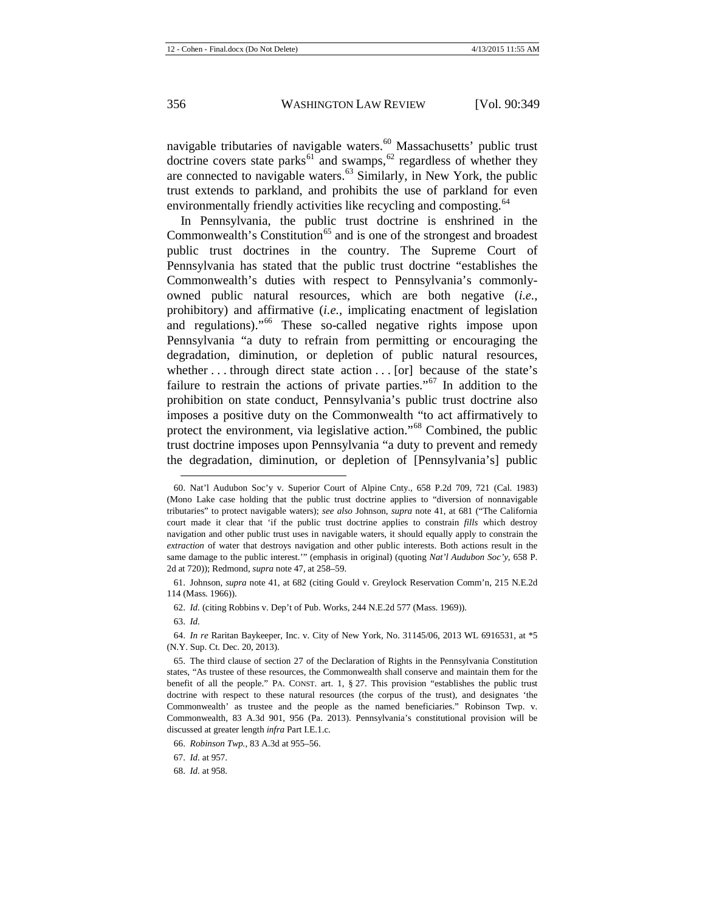navigable tributaries of navigable waters.[60] Massachusetts' public trust doctrine covers state parks[61] and swamps,[62] regardless of whether they are connected to navigable waters.[63] Similarly, in New York, the public trust extends to parkland, and prohibits the use of parkland for even environmentally friendly activities like recycling and composting.[64]

In Pennsylvania, the public trust doctrine is enshrined in the Commonwealth's Constitution[65] and is one of the strongest and broadest public trust doctrines in the country. The Supreme Court of Pennsylvania has stated that the public trust doctrine "establishes the Commonwealth's duties with respect to Pennsylvania's commonly-owned public natural resources, which are both negative (*i.e.*, prohibitory) and affirmative (*i.e.*, implicating enactment of legislation and regulations)."[66] These so-called negative rights impose upon Pennsylvania "a duty to refrain from permitting or encouraging the degradation, diminution, or depletion of public natural resources, whether . . . through direct state action . . . [or] because of the state's failure to restrain the actions of private parties."[67] In addition to the prohibition on state conduct, Pennsylvania's public trust doctrine also imposes a positive duty on the Commonwealth "to act affirmatively to protect the environment, via legislative action."[68] Combined, the public trust doctrine imposes upon Pennsylvania "a duty to prevent and remedy the degradation, diminution, or depletion of [Pennsylvania's] public

---

60. Nat'l Audubon Soc'y v. Superior Court of Alpine Cnty., 658 P.2d 709, 721 (Cal. 1983) (Mono Lake case holding that the public trust doctrine applies to "diversion of nonnavigable tributaries" to protect navigable waters); *see also* Johnson, *supra* note 41, at 681 ("The California court made it clear that 'if the public trust doctrine applies to constrain *fills* which destroy navigation and other public trust uses in navigable waters, it should equally apply to constrain the *extraction* of water that destroys navigation and other public interests. Both actions result in the same damage to the public interest.'" (emphasis in original) (quoting *Nat'l Audubon Soc'y*, 658 P. 2d at 720)); Redmond, *supra* note 47, at 258–59.

61. Johnson, *supra* note 41, at 682 (citing Gould v. Greylock Reservation Comm'n, 215 N.E.2d 114 (Mass. 1966)).

62. *Id.* (citing Robbins v. Dep't of Pub. Works, 244 N.E.2d 577 (Mass. 1969)).

63. *Id.*

64. *In re* Raritan Baykeeper, Inc. v. City of New York, No. 31145/06, 2013 WL 6916531, at *5 (N.Y. Sup. Ct. Dec. 20, 2013).

65. The third clause of section 27 of the Declaration of Rights in the Pennsylvania Constitution states, "As trustee of these resources, the Commonwealth shall conserve and maintain them for the benefit of all the people." PA. CONST. art. 1, § 27. This provision "establishes the public trust doctrine with respect to these natural resources (the corpus of the trust), and designates 'the Commonwealth' as trustee and the people as the named beneficiaries." Robinson Twp. v. Commonwealth, 83 A.3d 901, 956 (Pa. 2013). Pennsylvania's constitutional provision will be discussed at greater length *infra* Part I.E.1.c.

66. *Robinson Twp.*, 83 A.3d at 955–56.

67. *Id.* at 957.

68. *Id.* at 958.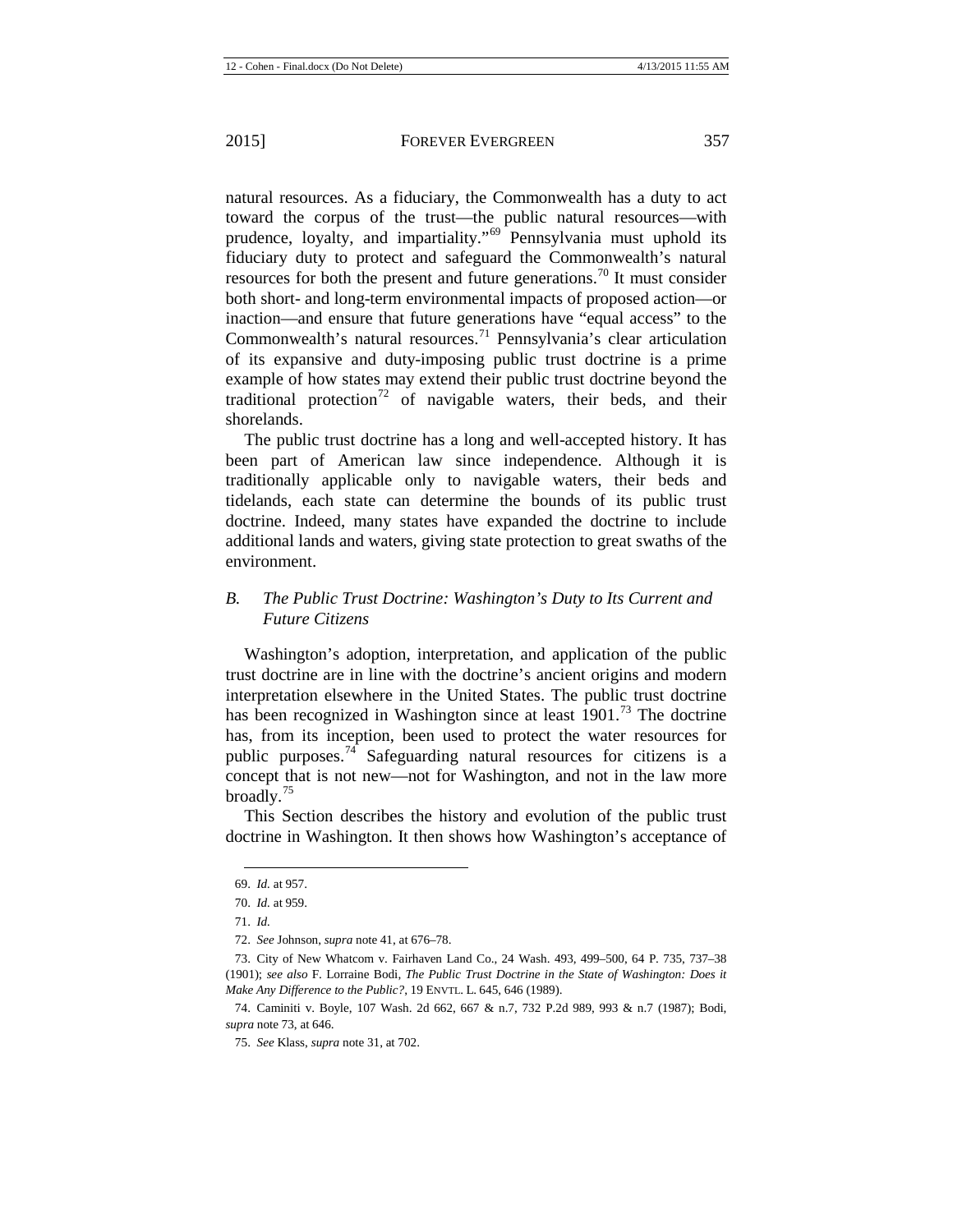natural resources. As a fiduciary, the Commonwealth has a duty to act toward the corpus of the trust—the public natural resources—with prudence, loyalty, and impartiality."[69] Pennsylvania must uphold its fiduciary duty to protect and safeguard the Commonwealth's natural resources for both the present and future generations.[70] It must consider both short- and long-term environmental impacts of proposed action—or inaction—and ensure that future generations have "equal access" to the Commonwealth's natural resources.[71] Pennsylvania's clear articulation of its expansive and duty-imposing public trust doctrine is a prime example of how states may extend their public trust doctrine beyond the traditional protection[72] of navigable waters, their beds, and their shorelands.

The public trust doctrine has a long and well-accepted history. It has been part of American law since independence. Although it is traditionally applicable only to navigable waters, their beds and tidelands, each state can determine the bounds of its public trust doctrine. Indeed, many states have expanded the doctrine to include additional lands and waters, giving state protection to great swaths of the environment.

### *B. The Public Trust Doctrine: Washington's Duty to Its Current and Future Citizens*

Washington's adoption, interpretation, and application of the public trust doctrine are in line with the doctrine's ancient origins and modern interpretation elsewhere in the United States. The public trust doctrine has been recognized in Washington since at least 1901.[73] The doctrine has, from its inception, been used to protect the water resources for public purposes.[74] Safeguarding natural resources for citizens is a concept that is not new—not for Washington, and not in the law more broadly.[75]

This Section describes the history and evolution of the public trust doctrine in Washington. It then shows how Washington's acceptance of

---

69. *Id.* at 957.

70. *Id.* at 959.

71. *Id.*

72. *See* Johnson, *supra* note 41, at 676–78.

73. City of New Whatcom v. Fairhaven Land Co., 24 Wash. 493, 499–500, 64 P. 735, 737–38 (1901); *see also* F. Lorraine Bodi, *The Public Trust Doctrine in the State of Washington: Does it Make Any Difference to the Public?*, 19 ENVTL. L. 645, 646 (1989).

74. Caminiti v. Boyle, 107 Wash. 2d 662, 667 & n.7, 732 P.2d 989, 993 & n.7 (1987); Bodi, *supra* note 73, at 646.

75. *See* Klass, *supra* note 31, at 702.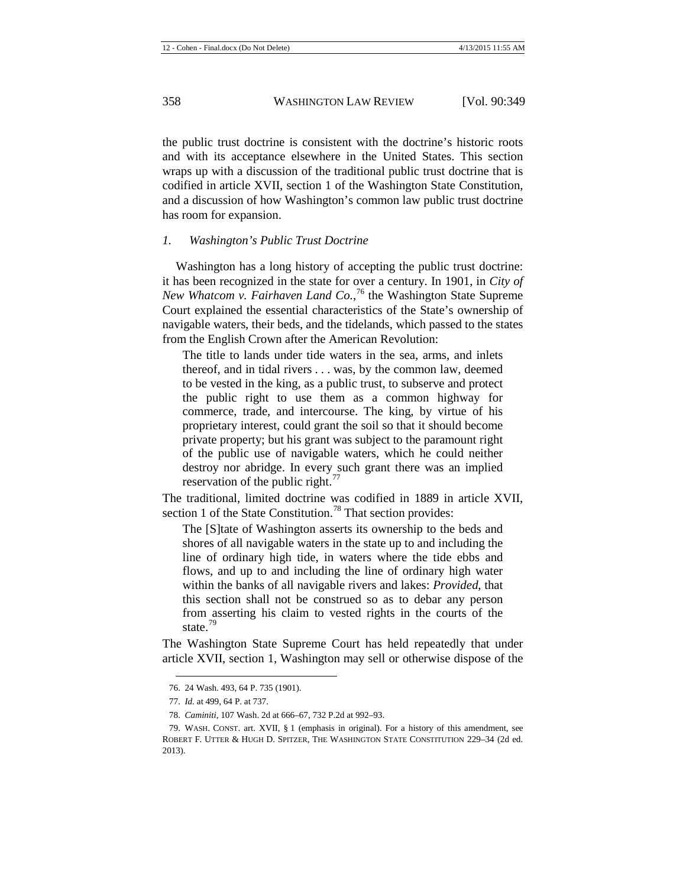the public trust doctrine is consistent with the doctrine's historic roots and with its acceptance elsewhere in the United States. This section wraps up with a discussion of the traditional public trust doctrine that is codified in article XVII, section 1 of the Washington State Constitution, and a discussion of how Washington's common law public trust doctrine has room for expansion.

### *1. Washington's Public Trust Doctrine*

Washington has a long history of accepting the public trust doctrine: it has been recognized in the state for over a century. In 1901, in *City of New Whatcom v. Fairhaven Land Co.*,[76] the Washington State Supreme Court explained the essential characteristics of the State's ownership of navigable waters, their beds, and the tidelands, which passed to the states from the English Crown after the American Revolution:

> The title to lands under tide waters in the sea, arms, and inlets thereof, and in tidal rivers . . . was, by the common law, deemed to be vested in the king, as a public trust, to subserve and protect the public right to use them as a common highway for commerce, trade, and intercourse. The king, by virtue of his proprietary interest, could grant the soil so that it should become private property; but his grant was subject to the paramount right of the public use of navigable waters, which he could neither destroy nor abridge. In every such grant there was an implied reservation of the public right.[77]

The traditional, limited doctrine was codified in 1889 in article XVII, section 1 of the State Constitution.[78] That section provides:

> The [S]tate of Washington asserts its ownership to the beds and shores of all navigable waters in the state up to and including the line of ordinary high tide, in waters where the tide ebbs and flows, and up to and including the line of ordinary high water within the banks of all navigable rivers and lakes: *Provided*, that this section shall not be construed so as to debar any person from asserting his claim to vested rights in the courts of the state.[79]

The Washington State Supreme Court has held repeatedly that under article XVII, section 1, Washington may sell or otherwise dispose of the

---

76. 24 Wash. 493, 64 P. 735 (1901).

77. *Id.* at 499, 64 P. at 737.

78. *Caminiti*, 107 Wash. 2d at 666–67, 732 P.2d at 992–93.

79. WASH. CONST. art. XVII, § 1 (emphasis in original). For a history of this amendment, see ROBERT F. UTTER & HUGH D. SPITZER, THE WASHINGTON STATE CONSTITUTION 229–34 (2d ed. 2013).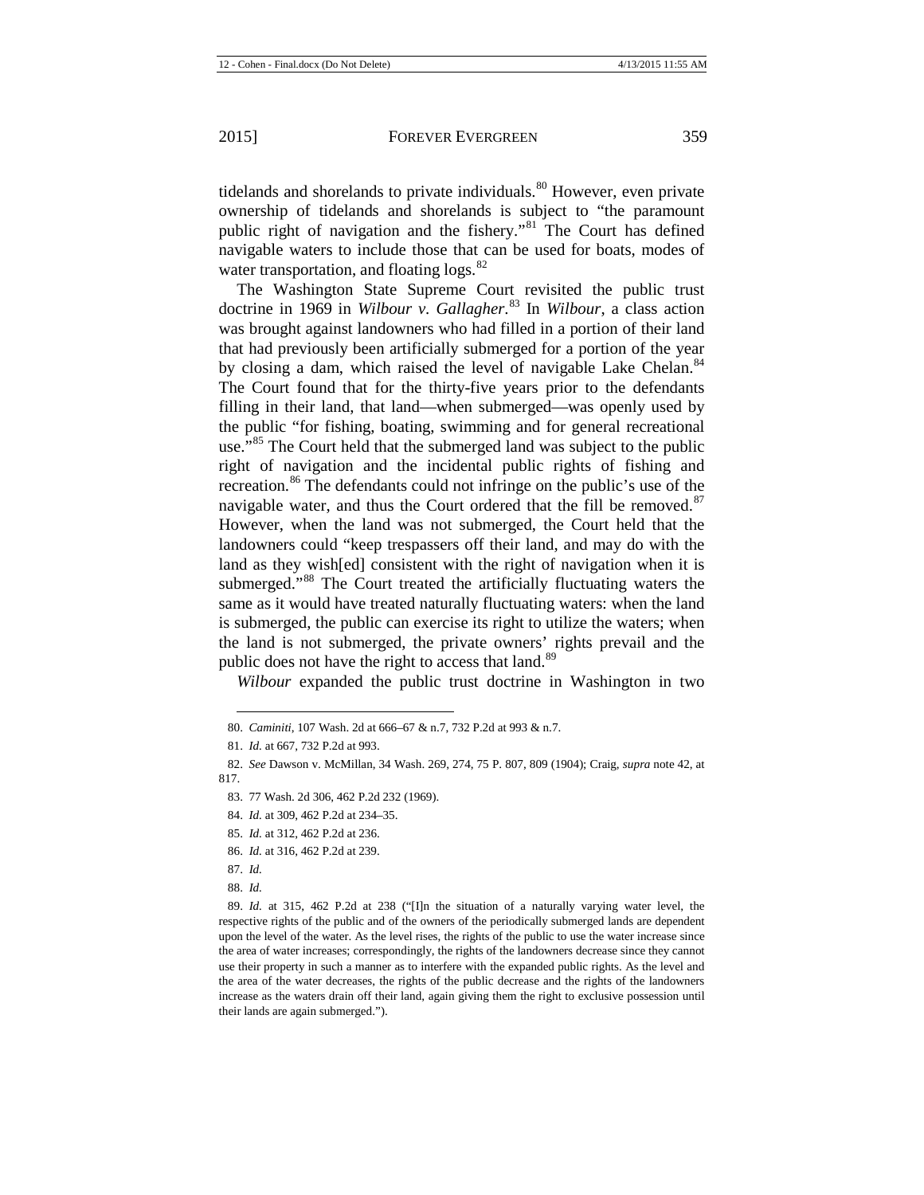tidelands and shorelands to private individuals.[80] However, even private ownership of tidelands and shorelands is subject to "the paramount public right of navigation and the fishery."[81] The Court has defined navigable waters to include those that can be used for boats, modes of water transportation, and floating logs.[82]

The Washington State Supreme Court revisited the public trust doctrine in 1969 in *Wilbour v. Gallagher*.[83] In *Wilbour*, a class action was brought against landowners who had filled in a portion of their land that had previously been artificially submerged for a portion of the year by closing a dam, which raised the level of navigable Lake Chelan.[84] The Court found that for the thirty-five years prior to the defendants filling in their land, that land—when submerged—was openly used by the public "for fishing, boating, swimming and for general recreational use."[85] The Court held that the submerged land was subject to the public right of navigation and the incidental public rights of fishing and recreation.[86] The defendants could not infringe on the public's use of the navigable water, and thus the Court ordered that the fill be removed.[87] However, when the land was not submerged, the Court held that the landowners could "keep trespassers off their land, and may do with the land as they wish[ed] consistent with the right of navigation when it is submerged."[88] The Court treated the artificially fluctuating waters the same as it would have treated naturally fluctuating waters: when the land is submerged, the public can exercise its right to utilize the waters; when the land is not submerged, the private owners' rights prevail and the public does not have the right to access that land.[89]

*Wilbour* expanded the public trust doctrine in Washington in two

---

80. *Caminiti*, 107 Wash. 2d at 666–67 & n.7, 732 P.2d at 993 & n.7.

81. *Id.* at 667, 732 P.2d at 993.

82. *See* Dawson v. McMillan, 34 Wash. 269, 274, 75 P. 807, 809 (1904); Craig, *supra* note 42, at 817.

83. 77 Wash. 2d 306, 462 P.2d 232 (1969).

84. *Id.* at 309, 462 P.2d at 234–35.

85. *Id.* at 312, 462 P.2d at 236.

86. *Id.* at 316, 462 P.2d at 239.

87. *Id.*

88. *Id.*

89. *Id.* at 315, 462 P.2d at 238 ("[I]n the situation of a naturally varying water level, the respective rights of the public and of the owners of the periodically submerged lands are dependent upon the level of the water. As the level rises, the rights of the public to use the water increase since the area of water increases; correspondingly, the rights of the landowners decrease since they cannot use their property in such a manner as to interfere with the expanded public rights. As the level and the area of the water decreases, the rights of the public decrease and the rights of the landowners increase as the waters drain off their land, again giving them the right to exclusive possession until their lands are again submerged.").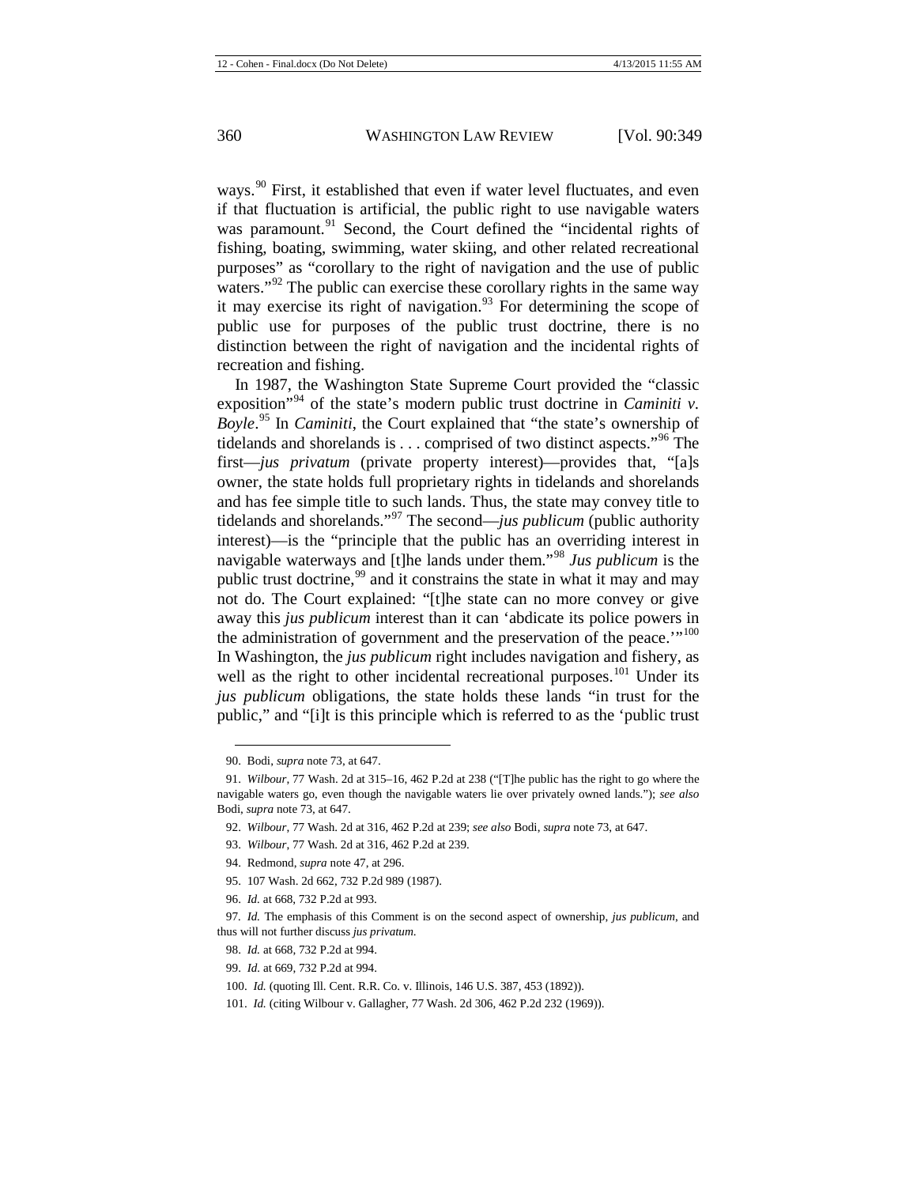ways.[90] First, it established that even if water level fluctuates, and even if that fluctuation is artificial, the public right to use navigable waters was paramount.[91] Second, the Court defined the "incidental rights of fishing, boating, swimming, water skiing, and other related recreational purposes" as "corollary to the right of navigation and the use of public waters."[92] The public can exercise these corollary rights in the same way it may exercise its right of navigation.[93] For determining the scope of public use for purposes of the public trust doctrine, there is no distinction between the right of navigation and the incidental rights of recreation and fishing.

In 1987, the Washington State Supreme Court provided the "classic exposition"[94] of the state's modern public trust doctrine in *Caminiti v. Boyle*.[95] In *Caminiti*, the Court explained that "the state's ownership of tidelands and shorelands is . . . comprised of two distinct aspects."[96] The first—*jus privatum* (private property interest)—provides that, "[a]s owner, the state holds full proprietary rights in tidelands and shorelands and has fee simple title to such lands. Thus, the state may convey title to tidelands and shorelands."[97] The second—*jus publicum* (public authority interest)—is the "principle that the public has an overriding interest in navigable waterways and [t]he lands under them."[98] *Jus publicum* is the public trust doctrine,[99] and it constrains the state in what it may and may not do. The Court explained: "[t]he state can no more convey or give away this *jus publicum* interest than it can 'abdicate its police powers in the administration of government and the preservation of the peace.'"[100] In Washington, the *jus publicum* right includes navigation and fishery, as well as the right to other incidental recreational purposes.[101] Under its *jus publicum* obligations, the state holds these lands "in trust for the public," and "[i]t is this principle which is referred to as the 'public trust

---

90. Bodi, *supra* note 73, at 647.

91. *Wilbour*, 77 Wash. 2d at 315–16, 462 P.2d at 238 ("[T]he public has the right to go where the navigable waters go, even though the navigable waters lie over privately owned lands."); *see also* Bodi, *supra* note 73, at 647.

92. *Wilbour*, 77 Wash. 2d at 316, 462 P.2d at 239; *see also* Bodi, *supra* note 73, at 647.

93. *Wilbour*, 77 Wash. 2d at 316, 462 P.2d at 239.

94. Redmond, *supra* note 47, at 296.

95. 107 Wash. 2d 662, 732 P.2d 989 (1987).

96. *Id.* at 668, 732 P.2d at 993.

97. *Id.* The emphasis of this Comment is on the second aspect of ownership, *jus publicum*, and thus will not further discuss *jus privatum*.

98. *Id.* at 668, 732 P.2d at 994.

99. *Id.* at 669, 732 P.2d at 994.

100. *Id.* (quoting Ill. Cent. R.R. Co. v. Illinois, 146 U.S. 387, 453 (1892)).

101. *Id.* (citing Wilbour v. Gallagher, 77 Wash. 2d 306, 462 P.2d 232 (1969)).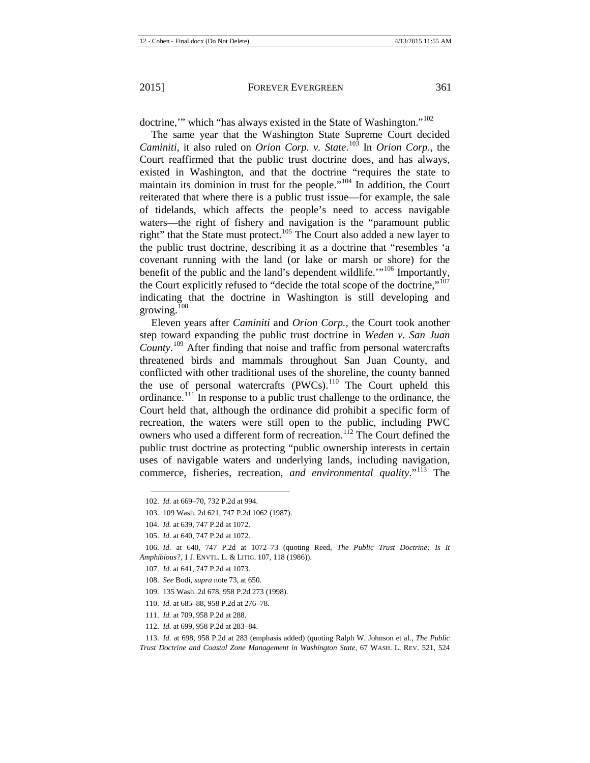doctrine,'" which "has always existed in the State of Washington."[102]

The same year that the Washington State Supreme Court decided *Caminiti*, it also ruled on *Orion Corp. v. State*.[103] In *Orion Corp.*, the Court reaffirmed that the public trust doctrine does, and has always, existed in Washington, and that the doctrine "requires the state to maintain its dominion in trust for the people."[104] In addition, the Court reiterated that where there is a public trust issue—for example, the sale of tidelands, which affects the people's need to access navigable waters—the right of fishery and navigation is the "paramount public right" that the State must protect.[105] The Court also added a new layer to the public trust doctrine, describing it as a doctrine that "resembles 'a covenant running with the land (or lake or marsh or shore) for the benefit of the public and the land's dependent wildlife.'"[106] Importantly, the Court explicitly refused to "decide the total scope of the doctrine,"[107] indicating that the doctrine in Washington is still developing and growing.[108]

Eleven years after *Caminiti* and *Orion Corp.*, the Court took another step toward expanding the public trust doctrine in *Weden v. San Juan County*.[109] After finding that noise and traffic from personal watercrafts threatened birds and mammals throughout San Juan County, and conflicted with other traditional uses of the shoreline, the county banned the use of personal watercrafts (PWCs).[110] The Court upheld this ordinance.[111] In response to a public trust challenge to the ordinance, the Court held that, although the ordinance did prohibit a specific form of recreation, the waters were still open to the public, including PWC owners who used a different form of recreation.[112] The Court defined the public trust doctrine as protecting "public ownership interests in certain uses of navigable waters and underlying lands, including navigation, commerce, fisheries, recreation, *and environmental quality*."[113] The

---

102. *Id.* at 669–70, 732 P.2d at 994.

103. 109 Wash. 2d 621, 747 P.2d 1062 (1987).

104. *Id.* at 639, 747 P.2d at 1072.

105. *Id.* at 640, 747 P.2d at 1072.

106. *Id.* at 640, 747 P.2d at 1072–73 (quoting Reed, *The Public Trust Doctrine: Is It Amphibious?*, 1 J. ENVTL. L. & LITIG. 107, 118 (1986)).

107. *Id.* at 641, 747 P.2d at 1073.

108. *See* Bodi, *supra* note 73, at 650.

109. 135 Wash. 2d 678, 958 P.2d 273 (1998).

110. *Id.* at 685–88, 958 P.2d at 276–78.

111. *Id.* at 709, 958 P.2d at 288.

112. *Id.* at 699, 958 P.2d at 283–84.

113. *Id.* at 698, 958 P.2d at 283 (emphasis added) (quoting Ralph W. Johnson et al., *The Public Trust Doctrine and Coastal Zone Management in Washington State*, 67 WASH. L. REV. 521, 524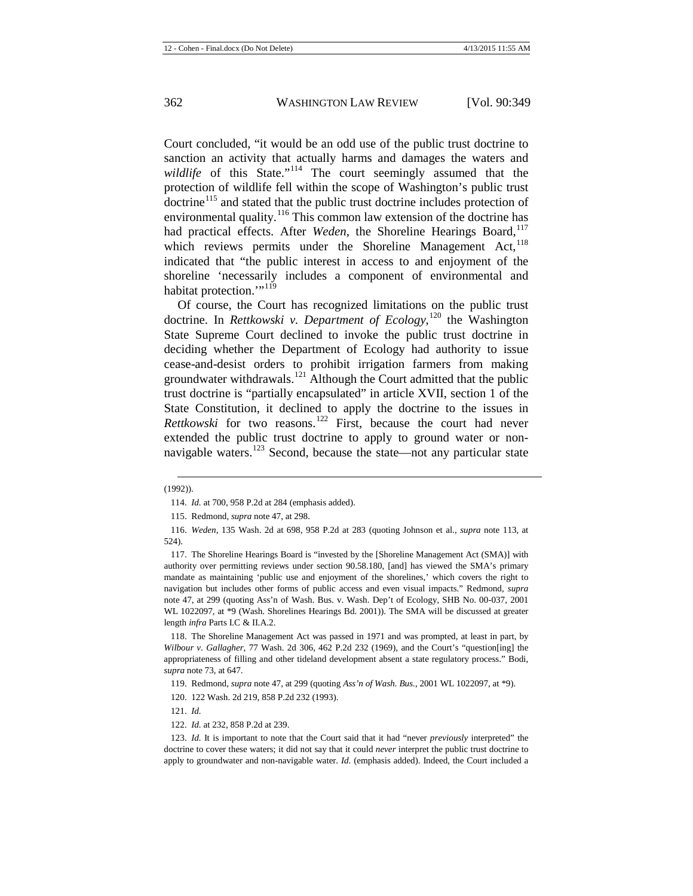Court concluded, "it would be an odd use of the public trust doctrine to sanction an activity that actually harms and damages the waters and *wildlife* of this State."[114] The court seemingly assumed that the protection of wildlife fell within the scope of Washington's public trust doctrine[115] and stated that the public trust doctrine includes protection of environmental quality.[116] This common law extension of the doctrine has had practical effects. After *Weden*, the Shoreline Hearings Board,[117] which reviews permits under the Shoreline Management Act,[118] indicated that "the public interest in access to and enjoyment of the shoreline 'necessarily includes a component of environmental and habitat protection.'"[119]

Of course, the Court has recognized limitations on the public trust doctrine. In *Rettkowski v. Department of Ecology*,[120] the Washington State Supreme Court declined to invoke the public trust doctrine in deciding whether the Department of Ecology had authority to issue cease-and-desist orders to prohibit irrigation farmers from making groundwater withdrawals.[121] Although the Court admitted that the public trust doctrine is "partially encapsulated" in article XVII, section 1 of the State Constitution, it declined to apply the doctrine to the issues in *Rettkowski* for two reasons.[122] First, because the court had never extended the public trust doctrine to apply to ground water or non-navigable waters.[123] Second, because the state—not any particular state

---

(1992)).

114. *Id.* at 700, 958 P.2d at 284 (emphasis added).

115. Redmond, *supra* note 47, at 298.

116. *Weden*, 135 Wash. 2d at 698, 958 P.2d at 283 (quoting Johnson et al., *supra* note 113, at 524).

117. The Shoreline Hearings Board is "invested by the [Shoreline Management Act (SMA)] with authority over permitting reviews under section 90.58.180, [and] has viewed the SMA's primary mandate as maintaining 'public use and enjoyment of the shorelines,' which covers the right to navigation but includes other forms of public access and even visual impacts." Redmond, *supra* note 47, at 299 (quoting Ass'n of Wash. Bus. v. Wash. Dep't of Ecology, SHB No. 00-037, 2001 WL 1022097, at *9 (Wash. Shorelines Hearings Bd. 2001)). The SMA will be discussed at greater length *infra* Parts I.C & II.A.2.

118. The Shoreline Management Act was passed in 1971 and was prompted, at least in part, by *Wilbour v. Gallagher*, 77 Wash. 2d 306, 462 P.2d 232 (1969), and the Court's "question[ing] the appropriateness of filling and other tideland development absent a state regulatory process." Bodi, *supra* note 73, at 647.

119. Redmond, *supra* note 47, at 299 (quoting *Ass'n of Wash. Bus.*, 2001 WL 1022097, at *9).

120. 122 Wash. 2d 219, 858 P.2d 232 (1993).

121. *Id.*

122. *Id.* at 232, 858 P.2d at 239.

123. *Id.* It is important to note that the Court said that it had "never *previously* interpreted" the doctrine to cover these waters; it did not say that it could *never* interpret the public trust doctrine to apply to groundwater and non-navigable water. *Id.* (emphasis added). Indeed, the Court included a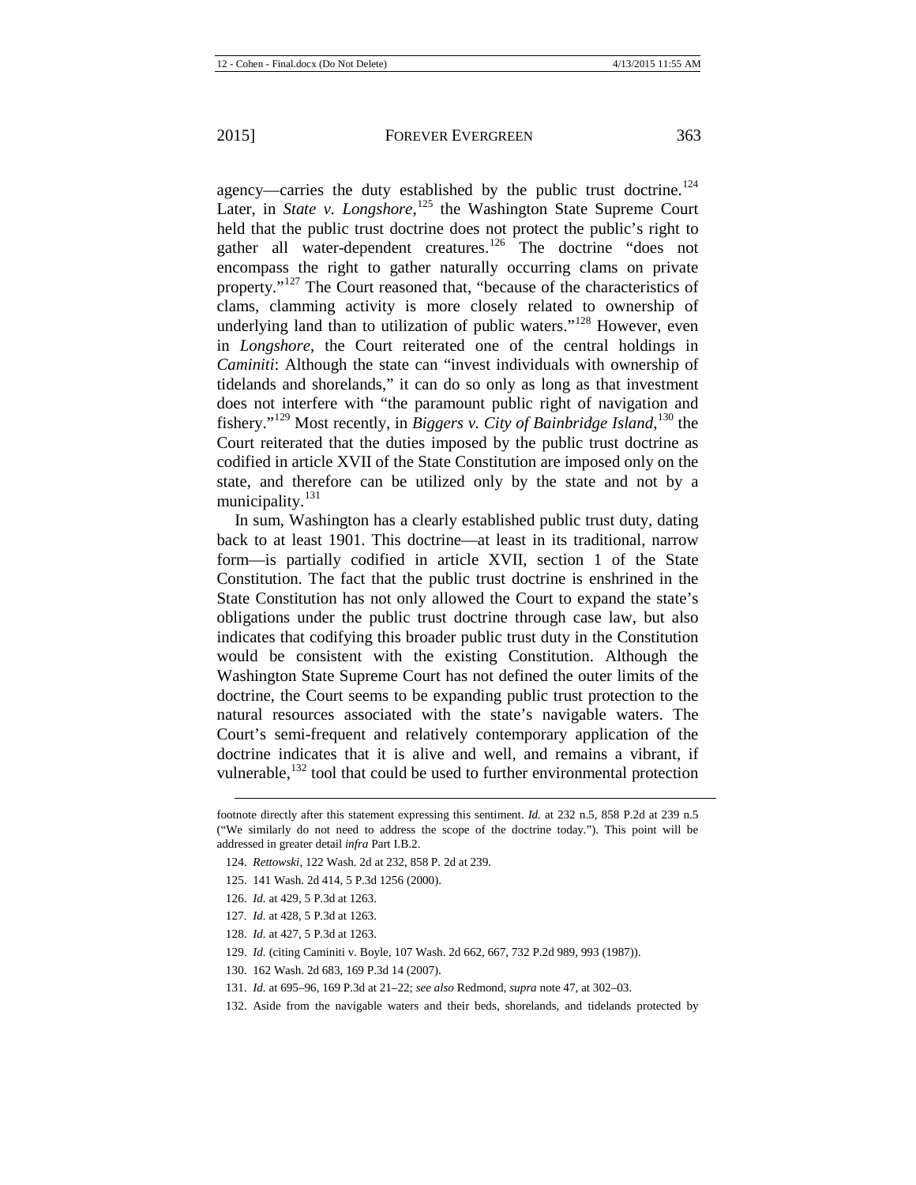agency—carries the duty established by the public trust doctrine.[124] Later, in *State v. Longshore*,[125] the Washington State Supreme Court held that the public trust doctrine does not protect the public's right to gather all water-dependent creatures.[126] The doctrine "does not encompass the right to gather naturally occurring clams on private property."[127] The Court reasoned that, "because of the characteristics of clams, clamming activity is more closely related to ownership of underlying land than to utilization of public waters."[128] However, even in *Longshore*, the Court reiterated one of the central holdings in *Caminiti*: Although the state can "invest individuals with ownership of tidelands and shorelands," it can do so only as long as that investment does not interfere with "the paramount public right of navigation and fishery."[129] Most recently, in *Biggers v. City of Bainbridge Island*,[130] the Court reiterated that the duties imposed by the public trust doctrine as codified in article XVII of the State Constitution are imposed only on the state, and therefore can be utilized only by the state and not by a municipality.[131]

In sum, Washington has a clearly established public trust duty, dating back to at least 1901. This doctrine—at least in its traditional, narrow form—is partially codified in article XVII, section 1 of the State Constitution. The fact that the public trust doctrine is enshrined in the State Constitution has not only allowed the Court to expand the state's obligations under the public trust doctrine through case law, but also indicates that codifying this broader public trust duty in the Constitution would be consistent with the existing Constitution. Although the Washington State Supreme Court has not defined the outer limits of the doctrine, the Court seems to be expanding public trust protection to the natural resources associated with the state's navigable waters. The Court's semi-frequent and relatively contemporary application of the doctrine indicates that it is alive and well, and remains a vibrant, if vulnerable,[132] tool that could be used to further environmental protection

---

footnote directly after this statement expressing this sentiment. *Id.* at 232 n.5, 858 P.2d at 239 n.5 ("We similarly do not need to address the scope of the doctrine today."). This point will be addressed in greater detail *infra* Part I.B.2.

124. *Rettowski*, 122 Wash. 2d at 232, 858 P. 2d at 239.

125. 141 Wash. 2d 414, 5 P.3d 1256 (2000).

126. *Id.* at 429, 5 P.3d at 1263.

127. *Id.* at 428, 5 P.3d at 1263.

128. *Id.* at 427, 5 P.3d at 1263.

129. *Id.* (citing Caminiti v. Boyle, 107 Wash. 2d 662, 667, 732 P.2d 989, 993 (1987)).

130. 162 Wash. 2d 683, 169 P.3d 14 (2007).

131. *Id.* at 695–96, 169 P.3d at 21–22; *see also* Redmond, *supra* note 47, at 302–03.

132. Aside from the navigable waters and their beds, shorelands, and tidelands protected by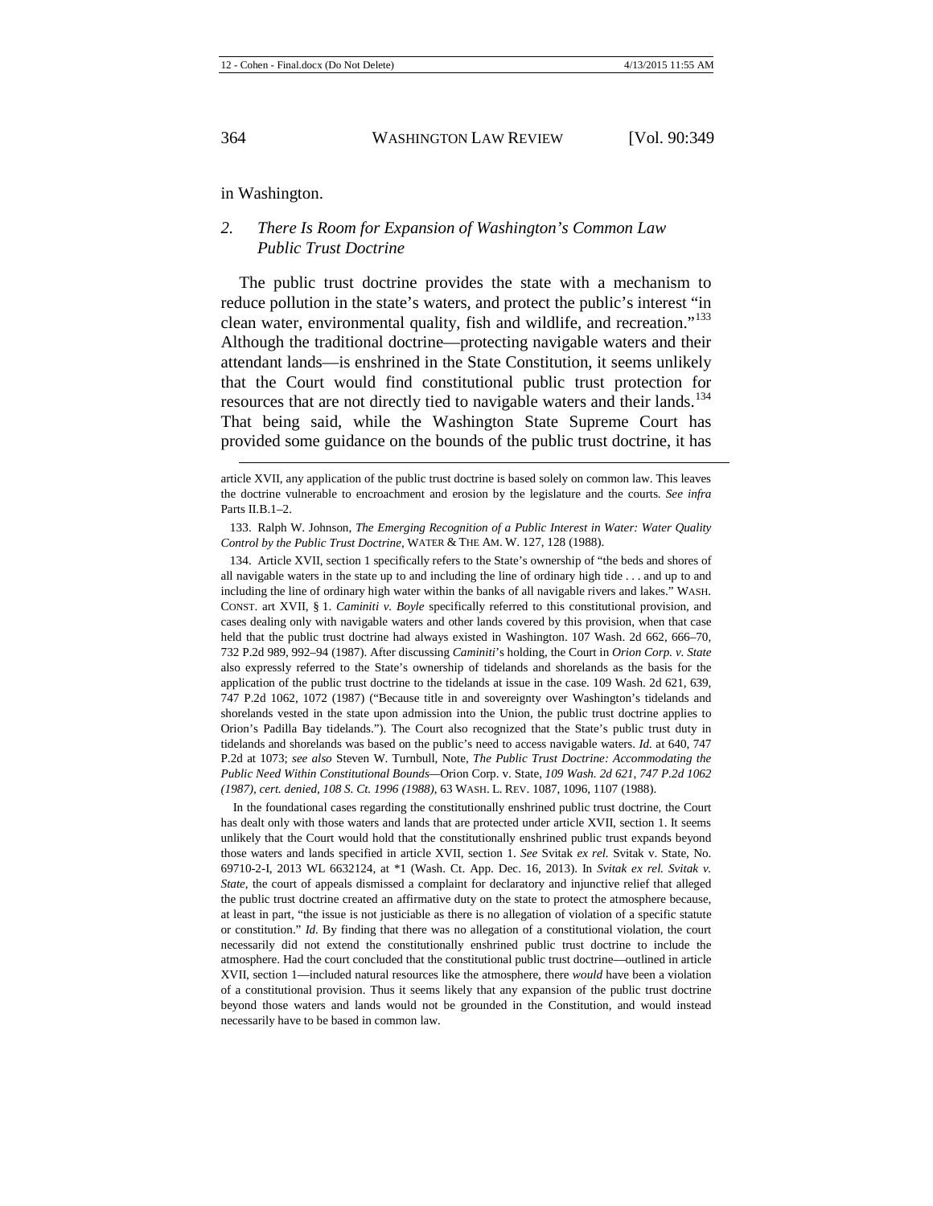in Washington.

## 2. *There Is Room for Expansion of Washington's Common Law Public Trust Doctrine*

The public trust doctrine provides the state with a mechanism to reduce pollution in the state's waters, and protect the public's interest "in clean water, environmental quality, fish and wildlife, and recreation."[133] Although the traditional doctrine—protecting navigable waters and their attendant lands—is enshrined in the State Constitution, it seems unlikely that the Court would find constitutional public trust protection for resources that are not directly tied to navigable waters and their lands.[134] That being said, while the Washington State Supreme Court has provided some guidance on the bounds of the public trust doctrine, it has

---

article XVII, any application of the public trust doctrine is based solely on common law. This leaves the doctrine vulnerable to encroachment and erosion by the legislature and the courts. *See infra* Parts II.B.1–2.

133. Ralph W. Johnson, *The Emerging Recognition of a Public Interest in Water: Water Quality Control by the Public Trust Doctrine*, WATER & THE AM. W. 127, 128 (1988).

134. Article XVII, section 1 specifically refers to the State's ownership of "the beds and shores of all navigable waters in the state up to and including the line of ordinary high tide . . . and up to and including the line of ordinary high water within the banks of all navigable rivers and lakes." WASH. CONST. art XVII, § 1. *Caminiti v. Boyle* specifically referred to this constitutional provision, and cases dealing only with navigable waters and other lands covered by this provision, when that case held that the public trust doctrine had always existed in Washington. 107 Wash. 2d 662, 666–70, 732 P.2d 989, 992–94 (1987). After discussing *Caminiti*'s holding, the Court in *Orion Corp. v. State* also expressly referred to the State's ownership of tidelands and shorelands as the basis for the application of the public trust doctrine to the tidelands at issue in the case. 109 Wash. 2d 621, 639, 747 P.2d 1062, 1072 (1987) ("Because title in and sovereignty over Washington's tidelands and shorelands vested in the state upon admission into the Union, the public trust doctrine applies to Orion's Padilla Bay tidelands."). The Court also recognized that the State's public trust duty in tidelands and shorelands was based on the public's need to access navigable waters. *Id.* at 640, 747 P.2d at 1073; *see also* Steven W. Turnbull, Note, *The Public Trust Doctrine: Accommodating the Public Need Within Constitutional Bounds*—Orion Corp. v. State, *109 Wash. 2d 621, 747 P.2d 1062 (1987), cert. denied, 108 S. Ct. 1996 (1988)*, 63 WASH. L. REV. 1087, 1096, 1107 (1988).

In the foundational cases regarding the constitutionally enshrined public trust doctrine, the Court has dealt only with those waters and lands that are protected under article XVII, section 1. It seems unlikely that the Court would hold that the constitutionally enshrined public trust expands beyond those waters and lands specified in article XVII, section 1. *See* Svitak *ex rel.* Svitak v. State, No. 69710-2-I, 2013 WL 6632124, at *1 (Wash. Ct. App. Dec. 16, 2013). In *Svitak ex rel. Svitak v. State*, the court of appeals dismissed a complaint for declaratory and injunctive relief that alleged the public trust doctrine created an affirmative duty on the state to protect the atmosphere because, at least in part, "the issue is not justiciable as there is no allegation of violation of a specific statute or constitution." *Id.* By finding that there was no allegation of a constitutional violation, the court necessarily did not extend the constitutionally enshrined public trust doctrine to include the atmosphere. Had the court concluded that the constitutional public trust doctrine—outlined in article XVII, section 1—included natural resources like the atmosphere, there *would* have been a violation of a constitutional provision. Thus it seems likely that any expansion of the public trust doctrine beyond those waters and lands would not be grounded in the Constitution, and would instead necessarily have to be based in common law.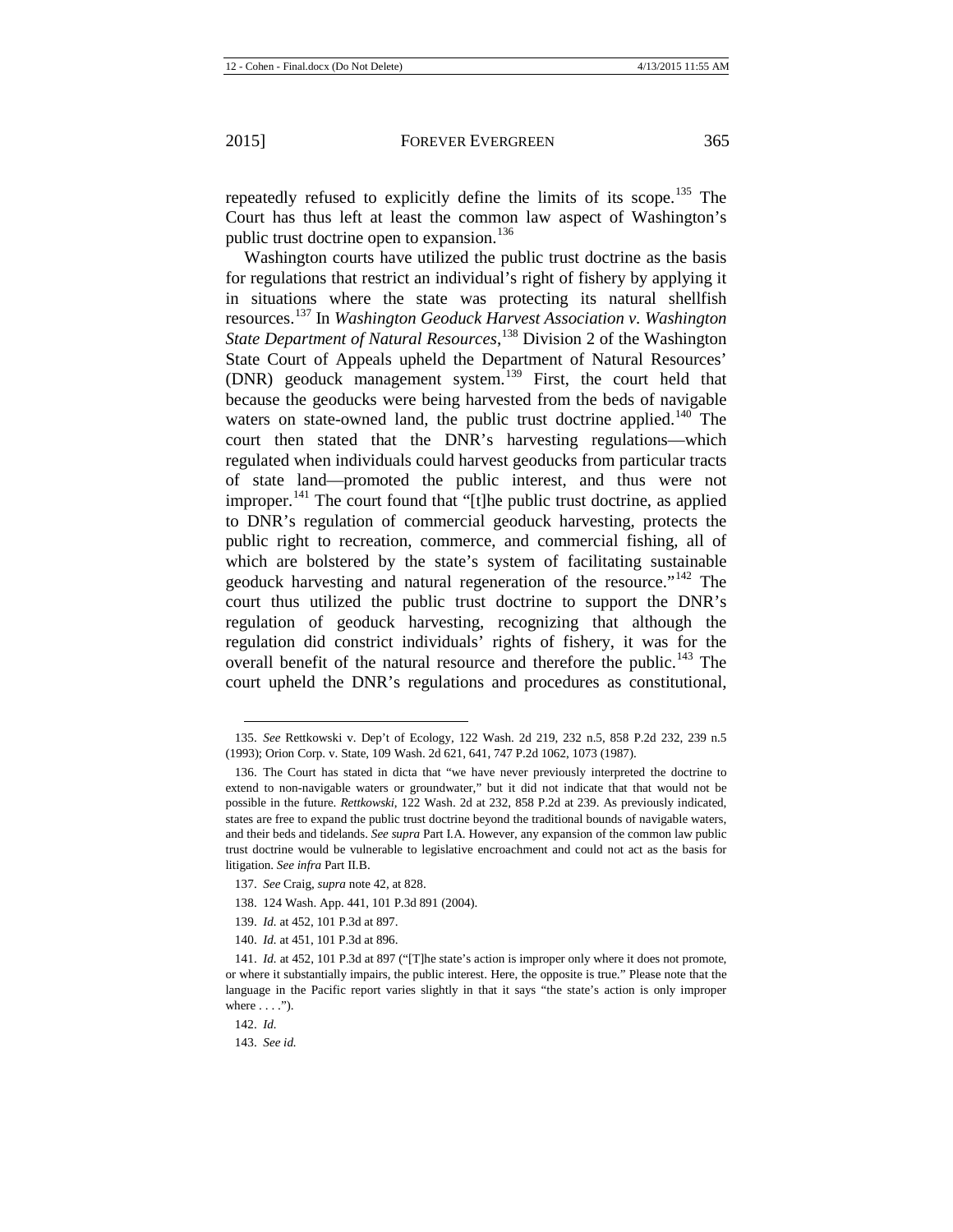repeatedly refused to explicitly define the limits of its scope.[135] The Court has thus left at least the common law aspect of Washington's public trust doctrine open to expansion.[136]

Washington courts have utilized the public trust doctrine as the basis for regulations that restrict an individual's right of fishery by applying it in situations where the state was protecting its natural shellfish resources.[137] In *Washington Geoduck Harvest Association v. Washington State Department of Natural Resources*,[138] Division 2 of the Washington State Court of Appeals upheld the Department of Natural Resources' (DNR) geoduck management system.[139] First, the court held that because the geoducks were being harvested from the beds of navigable waters on state-owned land, the public trust doctrine applied.[140] The court then stated that the DNR's harvesting regulations—which regulated when individuals could harvest geoducks from particular tracts of state land—promoted the public interest, and thus were not improper.[141] The court found that "[t]he public trust doctrine, as applied to DNR's regulation of commercial geoduck harvesting, protects the public right to recreation, commerce, and commercial fishing, all of which are bolstered by the state's system of facilitating sustainable geoduck harvesting and natural regeneration of the resource."[142] The court thus utilized the public trust doctrine to support the DNR's regulation of geoduck harvesting, recognizing that although the regulation did constrict individuals' rights of fishery, it was for the overall benefit of the natural resource and therefore the public.[143] The court upheld the DNR's regulations and procedures as constitutional,

---

135. *See* Rettkowski v. Dep't of Ecology, 122 Wash. 2d 219, 232 n.5, 858 P.2d 232, 239 n.5 (1993); Orion Corp. v. State, 109 Wash. 2d 621, 641, 747 P.2d 1062, 1073 (1987).

136. The Court has stated in dicta that "we have never previously interpreted the doctrine to extend to non-navigable waters or groundwater," but it did not indicate that that would not be possible in the future. *Rettkowski*, 122 Wash. 2d at 232, 858 P.2d at 239. As previously indicated, states are free to expand the public trust doctrine beyond the traditional bounds of navigable waters, and their beds and tidelands. *See supra* Part I.A. However, any expansion of the common law public trust doctrine would be vulnerable to legislative encroachment and could not act as the basis for litigation. *See infra* Part II.B.

137. *See* Craig, *supra* note 42, at 828.

138. 124 Wash. App. 441, 101 P.3d 891 (2004).

139. *Id.* at 452, 101 P.3d at 897.

140. *Id.* at 451, 101 P.3d at 896.

141. *Id.* at 452, 101 P.3d at 897 ("[T]he state's action is improper only where it does not promote, or where it substantially impairs, the public interest. Here, the opposite is true." Please note that the language in the Pacific report varies slightly in that it says "the state's action is only improper where . . . .").

142. *Id.*

143. *See id.*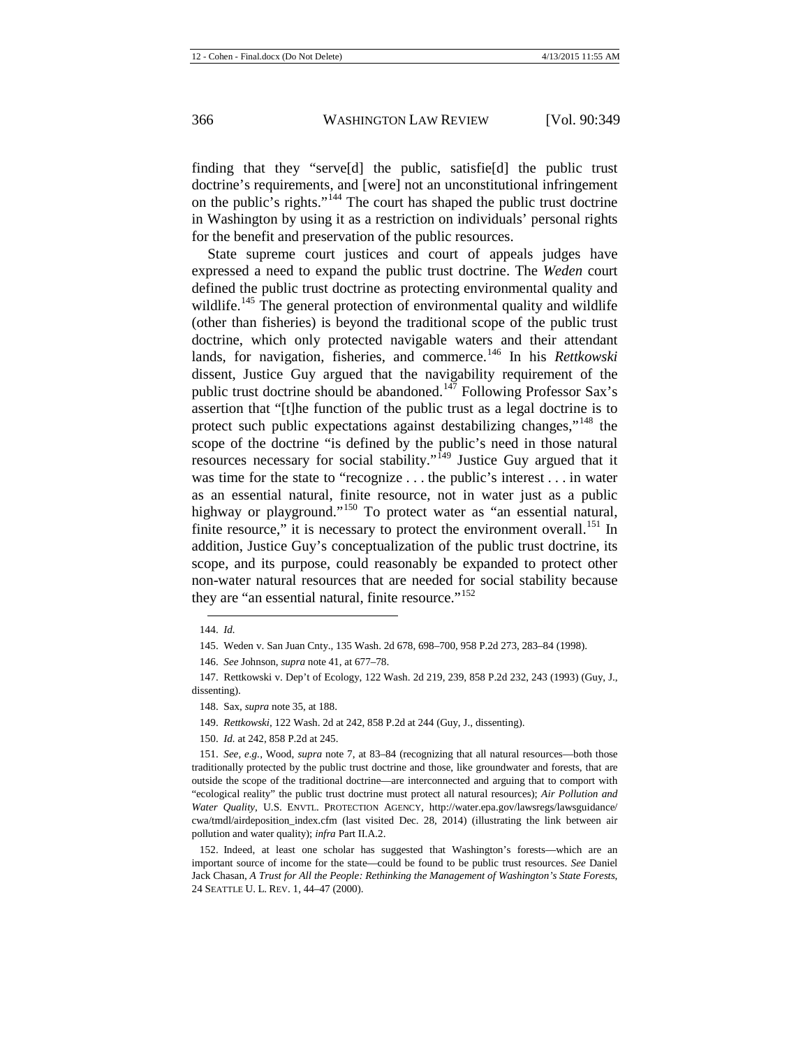finding that they "serve[d] the public, satisfie[d] the public trust doctrine's requirements, and [were] not an unconstitutional infringement on the public's rights."[144] The court has shaped the public trust doctrine in Washington by using it as a restriction on individuals' personal rights for the benefit and preservation of the public resources.

State supreme court justices and court of appeals judges have expressed a need to expand the public trust doctrine. The *Weden* court defined the public trust doctrine as protecting environmental quality and wildlife.[145] The general protection of environmental quality and wildlife (other than fisheries) is beyond the traditional scope of the public trust doctrine, which only protected navigable waters and their attendant lands, for navigation, fisheries, and commerce.[146] In his *Rettkowski* dissent, Justice Guy argued that the navigability requirement of the public trust doctrine should be abandoned.[147] Following Professor Sax's assertion that "[t]he function of the public trust as a legal doctrine is to protect such public expectations against destabilizing changes,"[148] the scope of the doctrine "is defined by the public's need in those natural resources necessary for social stability."[149] Justice Guy argued that it was time for the state to "recognize . . . the public's interest . . . in water as an essential natural, finite resource, not in water just as a public highway or playground."[150] To protect water as "an essential natural, finite resource," it is necessary to protect the environment overall.[151] In addition, Justice Guy's conceptualization of the public trust doctrine, its scope, and its purpose, could reasonably be expanded to protect other non-water natural resources that are needed for social stability because they are "an essential natural, finite resource."[152]

---

144. *Id.*

145. Weden v. San Juan Cnty., 135 Wash. 2d 678, 698–700, 958 P.2d 273, 283–84 (1998).

146. *See* Johnson, *supra* note 41, at 677–78.

147. Rettkowski v. Dep't of Ecology, 122 Wash. 2d 219, 239, 858 P.2d 232, 243 (1993) (Guy, J., dissenting).

148. Sax, *supra* note 35, at 188.

149. *Rettkowski*, 122 Wash. 2d at 242, 858 P.2d at 244 (Guy, J., dissenting).

150. *Id.* at 242, 858 P.2d at 245.

151. *See, e.g.*, Wood, *supra* note 7, at 83–84 (recognizing that all natural resources—both those traditionally protected by the public trust doctrine and those, like groundwater and forests, that are outside the scope of the traditional doctrine—are interconnected and arguing that to comport with "ecological reality" the public trust doctrine must protect all natural resources); *Air Pollution and Water Quality*, U.S. ENVTL. PROTECTION AGENCY, http://water.epa.gov/lawsregs/lawsguidance/cwa/tmdl/airdeposition_index.cfm (last visited Dec. 28, 2014) (illustrating the link between air pollution and water quality); *infra* Part II.A.2.

152. Indeed, at least one scholar has suggested that Washington's forests—which are an important source of income for the state—could be found to be public trust resources. *See* Daniel Jack Chasan, *A Trust for All the People: Rethinking the Management of Washington's State Forests*, 24 SEATTLE U. L. REV. 1, 44–47 (2000).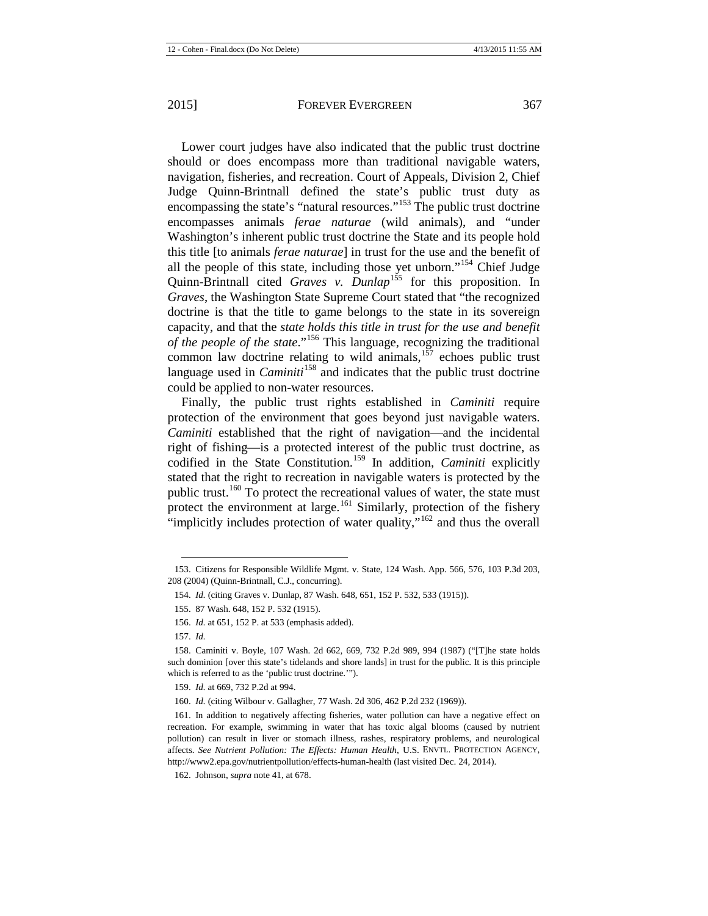Lower court judges have also indicated that the public trust doctrine should or does encompass more than traditional navigable waters, navigation, fisheries, and recreation. Court of Appeals, Division 2, Chief Judge Quinn-Brintnall defined the state's public trust duty as encompassing the state's "natural resources."[153] The public trust doctrine encompasses animals *ferae naturae* (wild animals), and "under Washington's inherent public trust doctrine the State and its people hold this title [to animals *ferae naturae*] in trust for the use and the benefit of all the people of this state, including those yet unborn."[154] Chief Judge Quinn-Brintnall cited *Graves v. Dunlap*[155] for this proposition. In *Graves*, the Washington State Supreme Court stated that "the recognized doctrine is that the title to game belongs to the state in its sovereign capacity, and that the *state holds this title in trust for the use and benefit of the people of the state*."[156] This language, recognizing the traditional common law doctrine relating to wild animals,[157] echoes public trust language used in *Caminiti*[158] and indicates that the public trust doctrine could be applied to non-water resources.

Finally, the public trust rights established in *Caminiti* require protection of the environment that goes beyond just navigable waters. *Caminiti* established that the right of navigation—and the incidental right of fishing—is a protected interest of the public trust doctrine, as codified in the State Constitution.[159] In addition, *Caminiti* explicitly stated that the right to recreation in navigable waters is protected by the public trust.[160] To protect the recreational values of water, the state must protect the environment at large.[161] Similarly, protection of the fishery "implicitly includes protection of water quality,"[162] and thus the overall

---

153. Citizens for Responsible Wildlife Mgmt. v. State, 124 Wash. App. 566, 576, 103 P.3d 203, 208 (2004) (Quinn-Brintnall, C.J., concurring).

154. *Id.* (citing Graves v. Dunlap, 87 Wash. 648, 651, 152 P. 532, 533 (1915)).

155. 87 Wash. 648, 152 P. 532 (1915).

156. *Id.* at 651, 152 P. at 533 (emphasis added).

157. *Id.*

158. Caminiti v. Boyle, 107 Wash. 2d 662, 669, 732 P.2d 989, 994 (1987) ("[T]he state holds such dominion [over this state's tidelands and shore lands] in trust for the public. It is this principle which is referred to as the 'public trust doctrine.'").

159. *Id.* at 669, 732 P.2d at 994.

160. *Id.* (citing Wilbour v. Gallagher, 77 Wash. 2d 306, 462 P.2d 232 (1969)).

161. In addition to negatively affecting fisheries, water pollution can have a negative effect on recreation. For example, swimming in water that has toxic algal blooms (caused by nutrient pollution) can result in liver or stomach illness, rashes, respiratory problems, and neurological affects. *See Nutrient Pollution: The Effects: Human Health*, U.S. ENVTL. PROTECTION AGENCY, http://www2.epa.gov/nutrientpollution/effects-human-health (last visited Dec. 24, 2014).

162. Johnson, *supra* note 41, at 678.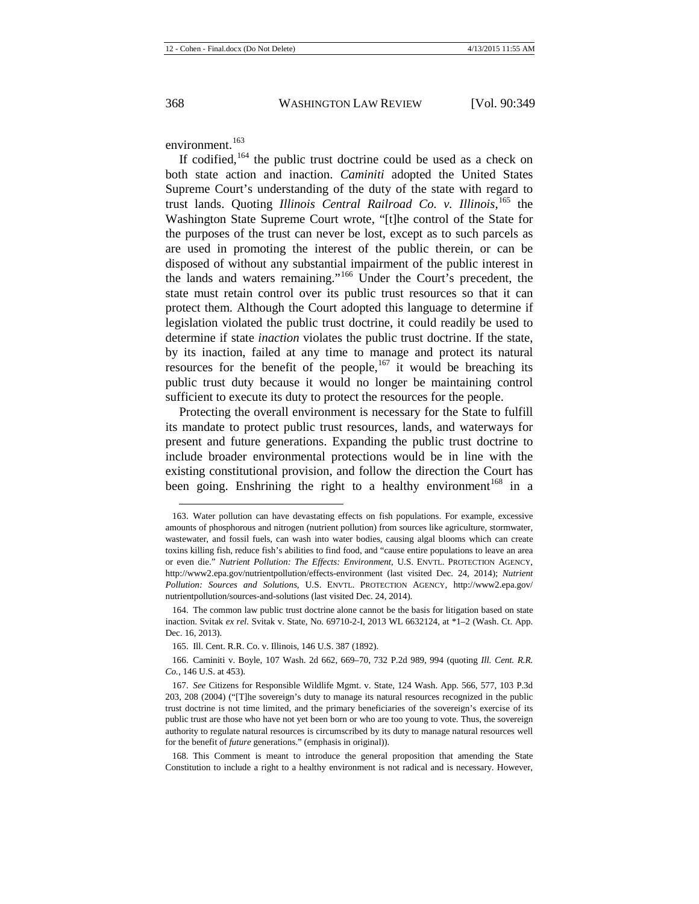environment.[163]

If codified,[164] the public trust doctrine could be used as a check on both state action and inaction. *Caminiti* adopted the United States Supreme Court's understanding of the duty of the state with regard to trust lands. Quoting *Illinois Central Railroad Co. v. Illinois*,[165] the Washington State Supreme Court wrote, "[t]he control of the State for the purposes of the trust can never be lost, except as to such parcels as are used in promoting the interest of the public therein, or can be disposed of without any substantial impairment of the public interest in the lands and waters remaining."[166] Under the Court's precedent, the state must retain control over its public trust resources so that it can protect them. Although the Court adopted this language to determine if legislation violated the public trust doctrine, it could readily be used to determine if state *inaction* violates the public trust doctrine. If the state, by its inaction, failed at any time to manage and protect its natural resources for the benefit of the people,[167] it would be breaching its public trust duty because it would no longer be maintaining control sufficient to execute its duty to protect the resources for the people.

Protecting the overall environment is necessary for the State to fulfill its mandate to protect public trust resources, lands, and waterways for present and future generations. Expanding the public trust doctrine to include broader environmental protections would be in line with the existing constitutional provision, and follow the direction the Court has been going. Enshrining the right to a healthy environment[168] in a

---

163. Water pollution can have devastating effects on fish populations. For example, excessive amounts of phosphorous and nitrogen (nutrient pollution) from sources like agriculture, stormwater, wastewater, and fossil fuels, can wash into water bodies, causing algal blooms which can create toxins killing fish, reduce fish's abilities to find food, and "cause entire populations to leave an area or even die." *Nutrient Pollution: The Effects: Environment*, U.S. ENVTL. PROTECTION AGENCY, http://www2.epa.gov/nutrientpollution/effects-environment (last visited Dec. 24, 2014); *Nutrient Pollution: Sources and Solutions*, U.S. ENVTL. PROTECTION AGENCY, http://www2.epa.gov/nutrientpollution/sources-and-solutions (last visited Dec. 24, 2014).

164. The common law public trust doctrine alone cannot be the basis for litigation based on state inaction. Svitak *ex rel.* Svitak v. State, No. 69710-2-I, 2013 WL 6632124, at *1–2 (Wash. Ct. App. Dec. 16, 2013).

165. Ill. Cent. R.R. Co. v. Illinois, 146 U.S. 387 (1892).

166. Caminiti v. Boyle, 107 Wash. 2d 662, 669–70, 732 P.2d 989, 994 (quoting *Ill. Cent. R.R. Co.*, 146 U.S. at 453).

167. *See* Citizens for Responsible Wildlife Mgmt. v. State, 124 Wash. App. 566, 577, 103 P.3d 203, 208 (2004) ("[T]he sovereign's duty to manage its natural resources recognized in the public trust doctrine is not time limited, and the primary beneficiaries of the sovereign's exercise of its public trust are those who have not yet been born or who are too young to vote. Thus, the sovereign authority to regulate natural resources is circumscribed by its duty to manage natural resources well for the benefit of *future* generations." (emphasis in original)).

168. This Comment is meant to introduce the general proposition that amending the State Constitution to include a right to a healthy environment is not radical and is necessary. However,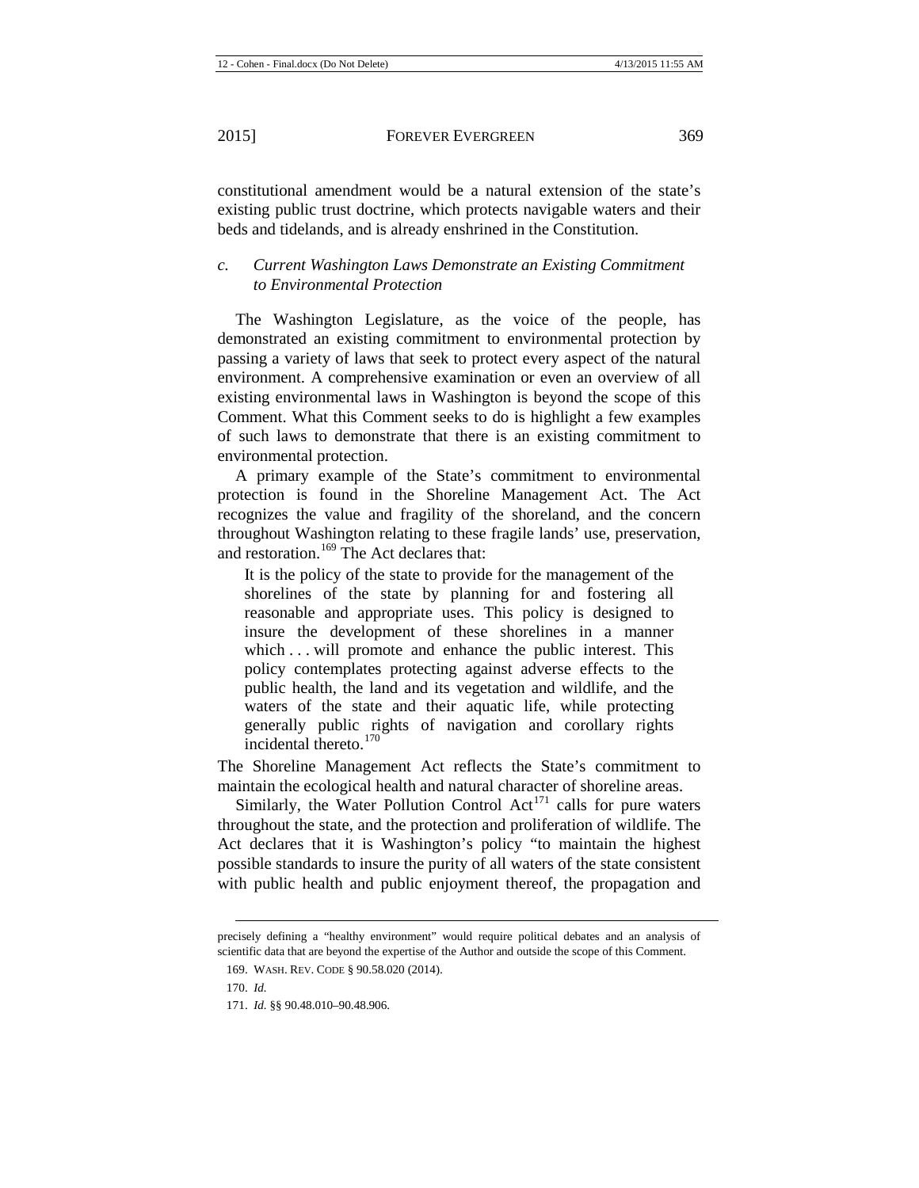constitutional amendment would be a natural extension of the state's existing public trust doctrine, which protects navigable waters and their beds and tidelands, and is already enshrined in the Constitution.

### *c. Current Washington Laws Demonstrate an Existing Commitment to Environmental Protection*

The Washington Legislature, as the voice of the people, has demonstrated an existing commitment to environmental protection by passing a variety of laws that seek to protect every aspect of the natural environment. A comprehensive examination or even an overview of all existing environmental laws in Washington is beyond the scope of this Comment. What this Comment seeks to do is highlight a few examples of such laws to demonstrate that there is an existing commitment to environmental protection.

A primary example of the State's commitment to environmental protection is found in the Shoreline Management Act. The Act recognizes the value and fragility of the shoreland, and the concern throughout Washington relating to these fragile lands' use, preservation, and restoration.[169] The Act declares that:

> It is the policy of the state to provide for the management of the shorelines of the state by planning for and fostering all reasonable and appropriate uses. This policy is designed to insure the development of these shorelines in a manner which . . . will promote and enhance the public interest. This policy contemplates protecting against adverse effects to the public health, the land and its vegetation and wildlife, and the waters of the state and their aquatic life, while protecting generally public rights of navigation and corollary rights incidental thereto.[170]

The Shoreline Management Act reflects the State's commitment to maintain the ecological health and natural character of shoreline areas.

Similarly, the Water Pollution Control Act[171] calls for pure waters throughout the state, and the protection and proliferation of wildlife. The Act declares that it is Washington's policy "to maintain the highest possible standards to insure the purity of all waters of the state consistent with public health and public enjoyment thereof, the propagation and

---

precisely defining a "healthy environment" would require political debates and an analysis of scientific data that are beyond the expertise of the Author and outside the scope of this Comment.

169. WASH. REV. CODE § 90.58.020 (2014).

170. *Id.*

171. *Id.* §§ 90.48.010–90.48.906.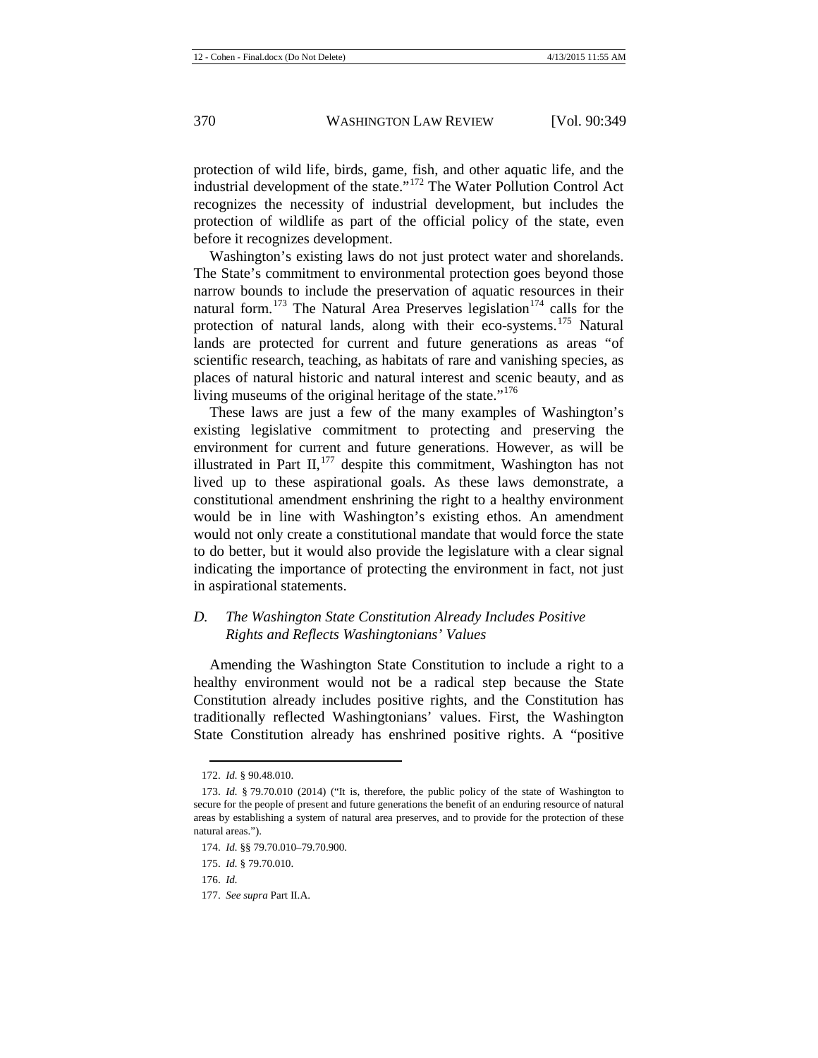protection of wild life, birds, game, fish, and other aquatic life, and the industrial development of the state."[172] The Water Pollution Control Act recognizes the necessity of industrial development, but includes the protection of wildlife as part of the official policy of the state, even before it recognizes development.

Washington's existing laws do not just protect water and shorelands. The State's commitment to environmental protection goes beyond those narrow bounds to include the preservation of aquatic resources in their natural form.[173] The Natural Area Preserves legislation[174] calls for the protection of natural lands, along with their eco-systems.[175] Natural lands are protected for current and future generations as areas "of scientific research, teaching, as habitats of rare and vanishing species, as places of natural historic and natural interest and scenic beauty, and as living museums of the original heritage of the state."[176]

These laws are just a few of the many examples of Washington's existing legislative commitment to protecting and preserving the environment for current and future generations. However, as will be illustrated in Part II,[177] despite this commitment, Washington has not lived up to these aspirational goals. As these laws demonstrate, a constitutional amendment enshrining the right to a healthy environment would be in line with Washington's existing ethos. An amendment would not only create a constitutional mandate that would force the state to do better, but it would also provide the legislature with a clear signal indicating the importance of protecting the environment in fact, not just in aspirational statements.

### *D. The Washington State Constitution Already Includes Positive Rights and Reflects Washingtonians' Values*

Amending the Washington State Constitution to include a right to a healthy environment would not be a radical step because the State Constitution already includes positive rights, and the Constitution has traditionally reflected Washingtonians' values. First, the Washington State Constitution already has enshrined positive rights. A "positive

---

172. *Id.* § 90.48.010.

173. *Id.* § 79.70.010 (2014) ("It is, therefore, the public policy of the state of Washington to secure for the people of present and future generations the benefit of an enduring resource of natural areas by establishing a system of natural area preserves, and to provide for the protection of these natural areas.").

174. *Id.* §§ 79.70.010–79.70.900.

175. *Id.* § 79.70.010.

176. *Id.*

177. *See supra* Part II.A.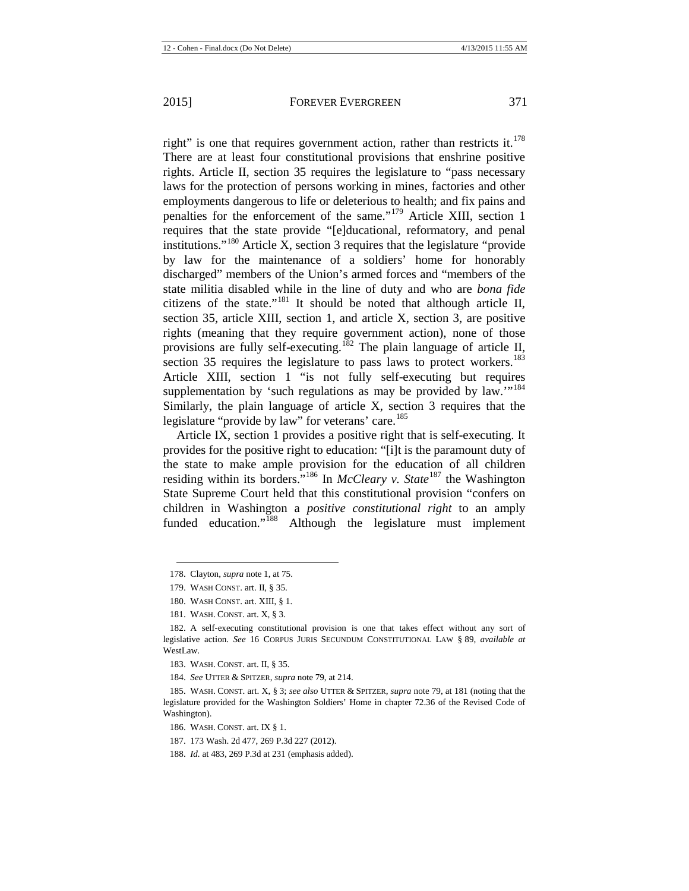right" is one that requires government action, rather than restricts it.[178] There are at least four constitutional provisions that enshrine positive rights. Article II, section 35 requires the legislature to "pass necessary laws for the protection of persons working in mines, factories and other employments dangerous to life or deleterious to health; and fix pains and penalties for the enforcement of the same."[179] Article XIII, section 1 requires that the state provide "[e]ducational, reformatory, and penal institutions."[180] Article X, section 3 requires that the legislature "provide by law for the maintenance of a soldiers' home for honorably discharged" members of the Union's armed forces and "members of the state militia disabled while in the line of duty and who are *bona fide* citizens of the state."[181] It should be noted that although article II, section 35, article XIII, section 1, and article X, section 3, are positive rights (meaning that they require government action), none of those provisions are fully self-executing.[182] The plain language of article II, section 35 requires the legislature to pass laws to protect workers.[183] Article XIII, section 1 "is not fully self-executing but requires supplementation by 'such regulations as may be provided by law.'"[184] Similarly, the plain language of article X, section 3 requires that the legislature "provide by law" for veterans' care.[185]

Article IX, section 1 provides a positive right that is self-executing. It provides for the positive right to education: "[i]t is the paramount duty of the state to make ample provision for the education of all children residing within its borders."[186] In *McCleary v. State*[187] the Washington State Supreme Court held that this constitutional provision "confers on children in Washington a *positive constitutional right* to an amply funded education."[188] Although the legislature must implement

---

178. Clayton, *supra* note 1, at 75.

179. WASH CONST. art. II, § 35.

180. WASH CONST. art. XIII, § 1.

181. WASH. CONST. art. X, § 3.

182. A self-executing constitutional provision is one that takes effect without any sort of legislative action. *See* 16 CORPUS JURIS SECUNDUM CONSTITUTIONAL LAW § 89, *available at* WestLaw.

183. WASH. CONST. art. II, § 35.

184. *See* UTTER & SPITZER, *supra* note 79, at 214.

185. WASH. CONST. art. X, § 3; *see also* UTTER & SPITZER, *supra* note 79, at 181 (noting that the legislature provided for the Washington Soldiers' Home in chapter 72.36 of the Revised Code of Washington).

186. WASH. CONST. art. IX § 1.

187. 173 Wash. 2d 477, 269 P.3d 227 (2012).

188. *Id.* at 483, 269 P.3d at 231 (emphasis added).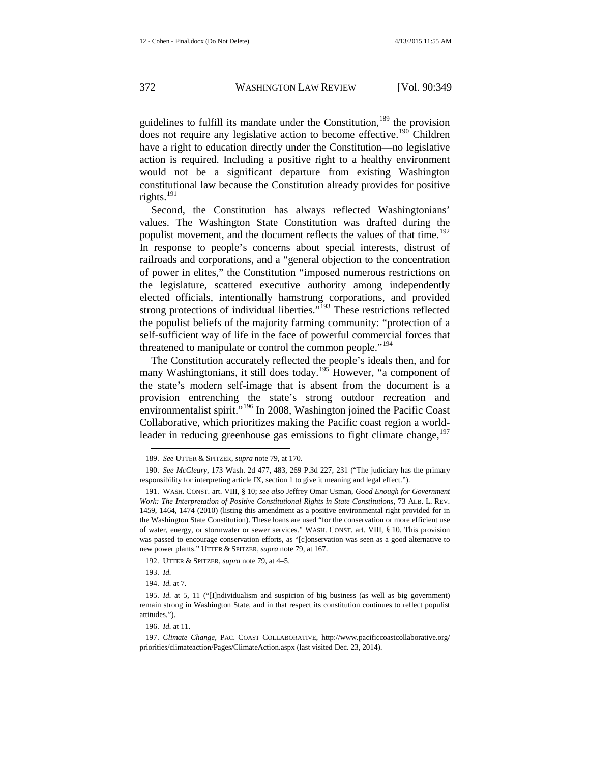guidelines to fulfill its mandate under the Constitution,[189] the provision does not require any legislative action to become effective.[190] Children have a right to education directly under the Constitution—no legislative action is required. Including a positive right to a healthy environment would not be a significant departure from existing Washington constitutional law because the Constitution already provides for positive rights.[191]

Second, the Constitution has always reflected Washingtonians' values. The Washington State Constitution was drafted during the populist movement, and the document reflects the values of that time.[192] In response to people's concerns about special interests, distrust of railroads and corporations, and a "general objection to the concentration of power in elites," the Constitution "imposed numerous restrictions on the legislature, scattered executive authority among independently elected officials, intentionally hamstrung corporations, and provided strong protections of individual liberties."[193] These restrictions reflected the populist beliefs of the majority farming community: "protection of a self-sufficient way of life in the face of powerful commercial forces that threatened to manipulate or control the common people."[194]

The Constitution accurately reflected the people's ideals then, and for many Washingtonians, it still does today.[195] However, "a component of the state's modern self-image that is absent from the document is a provision entrenching the state's strong outdoor recreation and environmentalist spirit."[196] In 2008, Washington joined the Pacific Coast Collaborative, which prioritizes making the Pacific coast region a world-leader in reducing greenhouse gas emissions to fight climate change,[197]

---

189. *See* UTTER & SPITZER, *supra* note 79, at 170.

190. *See McCleary*, 173 Wash. 2d 477, 483, 269 P.3d 227, 231 ("The judiciary has the primary responsibility for interpreting article IX, section 1 to give it meaning and legal effect.").

191. WASH. CONST. art. VIII, § 10; *see also* Jeffrey Omar Usman, *Good Enough for Government Work: The Interpretation of Positive Constitutional Rights in State Constitutions*, 73 ALB. L. REV. 1459, 1464, 1474 (2010) (listing this amendment as a positive environmental right provided for in the Washington State Constitution). These loans are used "for the conservation or more efficient use of water, energy, or stormwater or sewer services." WASH. CONST. art. VIII, § 10. This provision was passed to encourage conservation efforts, as "[c]onservation was seen as a good alternative to new power plants." UTTER & SPITZER, *supra* note 79, at 167.

192. UTTER & SPITZER, *supra* note 79, at 4–5.

193. *Id.*

194. *Id.* at 7.

195. *Id.* at 5, 11 ("[I]ndividualism and suspicion of big business (as well as big government) remain strong in Washington State, and in that respect its constitution continues to reflect populist attitudes.").

196. *Id.* at 11.

197. *Climate Change*, PAC. COAST COLLABORATIVE, http://www.pacificcoastcollaborative.org/priorities/climateaction/Pages/ClimateAction.aspx (last visited Dec. 23, 2014).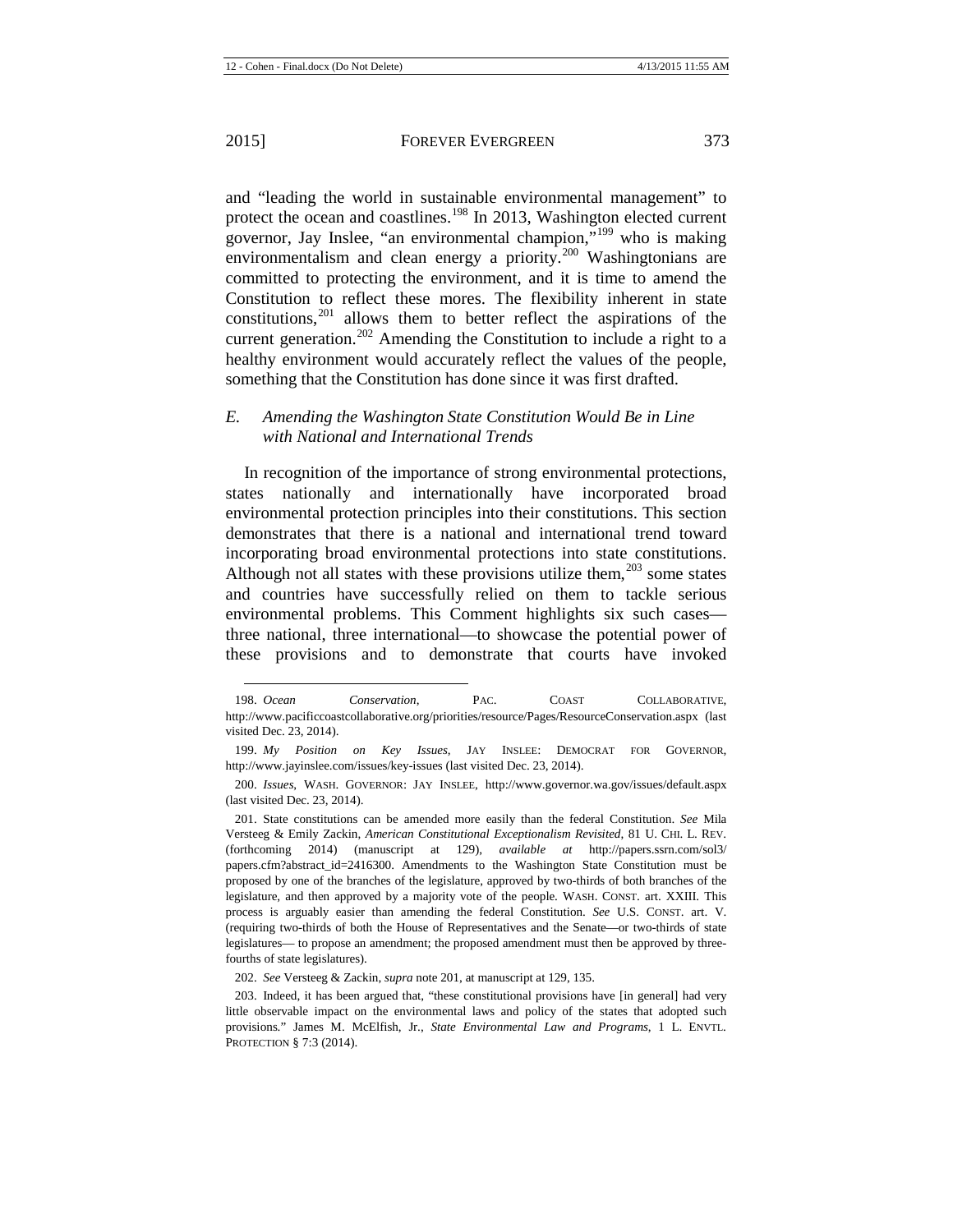and "leading the world in sustainable environmental management" to protect the ocean and coastlines.[198] In 2013, Washington elected current governor, Jay Inslee, "an environmental champion,"[199] who is making environmentalism and clean energy a priority.[200] Washingtonians are committed to protecting the environment, and it is time to amend the Constitution to reflect these mores. The flexibility inherent in state constitutions,[201] allows them to better reflect the aspirations of the current generation.[202] Amending the Constitution to include a right to a healthy environment would accurately reflect the values of the people, something that the Constitution has done since it was first drafted.

### *E. Amending the Washington State Constitution Would Be in Line with National and International Trends*

In recognition of the importance of strong environmental protections, states nationally and internationally have incorporated broad environmental protection principles into their constitutions. This section demonstrates that there is a national and international trend toward incorporating broad environmental protections into state constitutions. Although not all states with these provisions utilize them,[203] some states and countries have successfully relied on them to tackle serious environmental problems. This Comment highlights six such cases—three national, three international—to showcase the potential power of these provisions and to demonstrate that courts have invoked

---

198. *Ocean Conservation*, PAC. COAST COLLABORATIVE, http://www.pacificcoastcollaborative.org/priorities/resource/Pages/ResourceConservation.aspx (last visited Dec. 23, 2014).

199. *My Position on Key Issues*, JAY INSLEE: DEMOCRAT FOR GOVERNOR, http://www.jayinslee.com/issues/key-issues (last visited Dec. 23, 2014).

200. *Issues*, WASH. GOVERNOR: JAY INSLEE, http://www.governor.wa.gov/issues/default.aspx (last visited Dec. 23, 2014).

201. State constitutions can be amended more easily than the federal Constitution. *See* Mila Versteeg & Emily Zackin, *American Constitutional Exceptionalism Revisited*, 81 U. CHI. L. REV. (forthcoming 2014) (manuscript at 129), *available at* http://papers.ssrn.com/sol3/papers.cfm?abstract_id=2416300. Amendments to the Washington State Constitution must be proposed by one of the branches of the legislature, approved by two-thirds of both branches of the legislature, and then approved by a majority vote of the people. WASH. CONST. art. XXIII. This process is arguably easier than amending the federal Constitution. *See* U.S. CONST. art. V. (requiring two-thirds of both the House of Representatives and the Senate—or two-thirds of state legislatures— to propose an amendment; the proposed amendment must then be approved by three-fourths of state legislatures).

202. *See* Versteeg & Zackin, *supra* note 201, at manuscript at 129, 135.

203. Indeed, it has been argued that, "these constitutional provisions have [in general] had very little observable impact on the environmental laws and policy of the states that adopted such provisions." James M. McElfish, Jr., *State Environmental Law and Programs*, 1 L. ENVTL. PROTECTION § 7:3 (2014).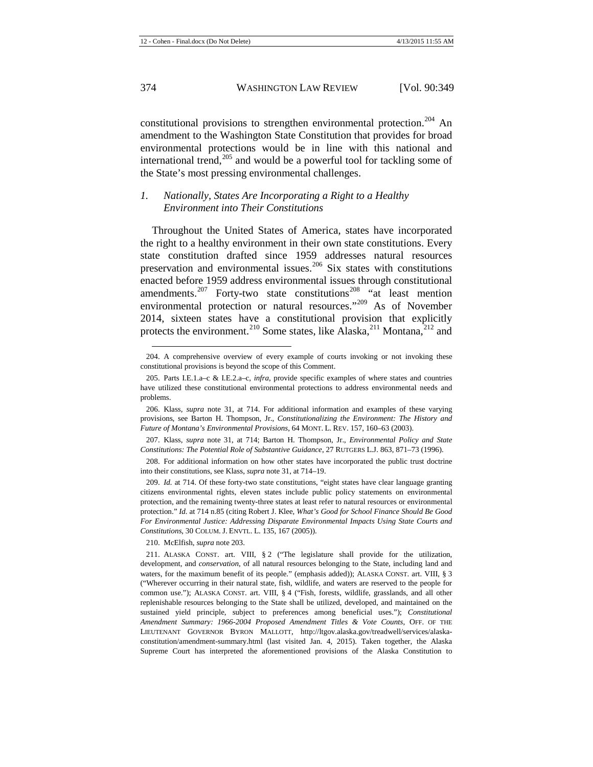constitutional provisions to strengthen environmental protection.[204] An amendment to the Washington State Constitution that provides for broad environmental protections would be in line with this national and international trend,[205] and would be a powerful tool for tackling some of the State's most pressing environmental challenges.

### *1. Nationally, States Are Incorporating a Right to a Healthy Environment into Their Constitutions*

Throughout the United States of America, states have incorporated the right to a healthy environment in their own state constitutions. Every state constitution drafted since 1959 addresses natural resources preservation and environmental issues.[206] Six states with constitutions enacted before 1959 address environmental issues through constitutional amendments.[207] Forty-two state constitutions[208] "at least mention environmental protection or natural resources."[209] As of November 2014, sixteen states have a constitutional provision that explicitly protects the environment.[210] Some states, like Alaska,[211] Montana,[212] and

---

204. A comprehensive overview of every example of courts invoking or not invoking these constitutional provisions is beyond the scope of this Comment.

205. Parts I.E.1.a–c & I.E.2.a–c, *infra*, provide specific examples of where states and countries have utilized these constitutional environmental protections to address environmental needs and problems.

206. Klass, *supra* note 31, at 714. For additional information and examples of these varying provisions, see Barton H. Thompson, Jr., *Constitutionalizing the Environment: The History and Future of Montana's Environmental Provisions*, 64 MONT. L. REV. 157, 160–63 (2003).

207. Klass, *supra* note 31, at 714; Barton H. Thompson, Jr., *Environmental Policy and State Constitutions: The Potential Role of Substantive Guidance*, 27 RUTGERS L.J. 863, 871–73 (1996).

208. For additional information on how other states have incorporated the public trust doctrine into their constitutions, see Klass, *supra* note 31, at 714–19.

209. *Id.* at 714. Of these forty-two state constitutions, "eight states have clear language granting citizens environmental rights, eleven states include public policy statements on environmental protection, and the remaining twenty-three states at least refer to natural resources or environmental protection." *Id.* at 714 n.85 (citing Robert J. Klee, *What's Good for School Finance Should Be Good For Environmental Justice: Addressing Disparate Environmental Impacts Using State Courts and Constitutions*, 30 COLUM. J. ENVTL. L. 135, 167 (2005)).

210. McElfish, *supra* note 203.

211. ALASKA CONST. art. VIII, § 2 ("The legislature shall provide for the utilization, development, and *conservation*, of all natural resources belonging to the State, including land and waters, for the maximum benefit of its people." (emphasis added)); ALASKA CONST. art. VIII, § 3 ("Wherever occurring in their natural state, fish, wildlife, and waters are reserved to the people for common use."); ALASKA CONST. art. VIII, § 4 ("Fish, forests, wildlife, grasslands, and all other replenishable resources belonging to the State shall be utilized, developed, and maintained on the sustained yield principle, subject to preferences among beneficial uses."); *Constitutional Amendment Summary: 1966-2004 Proposed Amendment Titles & Vote Counts*, OFF. OF THE LIEUTENANT GOVERNOR BYRON MALLOTT, http://ltgov.alaska.gov/treadwell/services/alaska-constitution/amendment-summary.html (last visited Jan. 4, 2015). Taken together, the Alaska Supreme Court has interpreted the aforementioned provisions of the Alaska Constitution to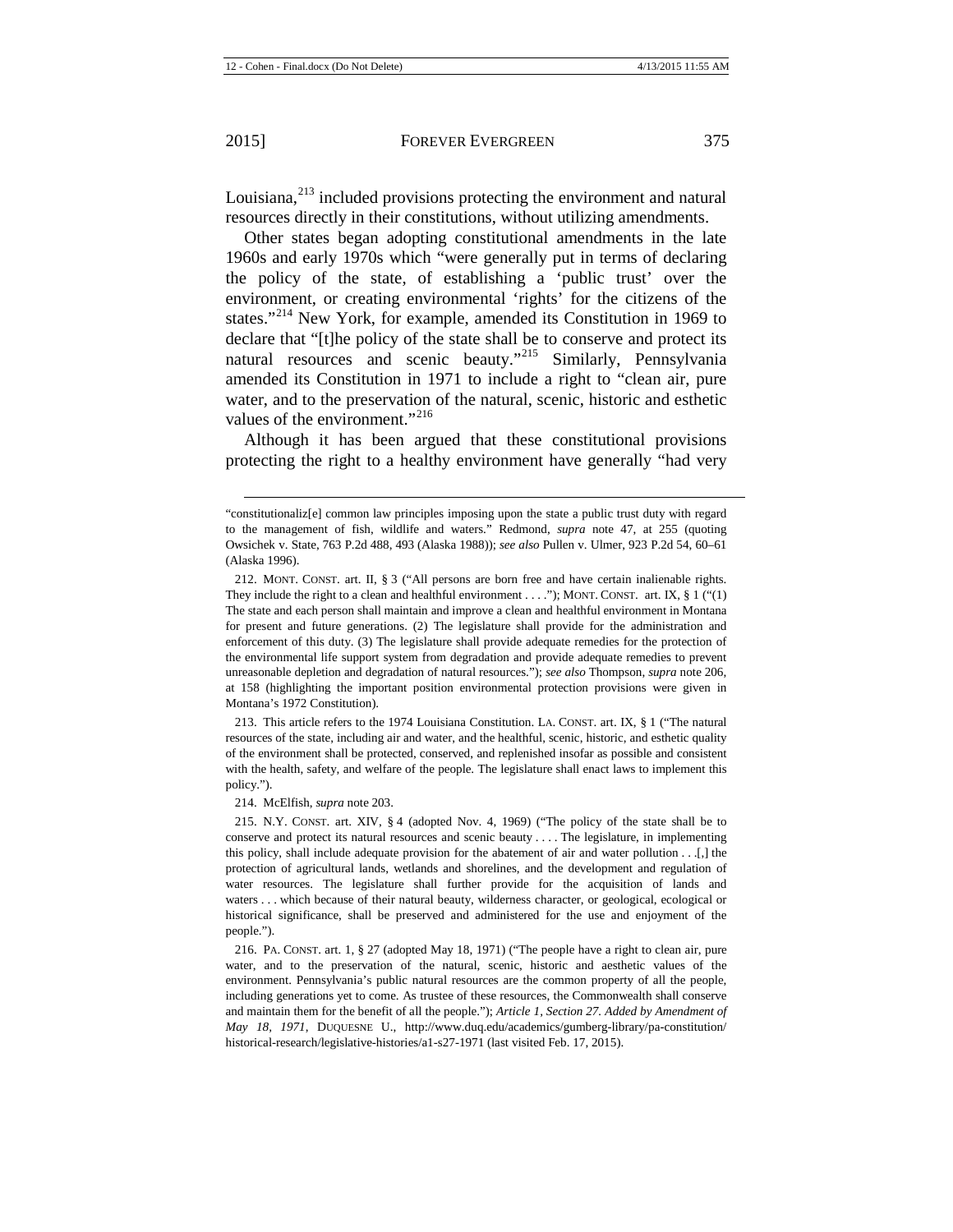Louisiana,[213] included provisions protecting the environment and natural resources directly in their constitutions, without utilizing amendments.

Other states began adopting constitutional amendments in the late 1960s and early 1970s which "were generally put in terms of declaring the policy of the state, of establishing a 'public trust' over the environment, or creating environmental 'rights' for the citizens of the states."[214] New York, for example, amended its Constitution in 1969 to declare that "[t]he policy of the state shall be to conserve and protect its natural resources and scenic beauty."[215] Similarly, Pennsylvania amended its Constitution in 1971 to include a right to "clean air, pure water, and to the preservation of the natural, scenic, historic and esthetic values of the environment."[216]

Although it has been argued that these constitutional provisions protecting the right to a healthy environment have generally "had very

---

"constitutionaliz[e] common law principles imposing upon the state a public trust duty with regard to the management of fish, wildlife and waters." Redmond, *supra* note 47, at 255 (quoting Owsichek v. State, 763 P.2d 488, 493 (Alaska 1988)); *see also* Pullen v. Ulmer, 923 P.2d 54, 60–61 (Alaska 1996).

212. MONT. CONST. art. II, § 3 ("All persons are born free and have certain inalienable rights. They include the right to a clean and healthful environment . . . ."); MONT. CONST. art. IX, § 1 ("(1) The state and each person shall maintain and improve a clean and healthful environment in Montana for present and future generations. (2) The legislature shall provide for the administration and enforcement of this duty. (3) The legislature shall provide adequate remedies for the protection of the environmental life support system from degradation and provide adequate remedies to prevent unreasonable depletion and degradation of natural resources."); *see also* Thompson, *supra* note 206, at 158 (highlighting the important position environmental protection provisions were given in Montana's 1972 Constitution).

213. This article refers to the 1974 Louisiana Constitution. LA. CONST. art. IX, § 1 ("The natural resources of the state, including air and water, and the healthful, scenic, historic, and esthetic quality of the environment shall be protected, conserved, and replenished insofar as possible and consistent with the health, safety, and welfare of the people. The legislature shall enact laws to implement this policy.").

214. McElfish, *supra* note 203.

215. N.Y. CONST. art. XIV, § 4 (adopted Nov. 4, 1969) ("The policy of the state shall be to conserve and protect its natural resources and scenic beauty . . . . The legislature, in implementing this policy, shall include adequate provision for the abatement of air and water pollution . . .[,] the protection of agricultural lands, wetlands and shorelines, and the development and regulation of water resources. The legislature shall further provide for the acquisition of lands and waters . . . which because of their natural beauty, wilderness character, or geological, ecological or historical significance, shall be preserved and administered for the use and enjoyment of the people.").

216. PA. CONST. art. 1, § 27 (adopted May 18, 1971) ("The people have a right to clean air, pure water, and to the preservation of the natural, scenic, historic and aesthetic values of the environment. Pennsylvania's public natural resources are the common property of all the people, including generations yet to come. As trustee of these resources, the Commonwealth shall conserve and maintain them for the benefit of all the people."); *Article 1, Section 27. Added by Amendment of May 18, 1971*, DUQUESNE U., http://www.duq.edu/academics/gumberg-library/pa-constitution/historical-research/legislative-histories/a1-s27-1971 (last visited Feb. 17, 2015).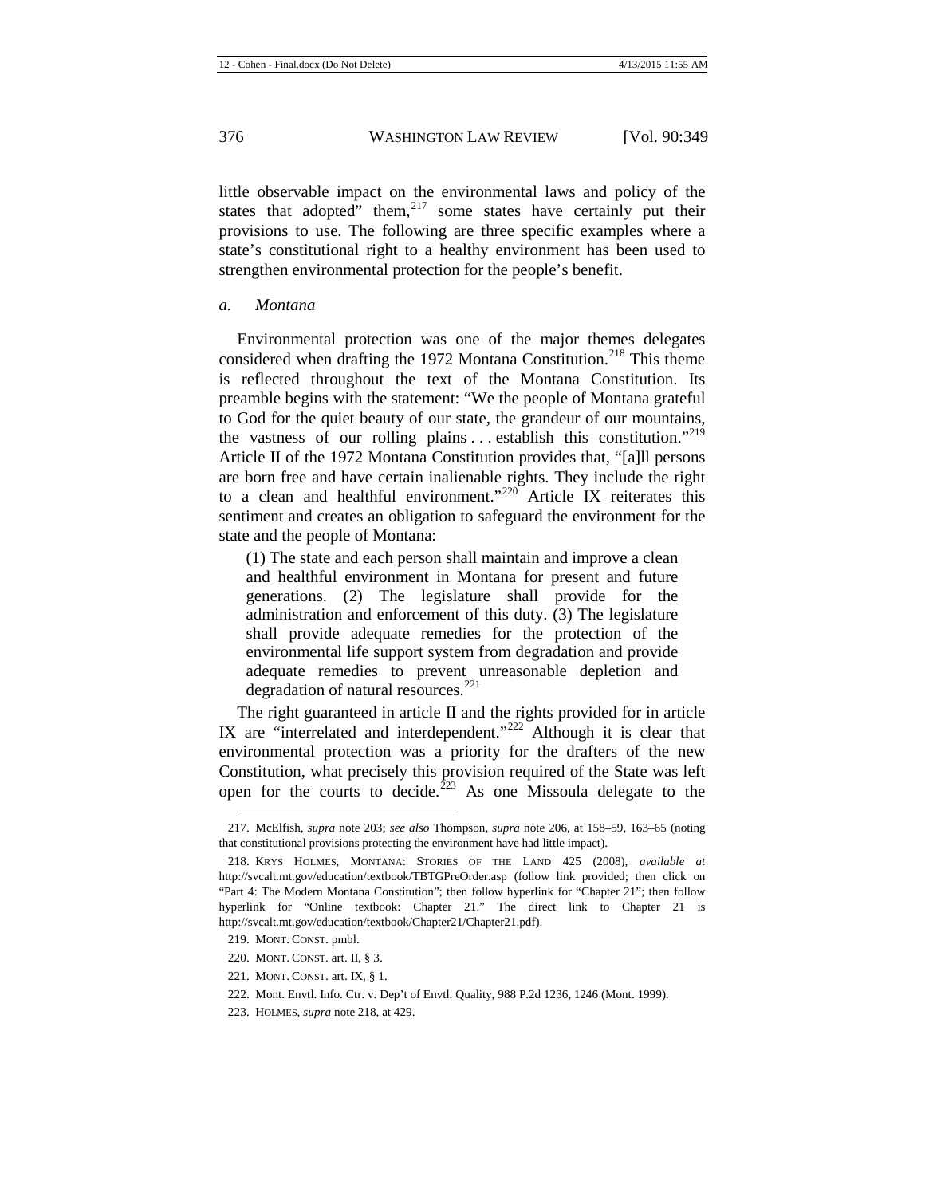little observable impact on the environmental laws and policy of the states that adopted" them,[217] some states have certainly put their provisions to use. The following are three specific examples where a state's constitutional right to a healthy environment has been used to strengthen environmental protection for the people's benefit.

*a. Montana*

Environmental protection was one of the major themes delegates considered when drafting the 1972 Montana Constitution.[218] This theme is reflected throughout the text of the Montana Constitution. Its preamble begins with the statement: "We the people of Montana grateful to God for the quiet beauty of our state, the grandeur of our mountains, the vastness of our rolling plains . . . establish this constitution."[219] Article II of the 1972 Montana Constitution provides that, "[a]ll persons are born free and have certain inalienable rights. They include the right to a clean and healthful environment."[220] Article IX reiterates this sentiment and creates an obligation to safeguard the environment for the state and the people of Montana:

> (1) The state and each person shall maintain and improve a clean and healthful environment in Montana for present and future generations. (2) The legislature shall provide for the administration and enforcement of this duty. (3) The legislature shall provide adequate remedies for the protection of the environmental life support system from degradation and provide adequate remedies to prevent unreasonable depletion and degradation of natural resources.[221]

The right guaranteed in article II and the rights provided for in article IX are "interrelated and interdependent."[222] Although it is clear that environmental protection was a priority for the drafters of the new Constitution, what precisely this provision required of the State was left open for the courts to decide.[223] As one Missoula delegate to the

---

217. McElfish, *supra* note 203; *see also* Thompson, *supra* note 206, at 158–59, 163–65 (noting that constitutional provisions protecting the environment have had little impact).

218. KRYS HOLMES, MONTANA: STORIES OF THE LAND 425 (2008), *available at* http://svcalt.mt.gov/education/textbook/TBTGPreOrder.asp (follow link provided; then click on "Part 4: The Modern Montana Constitution"; then follow hyperlink for "Chapter 21"; then follow hyperlink for "Online textbook: Chapter 21." The direct link to Chapter 21 is http://svcalt.mt.gov/education/textbook/Chapter21/Chapter21.pdf).

219. MONT. CONST. pmbl.

220. MONT. CONST. art. II, § 3.

221. MONT. CONST. art. IX, § 1.

222. Mont. Envtl. Info. Ctr. v. Dep't of Envtl. Quality, 988 P.2d 1236, 1246 (Mont. 1999).

223. HOLMES, *supra* note 218, at 429.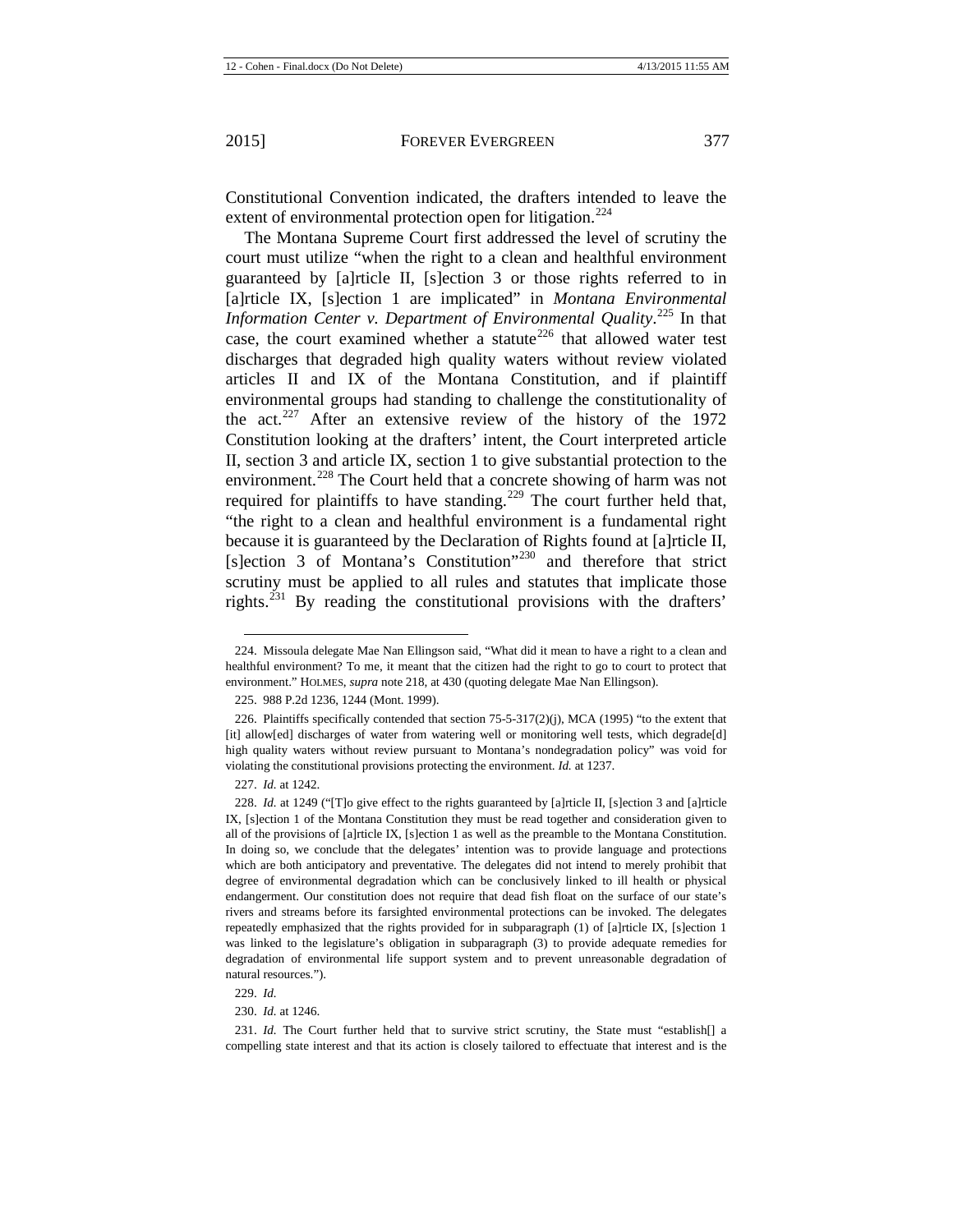Constitutional Convention indicated, the drafters intended to leave the extent of environmental protection open for litigation.[224]

The Montana Supreme Court first addressed the level of scrutiny the court must utilize "when the right to a clean and healthful environment guaranteed by [a]rticle II, [s]ection 3 or those rights referred to in [a]rticle IX, [s]ection 1 are implicated" in *Montana Environmental Information Center v. Department of Environmental Quality*.[225] In that case, the court examined whether a statute[226] that allowed water test discharges that degraded high quality waters without review violated articles II and IX of the Montana Constitution, and if plaintiff environmental groups had standing to challenge the constitutionality of the act.[227] After an extensive review of the history of the 1972 Constitution looking at the drafters' intent, the Court interpreted article II, section 3 and article IX, section 1 to give substantial protection to the environment.[228] The Court held that a concrete showing of harm was not required for plaintiffs to have standing.[229] The court further held that, "the right to a clean and healthful environment is a fundamental right because it is guaranteed by the Declaration of Rights found at [a]rticle II, [s]ection 3 of Montana's Constitution"[230] and therefore that strict scrutiny must be applied to all rules and statutes that implicate those rights.[231] By reading the constitutional provisions with the drafters'

224. Missoula delegate Mae Nan Ellingson said, "What did it mean to have a right to a clean and healthful environment? To me, it meant that the citizen had the right to go to court to protect that environment." HOLMES, *supra* note 218, at 430 (quoting delegate Mae Nan Ellingson).

225. 988 P.2d 1236, 1244 (Mont. 1999).

226. Plaintiffs specifically contended that section 75-5-317(2)(j), MCA (1995) "to the extent that [it] allow[ed] discharges of water from watering well or monitoring well tests, which degrade[d] high quality waters without review pursuant to Montana's nondegradation policy" was void for violating the constitutional provisions protecting the environment. *Id.* at 1237.

227. *Id.* at 1242.

228. *Id.* at 1249 ("[T]o give effect to the rights guaranteed by [a]rticle II, [s]ection 3 and [a]rticle IX, [s]ection 1 of the Montana Constitution they must be read together and consideration given to all of the provisions of [a]rticle IX, [s]ection 1 as well as the preamble to the Montana Constitution. In doing so, we conclude that the delegates' intention was to provide language and protections which are both anticipatory and preventative. The delegates did not intend to merely prohibit that degree of environmental degradation which can be conclusively linked to ill health or physical endangerment. Our constitution does not require that dead fish float on the surface of our state's rivers and streams before its farsighted environmental protections can be invoked. The delegates repeatedly emphasized that the rights provided for in subparagraph (1) of [a]rticle IX, [s]ection 1 was linked to the legislature's obligation in subparagraph (3) to provide adequate remedies for degradation of environmental life support system and to prevent unreasonable degradation of natural resources.").

229. *Id.*

230. *Id.* at 1246.

231. *Id.* The Court further held that to survive strict scrutiny, the State must "establish[] a compelling state interest and that its action is closely tailored to effectuate that interest and is the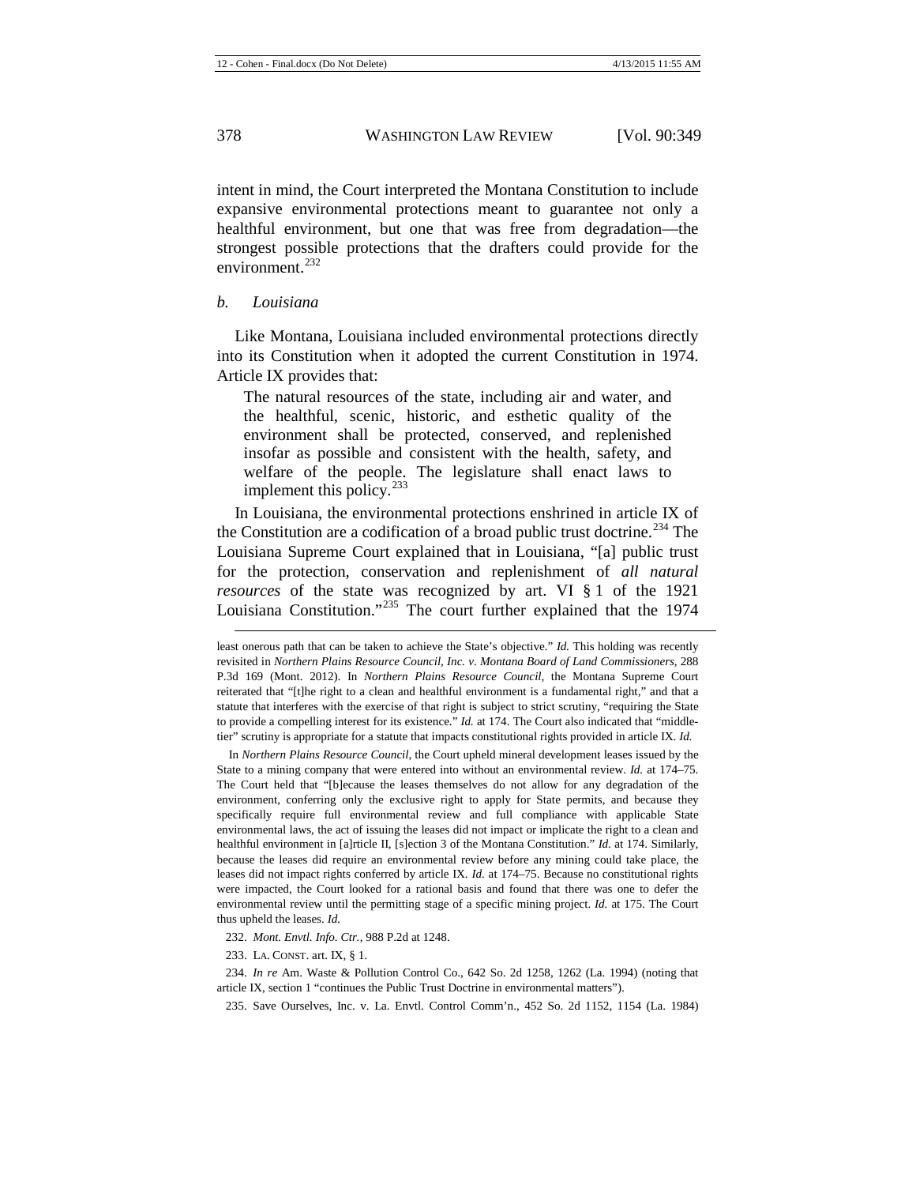intent in mind, the Court interpreted the Montana Constitution to include expansive environmental protections meant to guarantee not only a healthful environment, but one that was free from degradation—the strongest possible protections that the drafters could provide for the environment.[232]

*b. Louisiana*

Like Montana, Louisiana included environmental protections directly into its Constitution when it adopted the current Constitution in 1974. Article IX provides that:

> The natural resources of the state, including air and water, and the healthful, scenic, historic, and esthetic quality of the environment shall be protected, conserved, and replenished insofar as possible and consistent with the health, safety, and welfare of the people. The legislature shall enact laws to implement this policy.[233]

In Louisiana, the environmental protections enshrined in article IX of the Constitution are a codification of a broad public trust doctrine.[234] The Louisiana Supreme Court explained that in Louisiana, "[a] public trust for the protection, conservation and replenishment of *all natural resources* of the state was recognized by art. VI § 1 of the 1921 Louisiana Constitution."[235] The court further explained that the 1974

---

least onerous path that can be taken to achieve the State's objective." *Id.* This holding was recently revisited in *Northern Plains Resource Council, Inc. v. Montana Board of Land Commissioners*, 288 P.3d 169 (Mont. 2012). In *Northern Plains Resource Council*, the Montana Supreme Court reiterated that "[t]he right to a clean and healthful environment is a fundamental right," and that a statute that interferes with the exercise of that right is subject to strict scrutiny, "requiring the State to provide a compelling interest for its existence." *Id.* at 174. The Court also indicated that "middle-tier" scrutiny is appropriate for a statute that impacts constitutional rights provided in article IX. *Id.*

In *Northern Plains Resource Council*, the Court upheld mineral development leases issued by the State to a mining company that were entered into without an environmental review. *Id.* at 174–75. The Court held that "[b]ecause the leases themselves do not allow for any degradation of the environment, conferring only the exclusive right to apply for State permits, and because they specifically require full environmental review and full compliance with applicable State environmental laws, the act of issuing the leases did not impact or implicate the right to a clean and healthful environment in [a]rticle II, [s]ection 3 of the Montana Constitution." *Id.* at 174. Similarly, because the leases did require an environmental review before any mining could take place, the leases did not impact rights conferred by article IX. *Id.* at 174–75. Because no constitutional rights were impacted, the Court looked for a rational basis and found that there was one to defer the environmental review until the permitting stage of a specific mining project. *Id.* at 175. The Court thus upheld the leases. *Id.*

232. *Mont. Envtl. Info. Ctr.*, 988 P.2d at 1248.

233. LA. CONST. art. IX, § 1.

234. *In re* Am. Waste & Pollution Control Co., 642 So. 2d 1258, 1262 (La. 1994) (noting that article IX, section 1 "continues the Public Trust Doctrine in environmental matters").

235. Save Ourselves, Inc. v. La. Envtl. Control Comm'n., 452 So. 2d 1152, 1154 (La. 1984)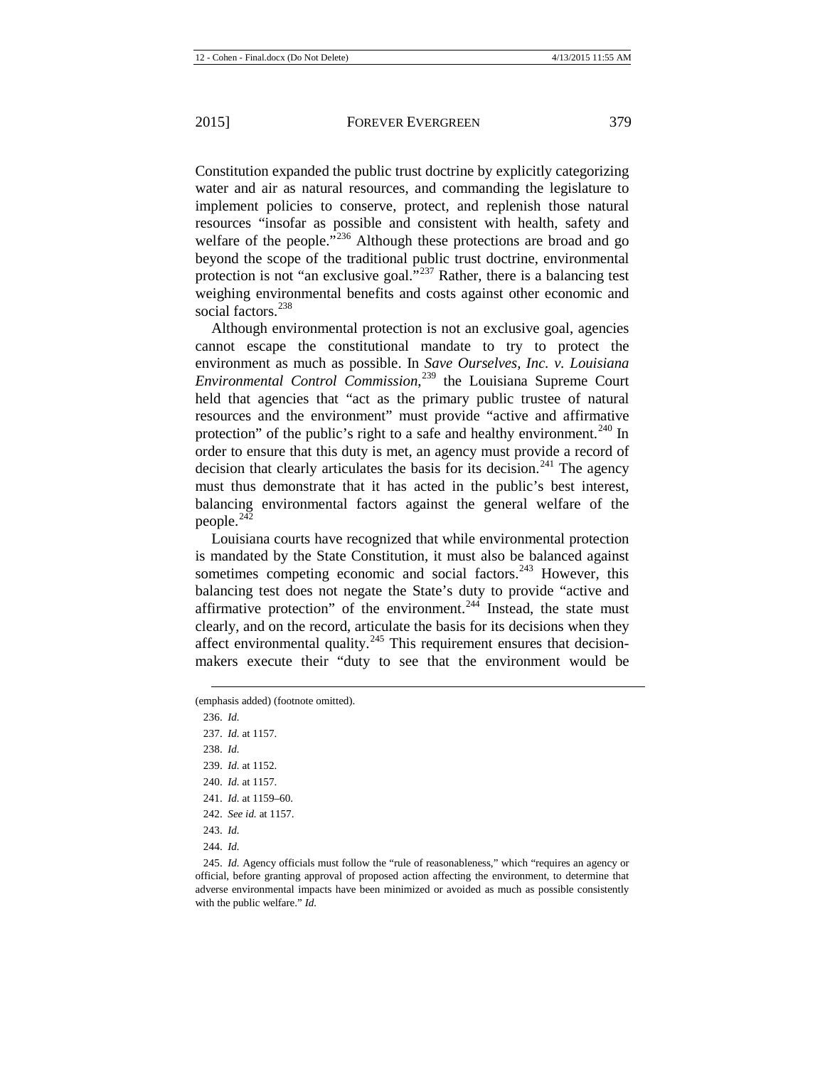Constitution expanded the public trust doctrine by explicitly categorizing water and air as natural resources, and commanding the legislature to implement policies to conserve, protect, and replenish those natural resources "insofar as possible and consistent with health, safety and welfare of the people."[236] Although these protections are broad and go beyond the scope of the traditional public trust doctrine, environmental protection is not "an exclusive goal."[237] Rather, there is a balancing test weighing environmental benefits and costs against other economic and social factors.[238]

Although environmental protection is not an exclusive goal, agencies cannot escape the constitutional mandate to try to protect the environment as much as possible. In *Save Ourselves, Inc. v. Louisiana Environmental Control Commission*,[239] the Louisiana Supreme Court held that agencies that "act as the primary public trustee of natural resources and the environment" must provide "active and affirmative protection" of the public's right to a safe and healthy environment.[240] In order to ensure that this duty is met, an agency must provide a record of decision that clearly articulates the basis for its decision.[241] The agency must thus demonstrate that it has acted in the public's best interest, balancing environmental factors against the general welfare of the people.[242]

Louisiana courts have recognized that while environmental protection is mandated by the State Constitution, it must also be balanced against sometimes competing economic and social factors.[243] However, this balancing test does not negate the State's duty to provide "active and affirmative protection" of the environment.[244] Instead, the state must clearly, and on the record, articulate the basis for its decisions when they affect environmental quality.[245] This requirement ensures that decision-makers execute their "duty to see that the environment would be

---

(emphasis added) (footnote omitted).

236. *Id.*

237. *Id.* at 1157.

238. *Id.*

239. *Id.* at 1152.

240. *Id.* at 1157.

241. *Id.* at 1159–60.

242. *See id.* at 1157.

243. *Id.*

244. *Id.*

245. *Id.* Agency officials must follow the "rule of reasonableness," which "requires an agency or official, before granting approval of proposed action affecting the environment, to determine that adverse environmental impacts have been minimized or avoided as much as possible consistently with the public welfare." *Id.*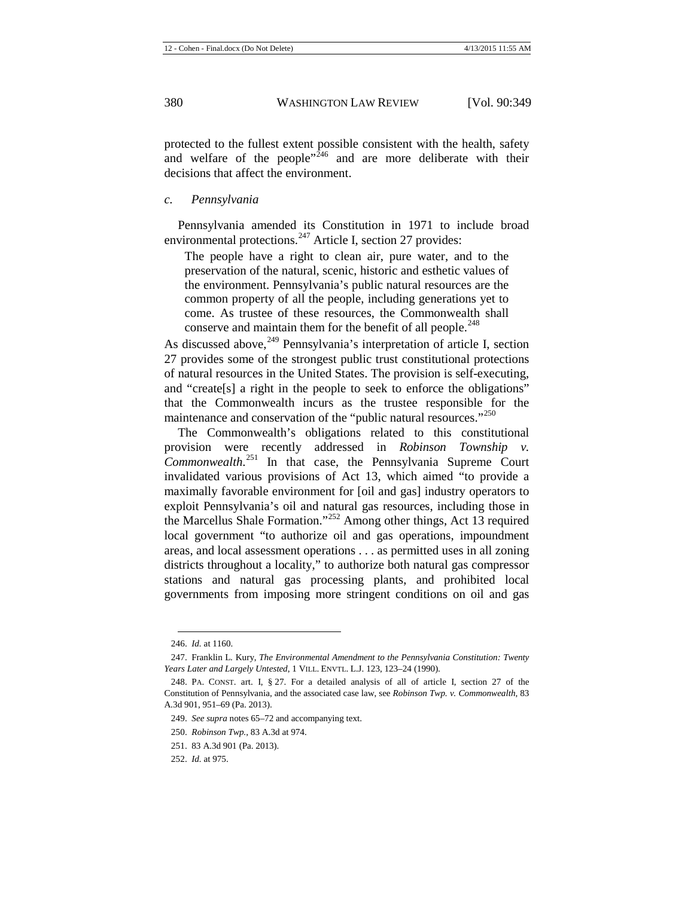protected to the fullest extent possible consistent with the health, safety and welfare of the people"[246] and are more deliberate with their decisions that affect the environment.

### *c. Pennsylvania*

Pennsylvania amended its Constitution in 1971 to include broad environmental protections.[247] Article I, section 27 provides:

> The people have a right to clean air, pure water, and to the preservation of the natural, scenic, historic and esthetic values of the environment. Pennsylvania's public natural resources are the common property of all the people, including generations yet to come. As trustee of these resources, the Commonwealth shall conserve and maintain them for the benefit of all people.[248]

As discussed above,[249] Pennsylvania's interpretation of article I, section 27 provides some of the strongest public trust constitutional protections of natural resources in the United States. The provision is self-executing, and "create[s] a right in the people to seek to enforce the obligations" that the Commonwealth incurs as the trustee responsible for the maintenance and conservation of the "public natural resources."[250]

The Commonwealth's obligations related to this constitutional provision were recently addressed in *Robinson Township v. Commonwealth*.[251] In that case, the Pennsylvania Supreme Court invalidated various provisions of Act 13, which aimed "to provide a maximally favorable environment for [oil and gas] industry operators to exploit Pennsylvania's oil and natural gas resources, including those in the Marcellus Shale Formation."[252] Among other things, Act 13 required local government "to authorize oil and gas operations, impoundment areas, and local assessment operations . . . as permitted uses in all zoning districts throughout a locality," to authorize both natural gas compressor stations and natural gas processing plants, and prohibited local governments from imposing more stringent conditions on oil and gas

---

246. *Id.* at 1160.

247. Franklin L. Kury, *The Environmental Amendment to the Pennsylvania Constitution: Twenty Years Later and Largely Untested*, 1 VILL. ENVTL. L.J. 123, 123–24 (1990).

248. PA. CONST. art. I, § 27. For a detailed analysis of all of article I, section 27 of the Constitution of Pennsylvania, and the associated case law, see *Robinson Twp. v. Commonwealth*, 83 A.3d 901, 951–69 (Pa. 2013).

249. *See supra* notes 65–72 and accompanying text.

250. *Robinson Twp.*, 83 A.3d at 974.

251. 83 A.3d 901 (Pa. 2013).

252. *Id.* at 975.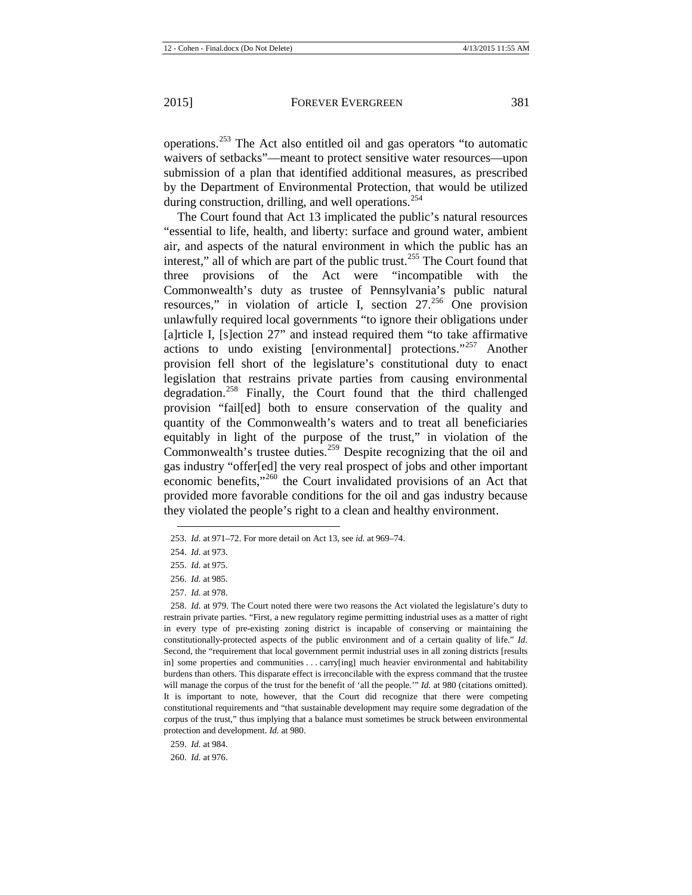operations.[253] The Act also entitled oil and gas operators "to automatic waivers of setbacks"—meant to protect sensitive water resources—upon submission of a plan that identified additional measures, as prescribed by the Department of Environmental Protection, that would be utilized during construction, drilling, and well operations.[254]

The Court found that Act 13 implicated the public's natural resources "essential to life, health, and liberty: surface and ground water, ambient air, and aspects of the natural environment in which the public has an interest," all of which are part of the public trust.[255] The Court found that three provisions of the Act were "incompatible with the Commonwealth's duty as trustee of Pennsylvania's public natural resources," in violation of article I, section 27.[256] One provision unlawfully required local governments "to ignore their obligations under [a]rticle I, [s]ection 27" and instead required them "to take affirmative actions to undo existing [environmental] protections."[257] Another provision fell short of the legislature's constitutional duty to enact legislation that restrains private parties from causing environmental degradation.[258] Finally, the Court found that the third challenged provision "fail[ed] both to ensure conservation of the quality and quantity of the Commonwealth's waters and to treat all beneficiaries equitably in light of the purpose of the trust," in violation of the Commonwealth's trustee duties.[259] Despite recognizing that the oil and gas industry "offer[ed] the very real prospect of jobs and other important economic benefits,"[260] the Court invalidated provisions of an Act that provided more favorable conditions for the oil and gas industry because they violated the people's right to a clean and healthy environment.

---

253. *Id.* at 971–72. For more detail on Act 13, see *id.* at 969–74.

254. *Id.* at 973.

255. *Id.* at 975.

256. *Id.* at 985.

257. *Id.* at 978.

258. *Id.* at 979. The Court noted there were two reasons the Act violated the legislature's duty to restrain private parties. "First, a new regulatory regime permitting industrial uses as a matter of right in every type of pre-existing zoning district is incapable of conserving or maintaining the constitutionally-protected aspects of the public environment and of a certain quality of life." *Id.* Second, the "requirement that local government permit industrial uses in all zoning districts [results in] some properties and communities . . . carry[ing] much heavier environmental and habitability burdens than others. This disparate effect is irreconcilable with the express command that the trustee will manage the corpus of the trust for the benefit of 'all the people.'" *Id.* at 980 (citations omitted). It is important to note, however, that the Court did recognize that there were competing constitutional requirements and "that sustainable development may require some degradation of the corpus of the trust," thus implying that a balance must sometimes be struck between environmental protection and development. *Id.* at 980.

259. *Id.* at 984.

260. *Id.* at 976.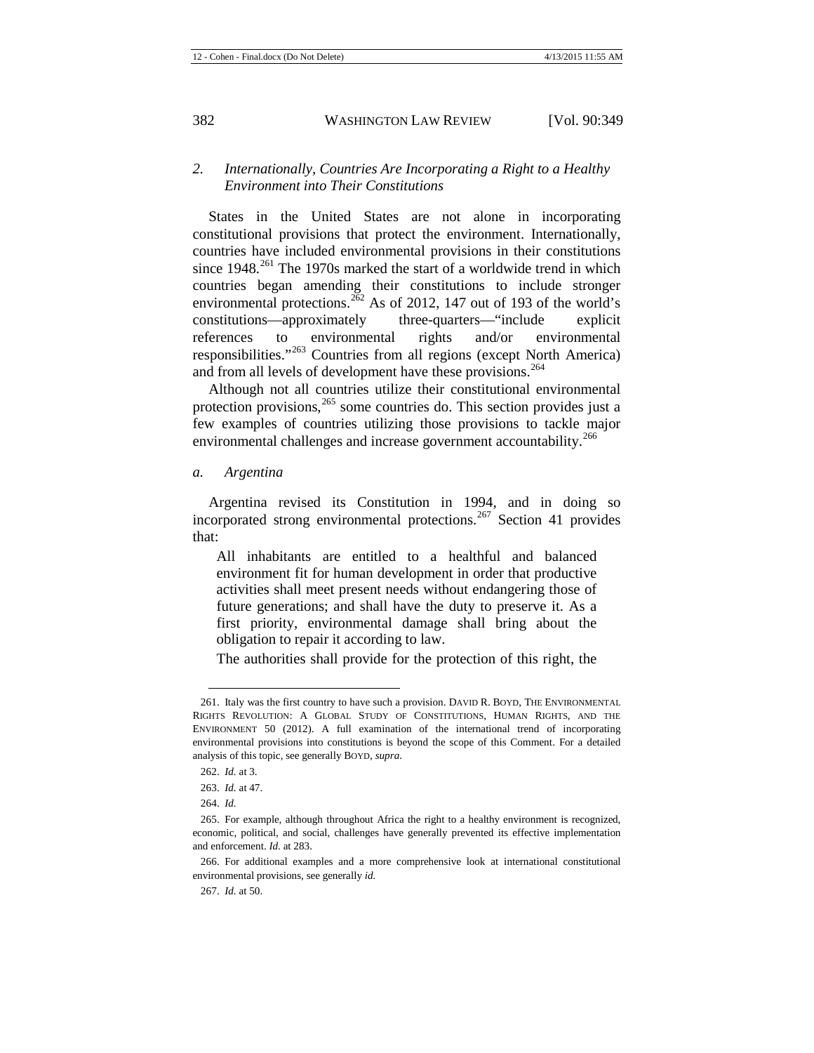### 2. *Internationally, Countries Are Incorporating a Right to a Healthy Environment into Their Constitutions*

States in the United States are not alone in incorporating constitutional provisions that protect the environment. Internationally, countries have included environmental provisions in their constitutions since 1948.[261] The 1970s marked the start of a worldwide trend in which countries began amending their constitutions to include stronger environmental protections.[262] As of 2012, 147 out of 193 of the world's constitutions—approximately three-quarters—"include explicit references to environmental rights and/or environmental responsibilities."[263] Countries from all regions (except North America) and from all levels of development have these provisions.[264]

Although not all countries utilize their constitutional environmental protection provisions,[265] some countries do. This section provides just a few examples of countries utilizing those provisions to tackle major environmental challenges and increase government accountability.[266]

#### *a. Argentina*

Argentina revised its Constitution in 1994, and in doing so incorporated strong environmental protections.[267] Section 41 provides that:

> All inhabitants are entitled to a healthful and balanced environment fit for human development in order that productive activities shall meet present needs without endangering those of future generations; and shall have the duty to preserve it. As a first priority, environmental damage shall bring about the obligation to repair it according to law.
>
> The authorities shall provide for the protection of this right, the

---

261. Italy was the first country to have such a provision. DAVID R. BOYD, THE ENVIRONMENTAL RIGHTS REVOLUTION: A GLOBAL STUDY OF CONSTITUTIONS, HUMAN RIGHTS, AND THE ENVIRONMENT 50 (2012). A full examination of the international trend of incorporating environmental provisions into constitutions is beyond the scope of this Comment. For a detailed analysis of this topic, see generally BOYD, *supra*.

262. *Id.* at 3.

263. *Id.* at 47.

264. *Id.*

265. For example, although throughout Africa the right to a healthy environment is recognized, economic, political, and social, challenges have generally prevented its effective implementation and enforcement. *Id.* at 283.

266. For additional examples and a more comprehensive look at international constitutional environmental provisions, see generally *id.*

267. *Id.* at 50.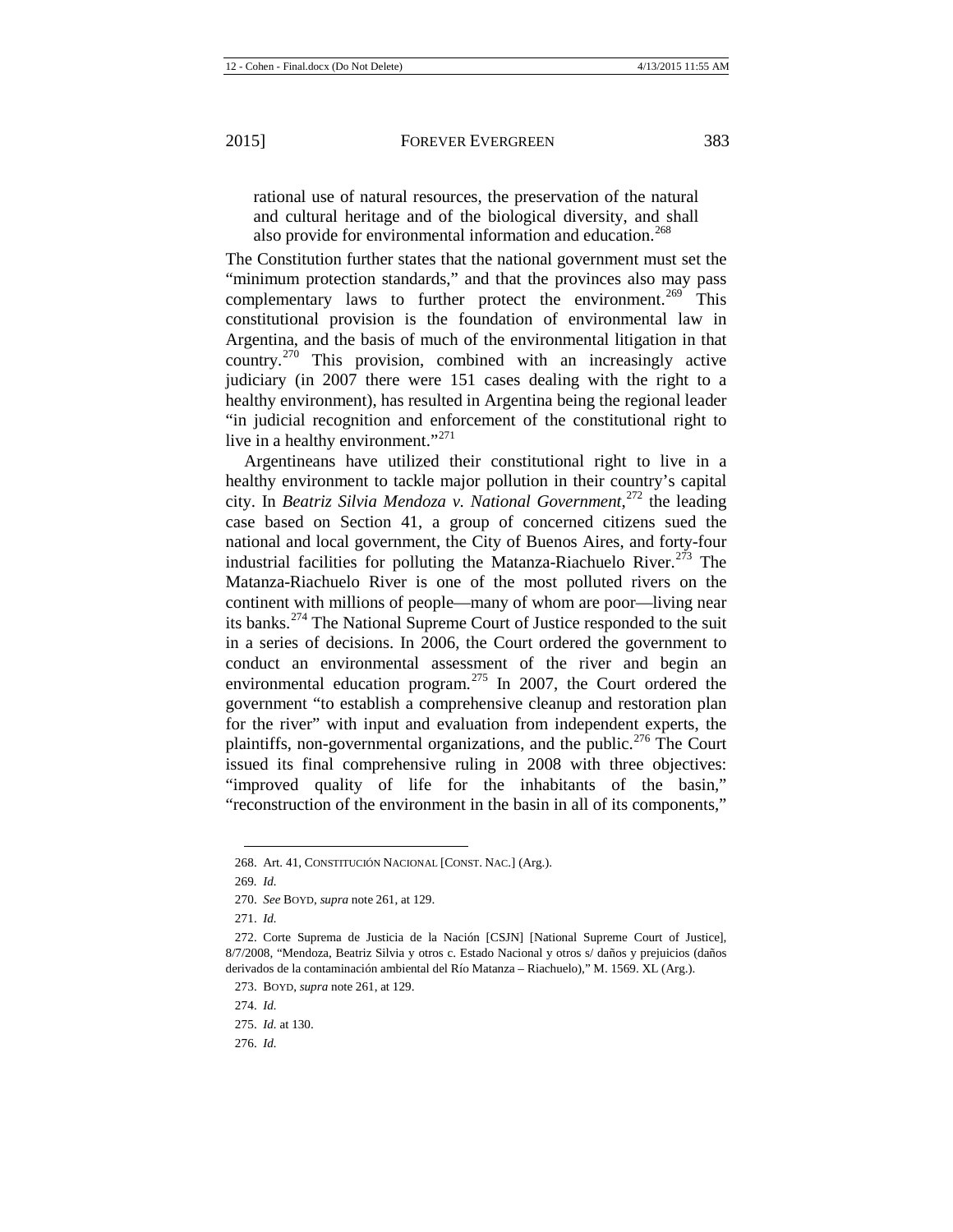> rational use of natural resources, the preservation of the natural and cultural heritage and of the biological diversity, and shall also provide for environmental information and education.[268]

The Constitution further states that the national government must set the "minimum protection standards," and that the provinces also may pass complementary laws to further protect the environment.[269] This constitutional provision is the foundation of environmental law in Argentina, and the basis of much of the environmental litigation in that country.[270] This provision, combined with an increasingly active judiciary (in 2007 there were 151 cases dealing with the right to a healthy environment), has resulted in Argentina being the regional leader "in judicial recognition and enforcement of the constitutional right to live in a healthy environment."[271]

Argentineans have utilized their constitutional right to live in a healthy environment to tackle major pollution in their country's capital city. In *Beatriz Silvia Mendoza v. National Government*,[272] the leading case based on Section 41, a group of concerned citizens sued the national and local government, the City of Buenos Aires, and forty-four industrial facilities for polluting the Matanza-Riachuelo River.[273] The Matanza-Riachuelo River is one of the most polluted rivers on the continent with millions of people—many of whom are poor—living near its banks.[274] The National Supreme Court of Justice responded to the suit in a series of decisions. In 2006, the Court ordered the government to conduct an environmental assessment of the river and begin an environmental education program.[275] In 2007, the Court ordered the government "to establish a comprehensive cleanup and restoration plan for the river" with input and evaluation from independent experts, the plaintiffs, non-governmental organizations, and the public.[276] The Court issued its final comprehensive ruling in 2008 with three objectives: "improved quality of life for the inhabitants of the basin," "reconstruction of the environment in the basin in all of its components,"

---

268. Art. 41, CONSTITUCIÓN NACIONAL [CONST. NAC.] (Arg.).

269. *Id.*

270. *See* BOYD, *supra* note 261, at 129.

271. *Id.*

272. Corte Suprema de Justicia de la Nación [CSJN] [National Supreme Court of Justice], 8/7/2008, "Mendoza, Beatriz Silvia y otros c. Estado Nacional y otros s/ daños y prejuicios (daños derivados de la contaminación ambiental del Río Matanza – Riachuelo)," M. 1569. XL (Arg.).

273. BOYD, *supra* note 261, at 129.

274. *Id.*

275. *Id.* at 130.

276. *Id.*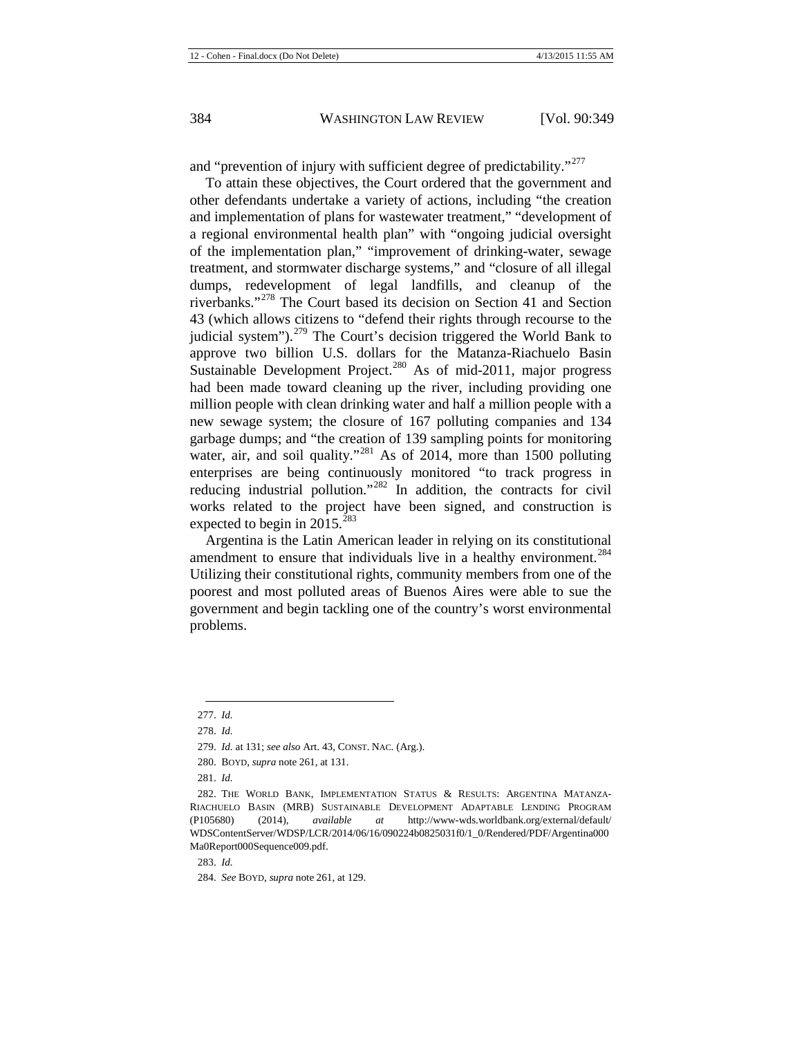and "prevention of injury with sufficient degree of predictability."[277]

To attain these objectives, the Court ordered that the government and other defendants undertake a variety of actions, including "the creation and implementation of plans for wastewater treatment," "development of a regional environmental health plan" with "ongoing judicial oversight of the implementation plan," "improvement of drinking-water, sewage treatment, and stormwater discharge systems," and "closure of all illegal dumps, redevelopment of legal landfills, and cleanup of the riverbanks."[278] The Court based its decision on Section 41 and Section 43 (which allows citizens to "defend their rights through recourse to the judicial system").[279] The Court's decision triggered the World Bank to approve two billion U.S. dollars for the Matanza-Riachuelo Basin Sustainable Development Project.[280] As of mid-2011, major progress had been made toward cleaning up the river, including providing one million people with clean drinking water and half a million people with a new sewage system; the closure of 167 polluting companies and 134 garbage dumps; and "the creation of 139 sampling points for monitoring water, air, and soil quality."[281] As of 2014, more than 1500 polluting enterprises are being continuously monitored "to track progress in reducing industrial pollution."[282] In addition, the contracts for civil works related to the project have been signed, and construction is expected to begin in 2015.[283]

Argentina is the Latin American leader in relying on its constitutional amendment to ensure that individuals live in a healthy environment.[284] Utilizing their constitutional rights, community members from one of the poorest and most polluted areas of Buenos Aires were able to sue the government and begin tackling one of the country's worst environmental problems.

---

277. *Id.*

278. *Id.*

279. *Id.* at 131; *see also* Art. 43, CONST. NAC. (Arg.).

280. BOYD, *supra* note 261, at 131.

281. *Id.*

282. THE WORLD BANK, IMPLEMENTATION STATUS & RESULTS: ARGENTINA MATANZA-RIACHUELO BASIN (MRB) SUSTAINABLE DEVELOPMENT ADAPTABLE LENDING PROGRAM (P105680) (2014), *available at* http://www-wds.worldbank.org/external/default/WDSContentServer/WDSP/LCR/2014/06/16/090224b0825031f0/1_0/Rendered/PDF/Argentina000Ma0Report000Sequence009.pdf.

283. *Id.*

284. *See* BOYD, *supra* note 261, at 129.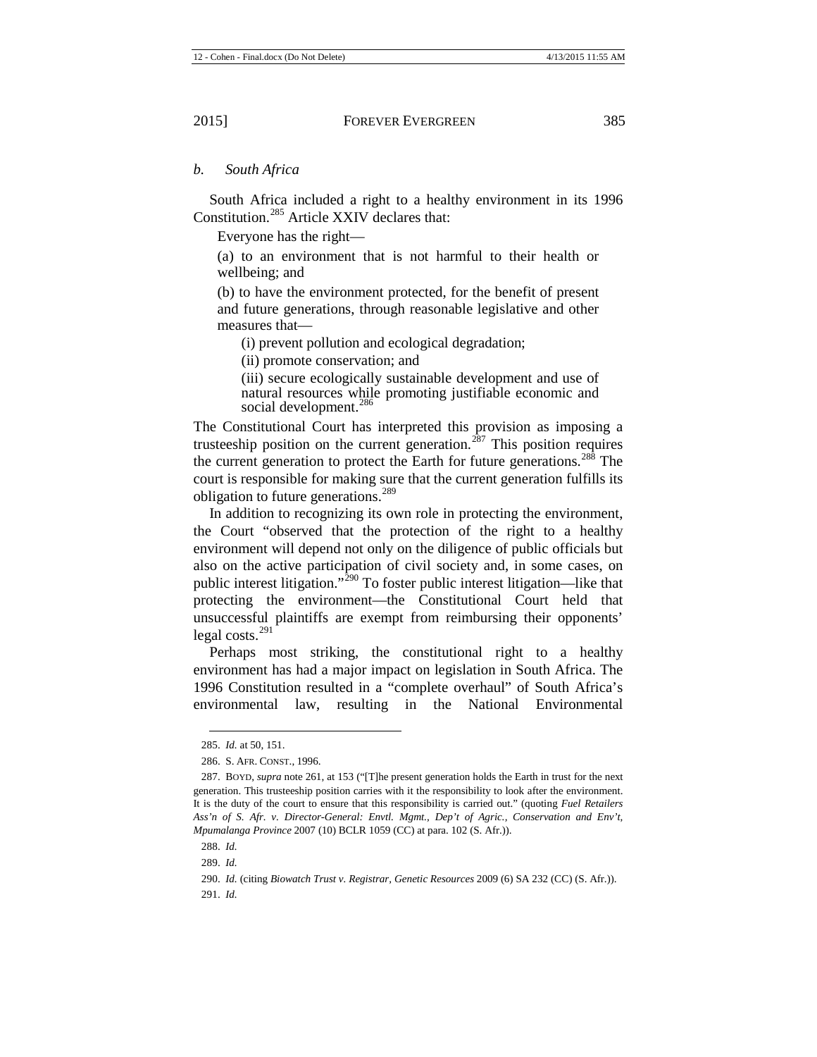### *b. South Africa*

South Africa included a right to a healthy environment in its 1996 Constitution.[285] Article XXIV declares that:

> Everyone has the right—
>
> (a) to an environment that is not harmful to their health or wellbeing; and
>
> (b) to have the environment protected, for the benefit of present and future generations, through reasonable legislative and other measures that—
>
> (i) prevent pollution and ecological degradation;
>
> (ii) promote conservation; and
>
> (iii) secure ecologically sustainable development and use of natural resources while promoting justifiable economic and social development.[286]

The Constitutional Court has interpreted this provision as imposing a trusteeship position on the current generation.[287] This position requires the current generation to protect the Earth for future generations.[288] The court is responsible for making sure that the current generation fulfills its obligation to future generations.[289]

In addition to recognizing its own role in protecting the environment, the Court "observed that the protection of the right to a healthy environment will depend not only on the diligence of public officials but also on the active participation of civil society and, in some cases, on public interest litigation."[290] To foster public interest litigation—like that protecting the environment—the Constitutional Court held that unsuccessful plaintiffs are exempt from reimbursing their opponents' legal costs.[291]

Perhaps most striking, the constitutional right to a healthy environment has had a major impact on legislation in South Africa. The 1996 Constitution resulted in a "complete overhaul" of South Africa's environmental law, resulting in the National Environmental

---

285. *Id.* at 50, 151.

286. S. AFR. CONST., 1996.

287. BOYD, *supra* note 261, at 153 ("[T]he present generation holds the Earth in trust for the next generation. This trusteeship position carries with it the responsibility to look after the environment. It is the duty of the court to ensure that this responsibility is carried out." (quoting *Fuel Retailers Ass'n of S. Afr. v. Director-General: Envtl. Mgmt., Dep't of Agric., Conservation and Env't, Mpumalanga Province* 2007 (10) BCLR 1059 (CC) at para. 102 (S. Afr.)).

288. *Id.*

289. *Id.*

290. *Id.* (citing *Biowatch Trust v. Registrar, Genetic Resources* 2009 (6) SA 232 (CC) (S. Afr.)).

291. *Id.*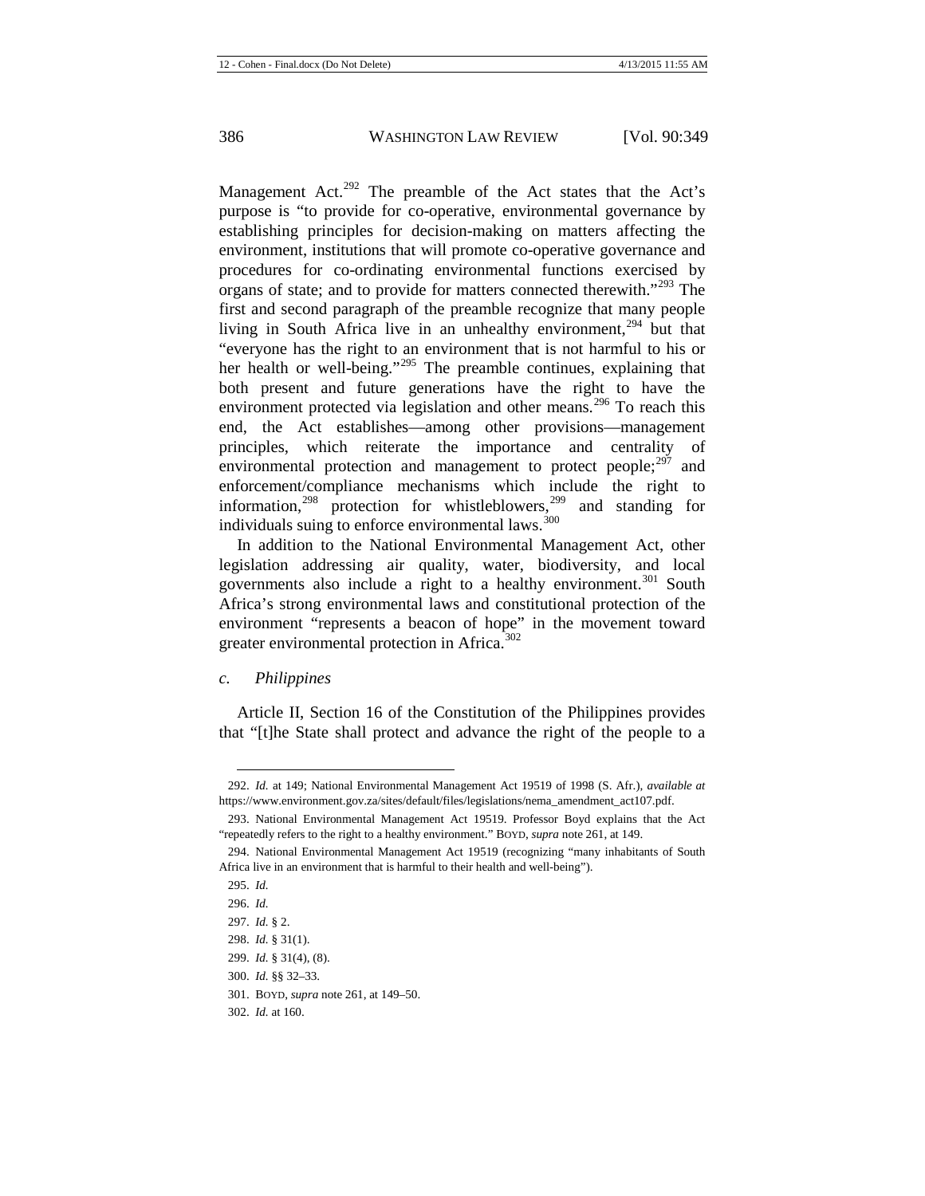Management Act.[292] The preamble of the Act states that the Act's purpose is "to provide for co-operative, environmental governance by establishing principles for decision-making on matters affecting the environment, institutions that will promote co-operative governance and procedures for co-ordinating environmental functions exercised by organs of state; and to provide for matters connected therewith."[293] The first and second paragraph of the preamble recognize that many people living in South Africa live in an unhealthy environment,[294] but that "everyone has the right to an environment that is not harmful to his or her health or well-being."[295] The preamble continues, explaining that both present and future generations have the right to have the environment protected via legislation and other means.[296] To reach this end, the Act establishes—among other provisions—management principles, which reiterate the importance and centrality of environmental protection and management to protect people;[297] and enforcement/compliance mechanisms which include the right to information,[298] protection for whistleblowers,[299] and standing for individuals suing to enforce environmental laws.[300]

In addition to the National Environmental Management Act, other legislation addressing air quality, water, biodiversity, and local governments also include a right to a healthy environment.[301] South Africa's strong environmental laws and constitutional protection of the environment "represents a beacon of hope" in the movement toward greater environmental protection in Africa.[302]

#### *c. Philippines*

Article II, Section 16 of the Constitution of the Philippines provides that "[t]he State shall protect and advance the right of the people to a

---

292. *Id.* at 149; National Environmental Management Act 19519 of 1998 (S. Afr.), *available at* https://www.environment.gov.za/sites/default/files/legislations/nema_amendment_act107.pdf.

293. National Environmental Management Act 19519. Professor Boyd explains that the Act "repeatedly refers to the right to a healthy environment." BOYD, *supra* note 261, at 149.

294. National Environmental Management Act 19519 (recognizing "many inhabitants of South Africa live in an environment that is harmful to their health and well-being").

295. *Id.*

296. *Id.*

297. *Id.* § 2.

298. *Id.* § 31(1).

299. *Id.* § 31(4), (8).

300. *Id.* §§ 32–33.

301. BOYD, *supra* note 261, at 149–50.

302. *Id.* at 160.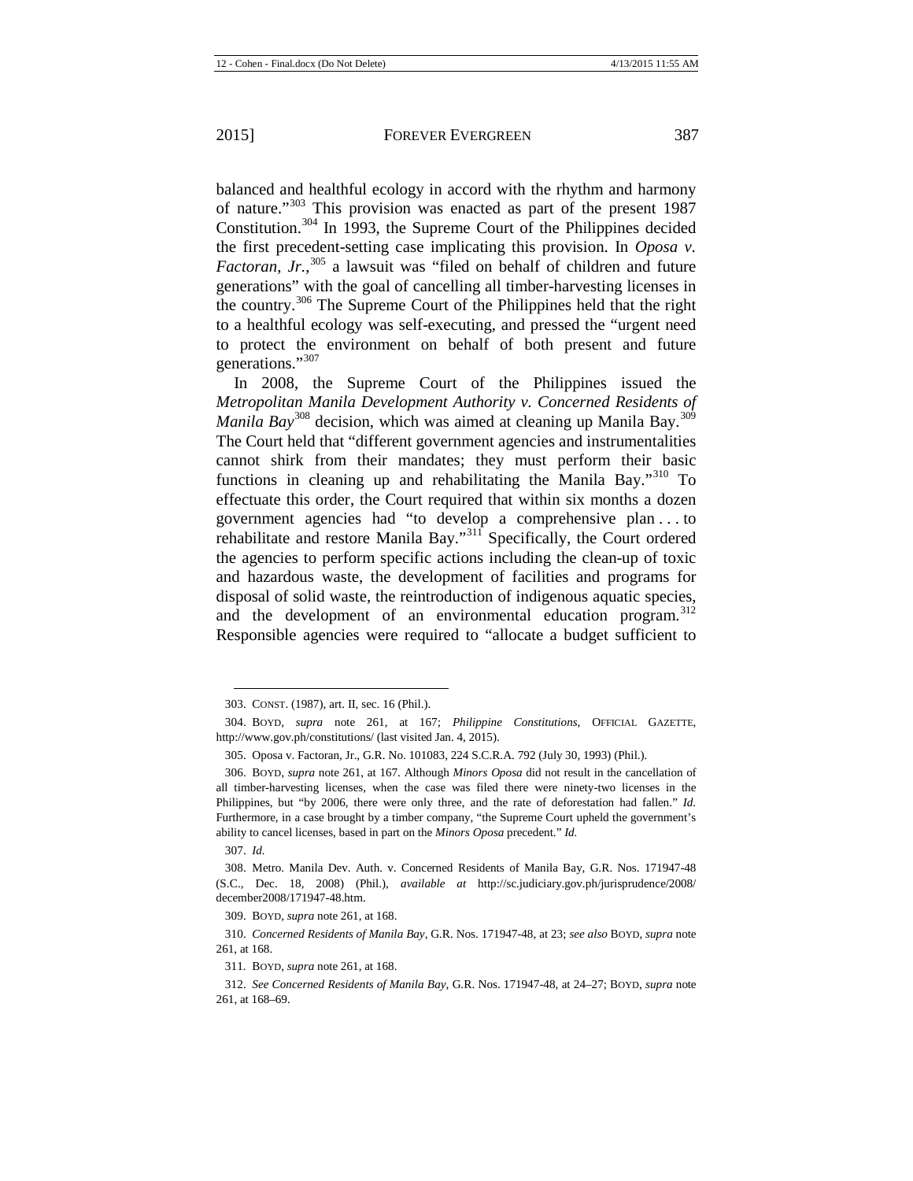balanced and healthful ecology in accord with the rhythm and harmony of nature."[303] This provision was enacted as part of the present 1987 Constitution.[304] In 1993, the Supreme Court of the Philippines decided the first precedent-setting case implicating this provision. In *Oposa v. Factoran, Jr.*,[305] a lawsuit was "filed on behalf of children and future generations" with the goal of cancelling all timber-harvesting licenses in the country.[306] The Supreme Court of the Philippines held that the right to a healthful ecology was self-executing, and pressed the "urgent need to protect the environment on behalf of both present and future generations."[307]

In 2008, the Supreme Court of the Philippines issued the *Metropolitan Manila Development Authority v. Concerned Residents of Manila Bay*[308] decision, which was aimed at cleaning up Manila Bay.[309] The Court held that "different government agencies and instrumentalities cannot shirk from their mandates; they must perform their basic functions in cleaning up and rehabilitating the Manila Bay."[310] To effectuate this order, the Court required that within six months a dozen government agencies had "to develop a comprehensive plan . . . to rehabilitate and restore Manila Bay."[311] Specifically, the Court ordered the agencies to perform specific actions including the clean-up of toxic and hazardous waste, the development of facilities and programs for disposal of solid waste, the reintroduction of indigenous aquatic species, and the development of an environmental education program.[312] Responsible agencies were required to "allocate a budget sufficient to

---

303. CONST. (1987), art. II, sec. 16 (Phil.).

304. BOYD, *supra* note 261, at 167; *Philippine Constitutions*, OFFICIAL GAZETTE, http://www.gov.ph/constitutions/ (last visited Jan. 4, 2015).

305. Oposa v. Factoran, Jr., G.R. No. 101083, 224 S.C.R.A. 792 (July 30, 1993) (Phil.).

306. BOYD, *supra* note 261, at 167. Although *Minors Oposa* did not result in the cancellation of all timber-harvesting licenses, when the case was filed there were ninety-two licenses in the Philippines, but "by 2006, there were only three, and the rate of deforestation had fallen." *Id.* Furthermore, in a case brought by a timber company, "the Supreme Court upheld the government's ability to cancel licenses, based in part on the *Minors Oposa* precedent." *Id.*

307. *Id.*

308. Metro. Manila Dev. Auth. v. Concerned Residents of Manila Bay, G.R. Nos. 171947-48 (S.C., Dec. 18, 2008) (Phil.), *available at* http://sc.judiciary.gov.ph/jurisprudence/2008/december2008/171947-48.htm.

309. BOYD, *supra* note 261, at 168.

310. *Concerned Residents of Manila Bay*, G.R. Nos. 171947-48, at 23; *see also* BOYD, *supra* note 261, at 168.

311. BOYD, *supra* note 261, at 168.

312. *See Concerned Residents of Manila Bay*, G.R. Nos. 171947-48, at 24–27; BOYD, *supra* note 261, at 168–69.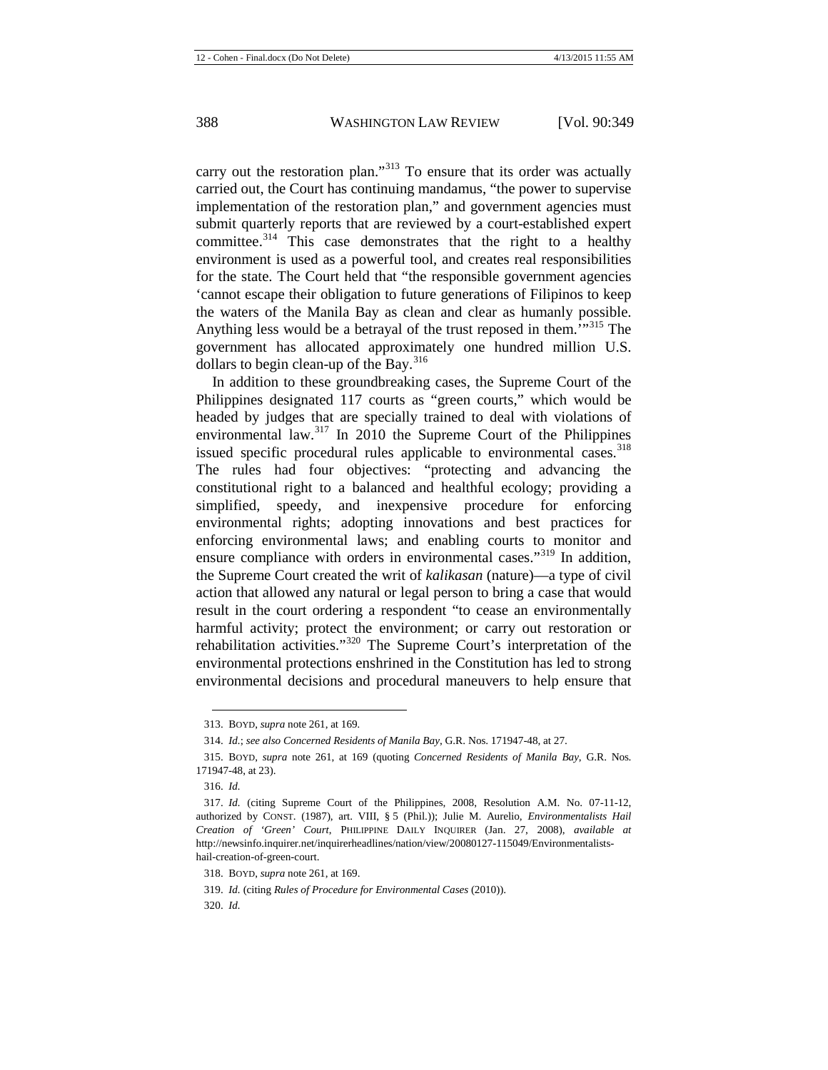carry out the restoration plan."[313] To ensure that its order was actually carried out, the Court has continuing mandamus, "the power to supervise implementation of the restoration plan," and government agencies must submit quarterly reports that are reviewed by a court-established expert committee.[314] This case demonstrates that the right to a healthy environment is used as a powerful tool, and creates real responsibilities for the state. The Court held that "the responsible government agencies 'cannot escape their obligation to future generations of Filipinos to keep the waters of the Manila Bay as clean and clear as humanly possible. Anything less would be a betrayal of the trust reposed in them.'"[315] The government has allocated approximately one hundred million U.S. dollars to begin clean-up of the Bay.[316]

In addition to these groundbreaking cases, the Supreme Court of the Philippines designated 117 courts as "green courts," which would be headed by judges that are specially trained to deal with violations of environmental law.[317] In 2010 the Supreme Court of the Philippines issued specific procedural rules applicable to environmental cases.[318] The rules had four objectives: "protecting and advancing the constitutional right to a balanced and healthful ecology; providing a simplified, speedy, and inexpensive procedure for enforcing environmental rights; adopting innovations and best practices for enforcing environmental laws; and enabling courts to monitor and ensure compliance with orders in environmental cases."[319] In addition, the Supreme Court created the writ of *kalikasan* (nature)—a type of civil action that allowed any natural or legal person to bring a case that would result in the court ordering a respondent "to cease an environmentally harmful activity; protect the environment; or carry out restoration or rehabilitation activities."[320] The Supreme Court's interpretation of the environmental protections enshrined in the Constitution has led to strong environmental decisions and procedural maneuvers to help ensure that

---

313. BOYD, *supra* note 261, at 169.

314. *Id.*; *see also Concerned Residents of Manila Bay*, G.R. Nos. 171947-48, at 27.

315. BOYD, *supra* note 261, at 169 (quoting *Concerned Residents of Manila Bay*, G.R. Nos. 171947-48, at 23).

316. *Id.*

317. *Id.* (citing Supreme Court of the Philippines, 2008, Resolution A.M. No. 07-11-12, authorized by CONST. (1987), art. VIII, § 5 (Phil.)); Julie M. Aurelio, *Environmentalists Hail Creation of 'Green' Court*, PHILIPPINE DAILY INQUIRER (Jan. 27, 2008), *available at* http://newsinfo.inquirer.net/inquirerheadlines/nation/view/20080127-115049/Environmentalists-hail-creation-of-green-court.

318. BOYD, *supra* note 261, at 169.

319. *Id.* (citing *Rules of Procedure for Environmental Cases* (2010)).

320. *Id.*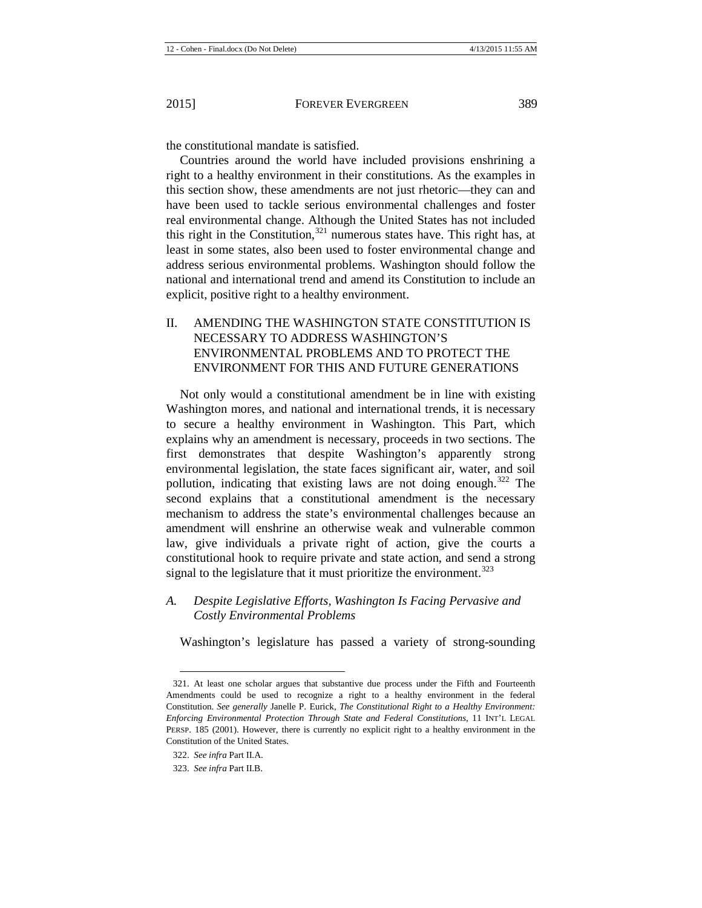the constitutional mandate is satisfied.

Countries around the world have included provisions enshrining a right to a healthy environment in their constitutions. As the examples in this section show, these amendments are not just rhetoric—they can and have been used to tackle serious environmental challenges and foster real environmental change. Although the United States has not included this right in the Constitution,[321] numerous states have. This right has, at least in some states, also been used to foster environmental change and address serious environmental problems. Washington should follow the national and international trend and amend its Constitution to include an explicit, positive right to a healthy environment.

## II. AMENDING THE WASHINGTON STATE CONSTITUTION IS NECESSARY TO ADDRESS WASHINGTON'S ENVIRONMENTAL PROBLEMS AND TO PROTECT THE ENVIRONMENT FOR THIS AND FUTURE GENERATIONS

Not only would a constitutional amendment be in line with existing Washington mores, and national and international trends, it is necessary to secure a healthy environment in Washington. This Part, which explains why an amendment is necessary, proceeds in two sections. The first demonstrates that despite Washington's apparently strong environmental legislation, the state faces significant air, water, and soil pollution, indicating that existing laws are not doing enough.[322] The second explains that a constitutional amendment is the necessary mechanism to address the state's environmental challenges because an amendment will enshrine an otherwise weak and vulnerable common law, give individuals a private right of action, give the courts a constitutional hook to require private and state action, and send a strong signal to the legislature that it must prioritize the environment.[323]

### *A. Despite Legislative Efforts, Washington Is Facing Pervasive and Costly Environmental Problems*

Washington's legislature has passed a variety of strong-sounding

---

321. At least one scholar argues that substantive due process under the Fifth and Fourteenth Amendments could be used to recognize a right to a healthy environment in the federal Constitution. *See generally* Janelle P. Eurick, *The Constitutional Right to a Healthy Environment: Enforcing Environmental Protection Through State and Federal Constitutions*, 11 INT'L LEGAL PERSP. 185 (2001). However, there is currently no explicit right to a healthy environment in the Constitution of the United States.

322. *See infra* Part II.A.

323. *See infra* Part II.B.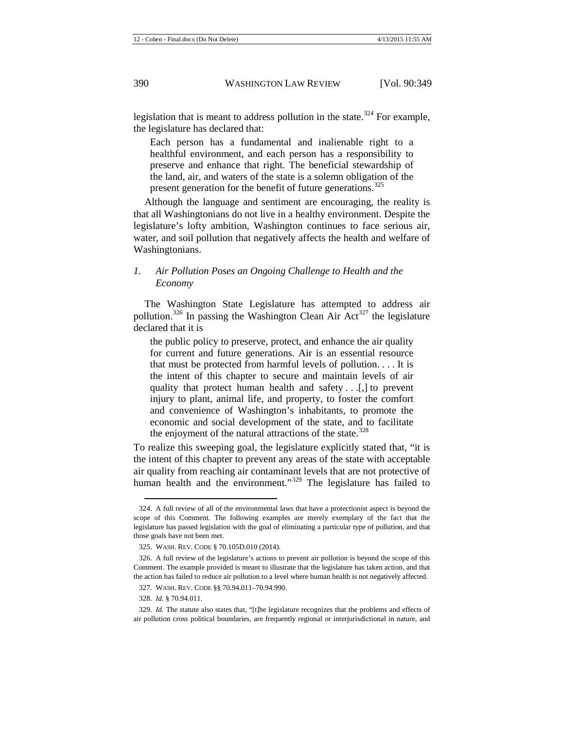legislation that is meant to address pollution in the state.[324] For example, the legislature has declared that:

> Each person has a fundamental and inalienable right to a healthful environment, and each person has a responsibility to preserve and enhance that right. The beneficial stewardship of the land, air, and waters of the state is a solemn obligation of the present generation for the benefit of future generations.[325]

Although the language and sentiment are encouraging, the reality is that all Washingtonians do not live in a healthy environment. Despite the legislature's lofty ambition, Washington continues to face serious air, water, and soil pollution that negatively affects the health and welfare of Washingtonians.

### *1. Air Pollution Poses an Ongoing Challenge to Health and the Economy*

The Washington State Legislature has attempted to address air pollution.[326] In passing the Washington Clean Air Act[327] the legislature declared that it is

> the public policy to preserve, protect, and enhance the air quality for current and future generations. Air is an essential resource that must be protected from harmful levels of pollution. . . . It is the intent of this chapter to secure and maintain levels of air quality that protect human health and safety . . .[,] to prevent injury to plant, animal life, and property, to foster the comfort and convenience of Washington's inhabitants, to promote the economic and social development of the state, and to facilitate the enjoyment of the natural attractions of the state.[328]

To realize this sweeping goal, the legislature explicitly stated that, "it is the intent of this chapter to prevent any areas of the state with acceptable air quality from reaching air contaminant levels that are not protective of human health and the environment."[329] The legislature has failed to

---

324. A full review of all of the environmental laws that have a protectionist aspect is beyond the scope of this Comment. The following examples are merely exemplary of the fact that the legislature has passed legislation with the goal of eliminating a particular type of pollution, and that those goals have not been met.

325. WASH. REV. CODE § 70.105D.010 (2014).

326. A full review of the legislature's actions to prevent air pollution is beyond the scope of this Comment. The example provided is meant to illustrate that the legislature has taken action, and that the action has failed to reduce air pollution to a level where human health is not negatively affected.

327. WASH. REV. CODE §§ 70.94.011–70.94.990.

328. *Id.* § 70.94.011.

329. *Id.* The statute also states that, "[t]he legislature recognizes that the problems and effects of air pollution cross political boundaries, are frequently regional or interjurisdictional in nature, and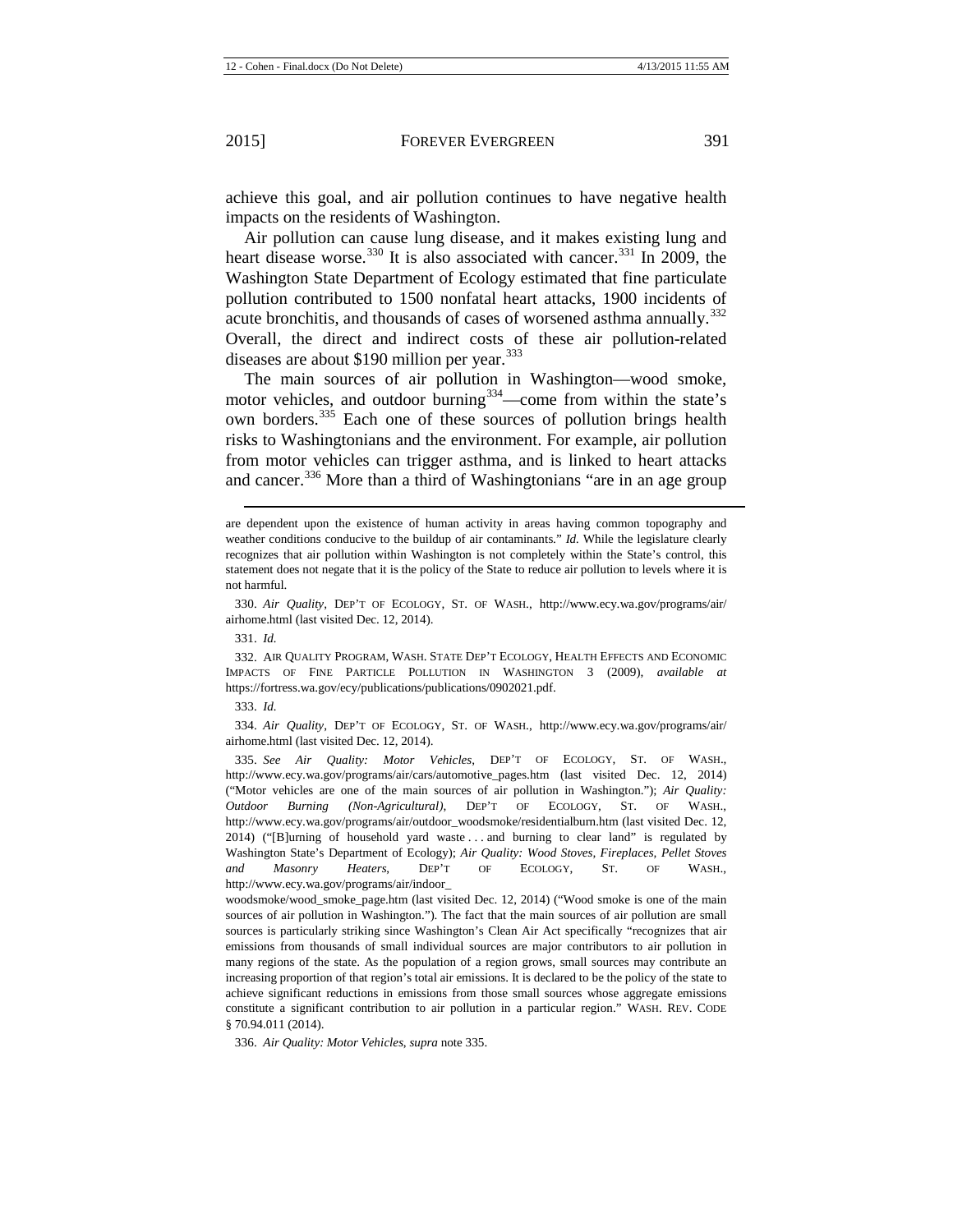achieve this goal, and air pollution continues to have negative health impacts on the residents of Washington.

Air pollution can cause lung disease, and it makes existing lung and heart disease worse.[330] It is also associated with cancer.[331] In 2009, the Washington State Department of Ecology estimated that fine particulate pollution contributed to 1500 nonfatal heart attacks, 1900 incidents of acute bronchitis, and thousands of cases of worsened asthma annually.[332] Overall, the direct and indirect costs of these air pollution-related diseases are about $190 million per year.[333]

The main sources of air pollution in Washington—wood smoke, motor vehicles, and outdoor burning[334]—come from within the state's own borders.[335] Each one of these sources of pollution brings health risks to Washingtonians and the environment. For example, air pollution from motor vehicles can trigger asthma, and is linked to heart attacks and cancer.[336] More than a third of Washingtonians "are in an age group

---

are dependent upon the existence of human activity in areas having common topography and weather conditions conducive to the buildup of air contaminants." *Id.* While the legislature clearly recognizes that air pollution within Washington is not completely within the State's control, this statement does not negate that it is the policy of the State to reduce air pollution to levels where it is not harmful.

330. *Air Quality*, DEP'T OF ECOLOGY, ST. OF WASH., http://www.ecy.wa.gov/programs/air/airhome.html (last visited Dec. 12, 2014).

331. *Id.*

332. AIR QUALITY PROGRAM, WASH. STATE DEP'T ECOLOGY, HEALTH EFFECTS AND ECONOMIC IMPACTS OF FINE PARTICLE POLLUTION IN WASHINGTON 3 (2009), *available at* https://fortress.wa.gov/ecy/publications/publications/0902021.pdf.

333. *Id.*

334. *Air Quality*, DEP'T OF ECOLOGY, ST. OF WASH., http://www.ecy.wa.gov/programs/air/airhome.html (last visited Dec. 12, 2014).

335. *See Air Quality: Motor Vehicles*, DEP'T OF ECOLOGY, ST. OF WASH., http://www.ecy.wa.gov/programs/air/cars/automotive_pages.htm (last visited Dec. 12, 2014) ("Motor vehicles are one of the main sources of air pollution in Washington."); *Air Quality: Outdoor Burning (Non-Agricultural)*, DEP'T OF ECOLOGY, ST. OF WASH., http://www.ecy.wa.gov/programs/air/outdoor_woodsmoke/residentialburn.htm (last visited Dec. 12, 2014) ("[B]urning of household yard waste . . . and burning to clear land" is regulated by Washington State's Department of Ecology); *Air Quality: Wood Stoves, Fireplaces, Pellet Stoves and Masonry Heaters*, DEP'T OF ECOLOGY, ST. OF WASH., http://www.ecy.wa.gov/programs/air/indoor_woodsmoke/wood_smoke_page.htm (last visited Dec. 12, 2014) ("Wood smoke is one of the main sources of air pollution in Washington."). The fact that the main sources of air pollution are small sources is particularly striking since Washington's Clean Air Act specifically "recognizes that air emissions from thousands of small individual sources are major contributors to air pollution in many regions of the state. As the population of a region grows, small sources may contribute an increasing proportion of that region's total air emissions. It is declared to be the policy of the state to achieve significant reductions in emissions from those small sources whose aggregate emissions constitute a significant contribution to air pollution in a particular region." WASH. REV. CODE § 70.94.011 (2014).

336. *Air Quality: Motor Vehicles*, *supra* note 335.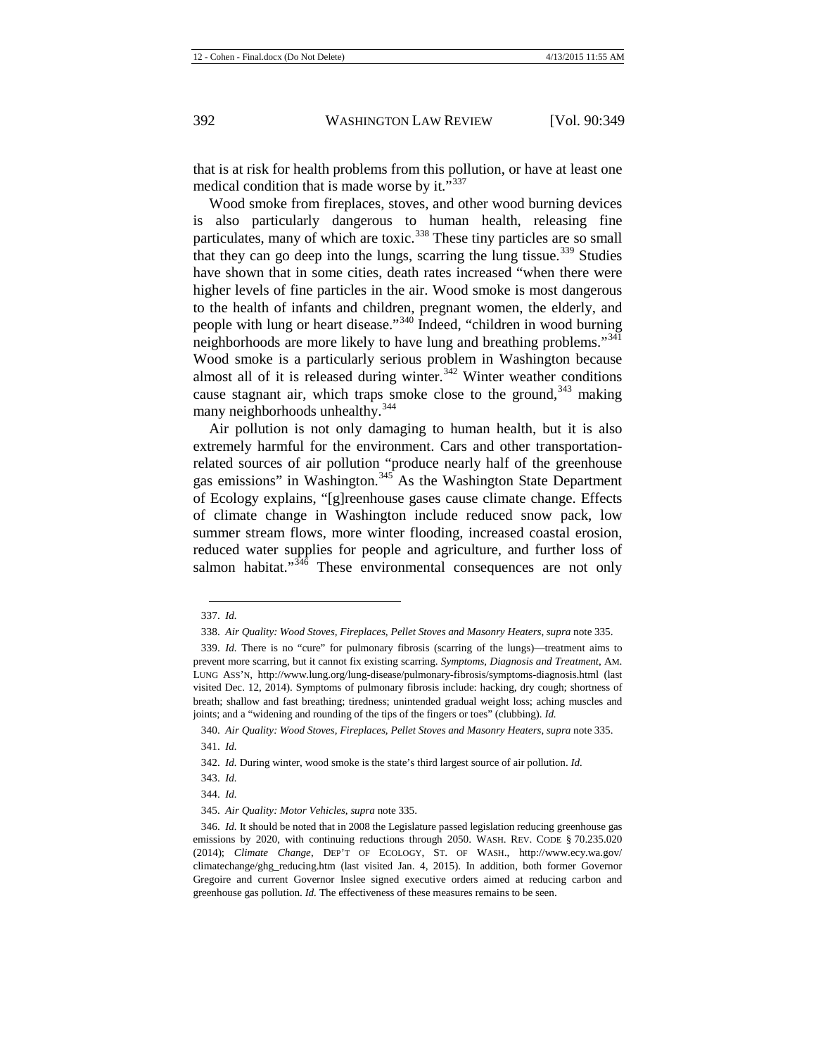that is at risk for health problems from this pollution, or have at least one medical condition that is made worse by it."[337]

Wood smoke from fireplaces, stoves, and other wood burning devices is also particularly dangerous to human health, releasing fine particulates, many of which are toxic.[338] These tiny particles are so small that they can go deep into the lungs, scarring the lung tissue.[339] Studies have shown that in some cities, death rates increased "when there were higher levels of fine particles in the air. Wood smoke is most dangerous to the health of infants and children, pregnant women, the elderly, and people with lung or heart disease."[340] Indeed, "children in wood burning neighborhoods are more likely to have lung and breathing problems."[341] Wood smoke is a particularly serious problem in Washington because almost all of it is released during winter.[342] Winter weather conditions cause stagnant air, which traps smoke close to the ground,[343] making many neighborhoods unhealthy.[344]

Air pollution is not only damaging to human health, but it is also extremely harmful for the environment. Cars and other transportation-related sources of air pollution "produce nearly half of the greenhouse gas emissions" in Washington.[345] As the Washington State Department of Ecology explains, "[g]reenhouse gases cause climate change. Effects of climate change in Washington include reduced snow pack, low summer stream flows, more winter flooding, increased coastal erosion, reduced water supplies for people and agriculture, and further loss of salmon habitat."[346] These environmental consequences are not only

---

337. *Id.*

338. *Air Quality: Wood Stoves, Fireplaces, Pellet Stoves and Masonry Heaters*, *supra* note 335.

339. *Id.* There is no "cure" for pulmonary fibrosis (scarring of the lungs)—treatment aims to prevent more scarring, but it cannot fix existing scarring. *Symptoms, Diagnosis and Treatment*, AM. LUNG ASS'N, http://www.lung.org/lung-disease/pulmonary-fibrosis/symptoms-diagnosis.html (last visited Dec. 12, 2014). Symptoms of pulmonary fibrosis include: hacking, dry cough; shortness of breath; shallow and fast breathing; tiredness; unintended gradual weight loss; aching muscles and joints; and a "widening and rounding of the tips of the fingers or toes" (clubbing). *Id.*

340. *Air Quality: Wood Stoves, Fireplaces, Pellet Stoves and Masonry Heaters*, *supra* note 335.

341. *Id.*

342. *Id.* During winter, wood smoke is the state's third largest source of air pollution. *Id.*

343. *Id.*

344. *Id.*

345. *Air Quality: Motor Vehicles*, *supra* note 335.

346. *Id.* It should be noted that in 2008 the Legislature passed legislation reducing greenhouse gas emissions by 2020, with continuing reductions through 2050. WASH. REV. CODE § 70.235.020 (2014); *Climate Change*, DEP'T OF ECOLOGY, ST. OF WASH., http://www.ecy.wa.gov/climatechange/ghg_reducing.htm (last visited Jan. 4, 2015). In addition, both former Governor Gregoire and current Governor Inslee signed executive orders aimed at reducing carbon and greenhouse gas pollution. *Id.* The effectiveness of these measures remains to be seen.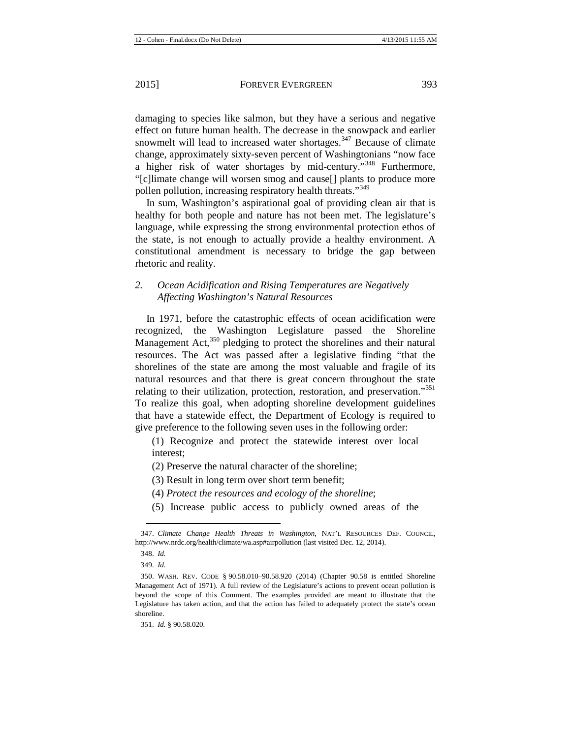damaging to species like salmon, but they have a serious and negative effect on future human health. The decrease in the snowpack and earlier snowmelt will lead to increased water shortages.[347] Because of climate change, approximately sixty-seven percent of Washingtonians "now face a higher risk of water shortages by mid-century."[348] Furthermore, "[c]limate change will worsen smog and cause[] plants to produce more pollen pollution, increasing respiratory health threats."[349]

In sum, Washington's aspirational goal of providing clean air that is healthy for both people and nature has not been met. The legislature's language, while expressing the strong environmental protection ethos of the state, is not enough to actually provide a healthy environment. A constitutional amendment is necessary to bridge the gap between rhetoric and reality.

### *2. Ocean Acidification and Rising Temperatures are Negatively Affecting Washington's Natural Resources*

In 1971, before the catastrophic effects of ocean acidification were recognized, the Washington Legislature passed the Shoreline Management Act,[350] pledging to protect the shorelines and their natural resources. The Act was passed after a legislative finding "that the shorelines of the state are among the most valuable and fragile of its natural resources and that there is great concern throughout the state relating to their utilization, protection, restoration, and preservation."[351] To realize this goal, when adopting shoreline development guidelines that have a statewide effect, the Department of Ecology is required to give preference to the following seven uses in the following order:

> (1) Recognize and protect the statewide interest over local interest;
>
> (2) Preserve the natural character of the shoreline;
>
> (3) Result in long term over short term benefit;
>
> (4) *Protect the resources and ecology of the shoreline*;
>
> (5) Increase public access to publicly owned areas of the

---

347. *Climate Change Health Threats in Washington*, NAT'L RESOURCES DEF. COUNCIL, http://www.nrdc.org/health/climate/wa.asp#airpollution (last visited Dec. 12, 2014).

348. *Id.*

349. *Id.*

350. WASH. REV. CODE § 90.58.010–90.58.920 (2014) (Chapter 90.58 is entitled Shoreline Management Act of 1971). A full review of the Legislature's actions to prevent ocean pollution is beyond the scope of this Comment. The examples provided are meant to illustrate that the Legislature has taken action, and that the action has failed to adequately protect the state's ocean shoreline.

351. *Id.* § 90.58.020.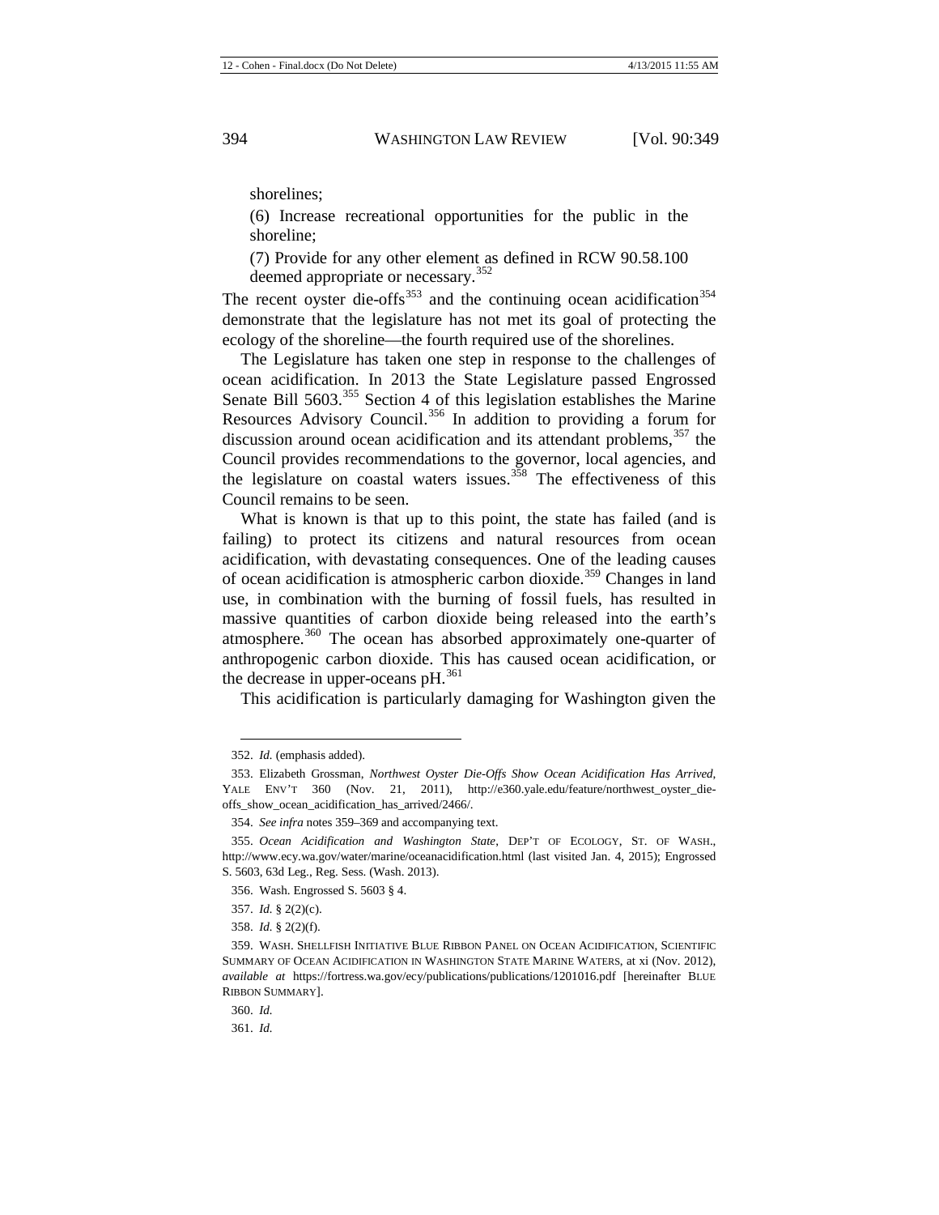shorelines;

(6) Increase recreational opportunities for the public in the shoreline;

(7) Provide for any other element as defined in RCW 90.58.100 deemed appropriate or necessary.[352]

The recent oyster die-offs[353] and the continuing ocean acidification[354] demonstrate that the legislature has not met its goal of protecting the ecology of the shoreline—the fourth required use of the shorelines.

The Legislature has taken one step in response to the challenges of ocean acidification. In 2013 the State Legislature passed Engrossed Senate Bill 5603.[355] Section 4 of this legislation establishes the Marine Resources Advisory Council.[356] In addition to providing a forum for discussion around ocean acidification and its attendant problems,[357] the Council provides recommendations to the governor, local agencies, and the legislature on coastal waters issues.[358] The effectiveness of this Council remains to be seen.

What is known is that up to this point, the state has failed (and is failing) to protect its citizens and natural resources from ocean acidification, with devastating consequences. One of the leading causes of ocean acidification is atmospheric carbon dioxide.[359] Changes in land use, in combination with the burning of fossil fuels, has resulted in massive quantities of carbon dioxide being released into the earth's atmosphere.[360] The ocean has absorbed approximately one-quarter of anthropogenic carbon dioxide. This has caused ocean acidification, or the decrease in upper-oceans pH.[361]

This acidification is particularly damaging for Washington given the

---

352. *Id.* (emphasis added).

353. Elizabeth Grossman, *Northwest Oyster Die-Offs Show Ocean Acidification Has Arrived*, YALE ENV'T 360 (Nov. 21, 2011), http://e360.yale.edu/feature/northwest_oyster_die-offs_show_ocean_acidification_has_arrived/2466/.

354. *See infra* notes 359–369 and accompanying text.

355. *Ocean Acidification and Washington State*, DEP'T OF ECOLOGY, ST. OF WASH., http://www.ecy.wa.gov/water/marine/oceanacidification.html (last visited Jan. 4, 2015); Engrossed S. 5603, 63d Leg., Reg. Sess. (Wash. 2013).

356. Wash. Engrossed S. 5603 § 4.

357. *Id.* § 2(2)(c).

358. *Id.* § 2(2)(f).

359. WASH. SHELLFISH INITIATIVE BLUE RIBBON PANEL ON OCEAN ACIDIFICATION, SCIENTIFIC SUMMARY OF OCEAN ACIDIFICATION IN WASHINGTON STATE MARINE WATERS, at xi (Nov. 2012), *available at* https://fortress.wa.gov/ecy/publications/publications/1201016.pdf [hereinafter BLUE RIBBON SUMMARY].

360. *Id.*

361. *Id.*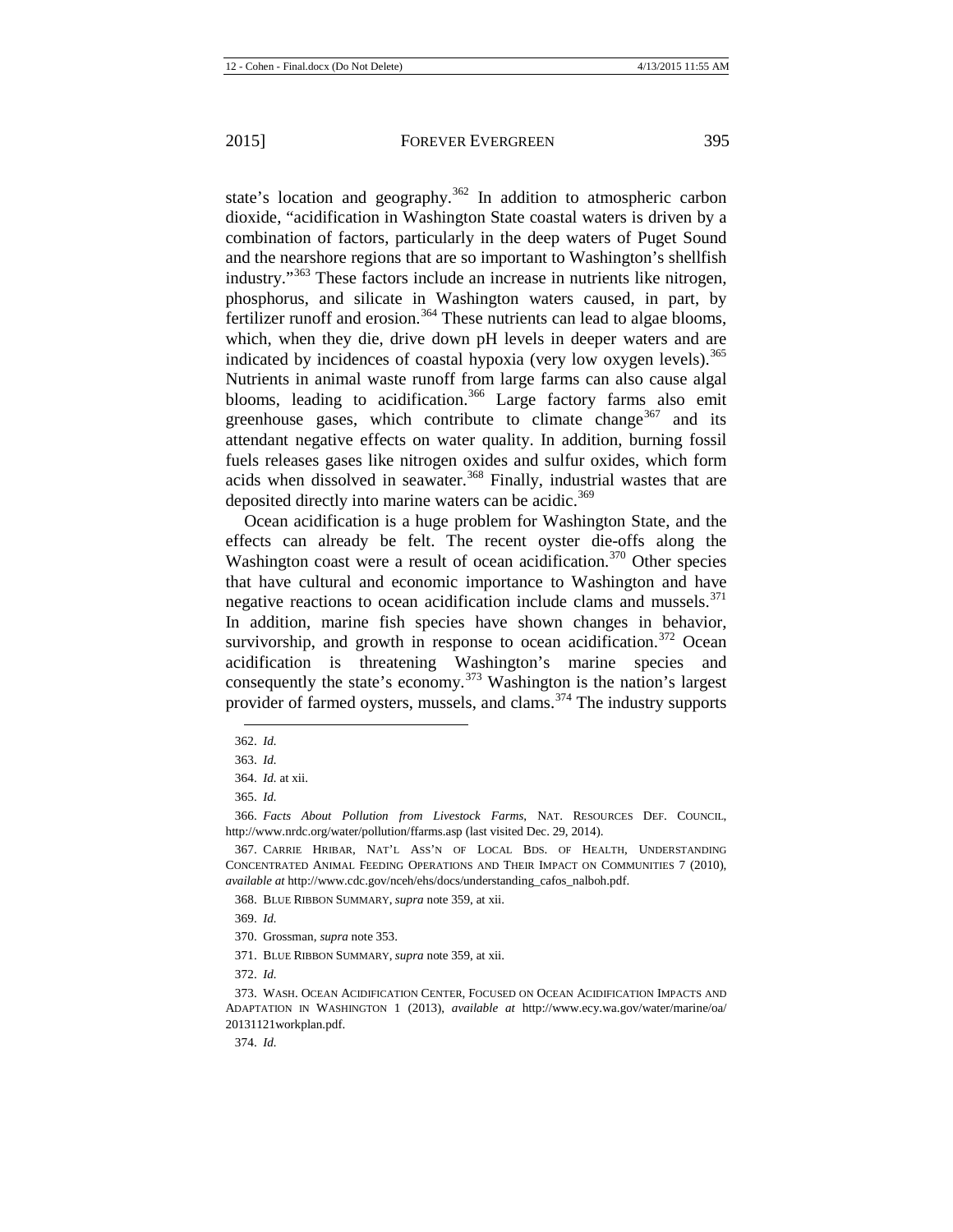state's location and geography.[362] In addition to atmospheric carbon dioxide, "acidification in Washington State coastal waters is driven by a combination of factors, particularly in the deep waters of Puget Sound and the nearshore regions that are so important to Washington's shellfish industry."[363] These factors include an increase in nutrients like nitrogen, phosphorus, and silicate in Washington waters caused, in part, by fertilizer runoff and erosion.[364] These nutrients can lead to algae blooms, which, when they die, drive down pH levels in deeper waters and are indicated by incidences of coastal hypoxia (very low oxygen levels).[365] Nutrients in animal waste runoff from large farms can also cause algal blooms, leading to acidification.[366] Large factory farms also emit greenhouse gases, which contribute to climate change[367] and its attendant negative effects on water quality. In addition, burning fossil fuels releases gases like nitrogen oxides and sulfur oxides, which form acids when dissolved in seawater.[368] Finally, industrial wastes that are deposited directly into marine waters can be acidic.[369]

Ocean acidification is a huge problem for Washington State, and the effects can already be felt. The recent oyster die-offs along the Washington coast were a result of ocean acidification.[370] Other species that have cultural and economic importance to Washington and have negative reactions to ocean acidification include clams and mussels.[371] In addition, marine fish species have shown changes in behavior, survivorship, and growth in response to ocean acidification.[372] Ocean acidification is threatening Washington's marine species and consequently the state's economy.[373] Washington is the nation's largest provider of farmed oysters, mussels, and clams.[374] The industry supports

---

362. *Id.*

363. *Id.*

364. *Id.* at xii.

365. *Id.*

366. *Facts About Pollution from Livestock Farms*, NAT. RESOURCES DEF. COUNCIL, http://www.nrdc.org/water/pollution/ffarms.asp (last visited Dec. 29, 2014).

367. CARRIE HRIBAR, NAT'L ASS'N OF LOCAL BDS. OF HEALTH, UNDERSTANDING CONCENTRATED ANIMAL FEEDING OPERATIONS AND THEIR IMPACT ON COMMUNITIES 7 (2010), *available at* http://www.cdc.gov/nceh/ehs/docs/understanding_cafos_nalboh.pdf.

368. BLUE RIBBON SUMMARY, *supra* note 359, at xii.

369. *Id.*

370. Grossman, *supra* note 353.

371. BLUE RIBBON SUMMARY, *supra* note 359, at xii.

372. *Id.*

373. WASH. OCEAN ACIDIFICATION CENTER, FOCUSED ON OCEAN ACIDIFICATION IMPACTS AND ADAPTATION IN WASHINGTON 1 (2013), *available at* http://www.ecy.wa.gov/water/marine/oa/20131121workplan.pdf.

374. *Id.*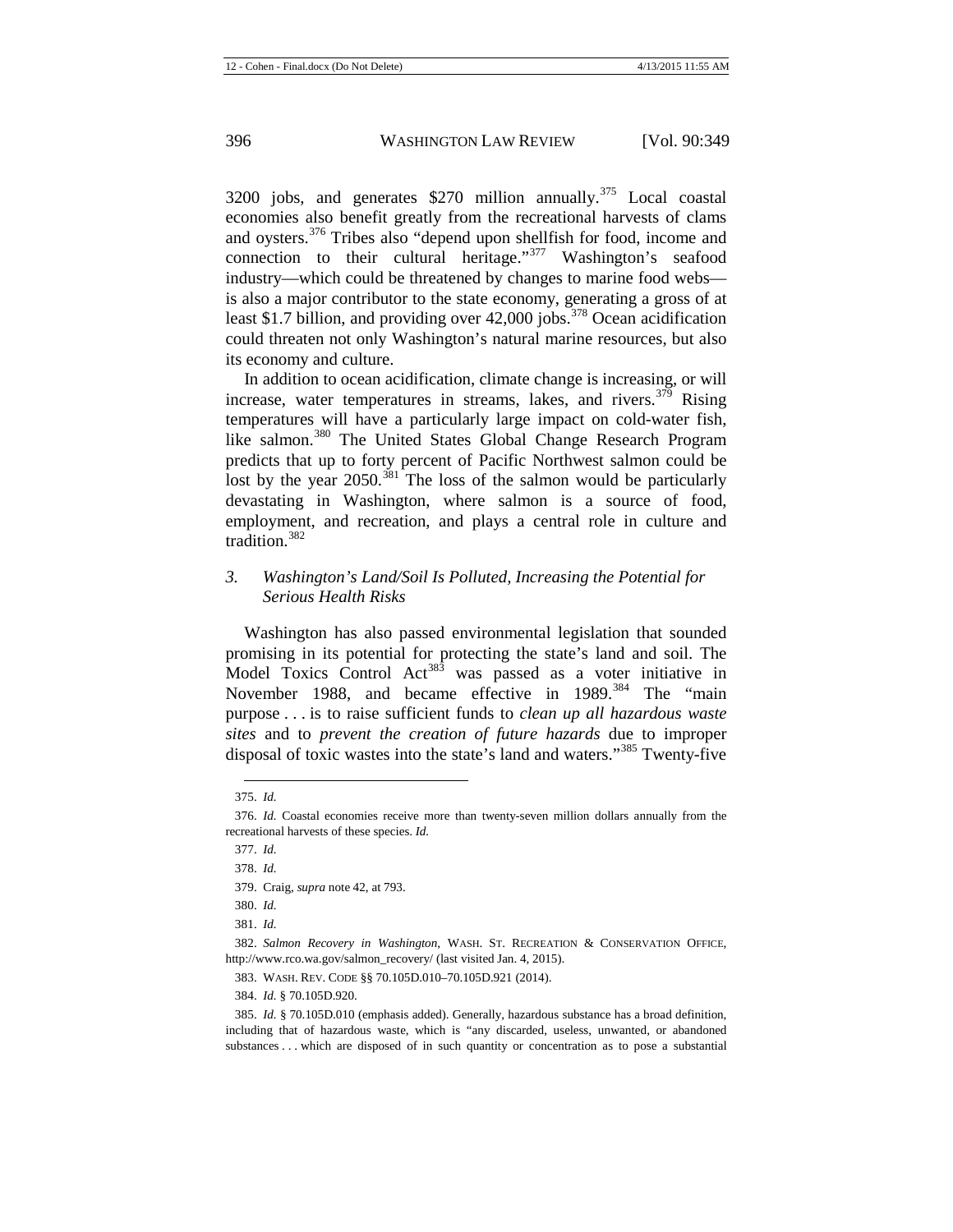3200 jobs, and generates $270 million annually.[375] Local coastal economies also benefit greatly from the recreational harvests of clams and oysters.[376] Tribes also "depend upon shellfish for food, income and connection to their cultural heritage."[377] Washington's seafood industry—which could be threatened by changes to marine food webs—is also a major contributor to the state economy, generating a gross of at least $1.7 billion, and providing over 42,000 jobs.[378] Ocean acidification could threaten not only Washington's natural marine resources, but also its economy and culture.

In addition to ocean acidification, climate change is increasing, or will increase, water temperatures in streams, lakes, and rivers.[379] Rising temperatures will have a particularly large impact on cold-water fish, like salmon.[380] The United States Global Change Research Program predicts that up to forty percent of Pacific Northwest salmon could be lost by the year 2050.[381] The loss of the salmon would be particularly devastating in Washington, where salmon is a source of food, employment, and recreation, and plays a central role in culture and tradition.[382]

### 3. *Washington's Land/Soil Is Polluted, Increasing the Potential for Serious Health Risks*

Washington has also passed environmental legislation that sounded promising in its potential for protecting the state's land and soil. The Model Toxics Control Act[383] was passed as a voter initiative in November 1988, and became effective in 1989.[384] The "main purpose . . . is to raise sufficient funds to *clean up all hazardous waste sites* and to *prevent the creation of future hazards* due to improper disposal of toxic wastes into the state's land and waters."[385] Twenty-five

---

375. *Id.*

376. *Id.* Coastal economies receive more than twenty-seven million dollars annually from the recreational harvests of these species. *Id.*

377. *Id.*

378. *Id.*

379. Craig, *supra* note 42, at 793.

380. *Id.*

381. *Id.*

382. *Salmon Recovery in Washington*, WASH. ST. RECREATION & CONSERVATION OFFICE, http://www.rco.wa.gov/salmon_recovery/ (last visited Jan. 4, 2015).

383. WASH. REV. CODE §§ 70.105D.010–70.105D.921 (2014).

384. *Id.* § 70.105D.920.

385. *Id.* § 70.105D.010 (emphasis added). Generally, hazardous substance has a broad definition, including that of hazardous waste, which is "any discarded, useless, unwanted, or abandoned substances . . . which are disposed of in such quantity or concentration as to pose a substantial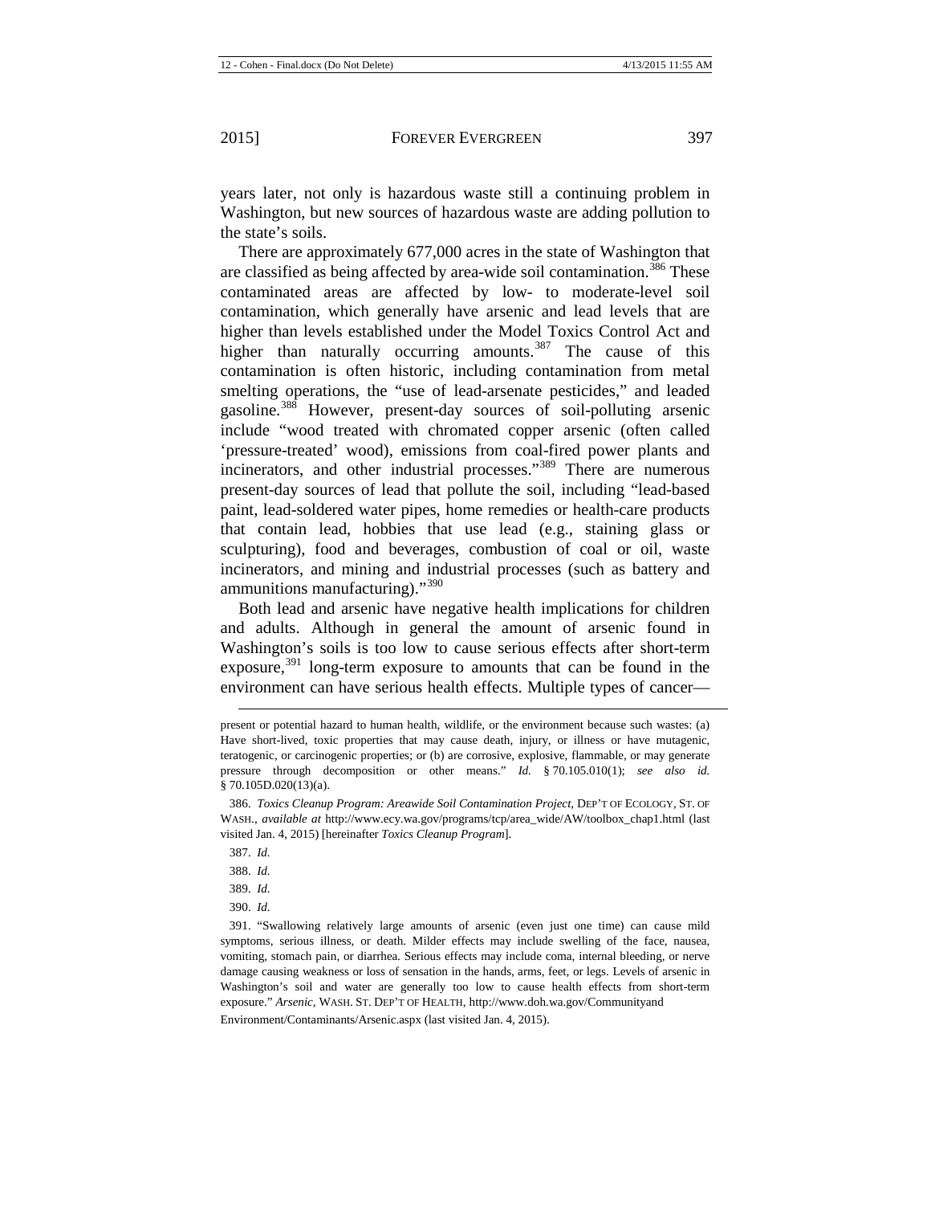years later, not only is hazardous waste still a continuing problem in Washington, but new sources of hazardous waste are adding pollution to the state's soils.

There are approximately 677,000 acres in the state of Washington that are classified as being affected by area-wide soil contamination.[386] These contaminated areas are affected by low- to moderate-level soil contamination, which generally have arsenic and lead levels that are higher than levels established under the Model Toxics Control Act and higher than naturally occurring amounts.[387] The cause of this contamination is often historic, including contamination from metal smelting operations, the "use of lead-arsenate pesticides," and leaded gasoline.[388] However, present-day sources of soil-polluting arsenic include "wood treated with chromated copper arsenic (often called 'pressure-treated' wood), emissions from coal-fired power plants and incinerators, and other industrial processes."[389] There are numerous present-day sources of lead that pollute the soil, including "lead-based paint, lead-soldered water pipes, home remedies or health-care products that contain lead, hobbies that use lead (e.g., staining glass or sculpturing), food and beverages, combustion of coal or oil, waste incinerators, and mining and industrial processes (such as battery and ammunitions manufacturing)."[390]

Both lead and arsenic have negative health implications for children and adults. Although in general the amount of arsenic found in Washington's soils is too low to cause serious effects after short-term exposure,[391] long-term exposure to amounts that can be found in the environment can have serious health effects. Multiple types of cancer—

---

present or potential hazard to human health, wildlife, or the environment because such wastes: (a) Have short-lived, toxic properties that may cause death, injury, or illness or have mutagenic, teratogenic, or carcinogenic properties; or (b) are corrosive, explosive, flammable, or may generate pressure through decomposition or other means." *Id.* § 70.105.010(1); *see also id.* § 70.105D.020(13)(a).

386. *Toxics Cleanup Program: Areawide Soil Contamination Project*, DEP'T OF ECOLOGY, ST. OF WASH., *available at* http://www.ecy.wa.gov/programs/tcp/area_wide/AW/toolbox_chap1.html (last visited Jan. 4, 2015) [hereinafter *Toxics Cleanup Program*].

387. *Id.*

388. *Id.*

389. *Id.*

390. *Id.*

391. "Swallowing relatively large amounts of arsenic (even just one time) can cause mild symptoms, serious illness, or death. Milder effects may include swelling of the face, nausea, vomiting, stomach pain, or diarrhea. Serious effects may include coma, internal bleeding, or nerve damage causing weakness or loss of sensation in the hands, arms, feet, or legs. Levels of arsenic in Washington's soil and water are generally too low to cause health effects from short-term exposure." *Arsenic*, WASH. ST. DEP'T OF HEALTH, http://www.doh.wa.gov/CommunityandEnvironment/Contaminants/Arsenic.aspx (last visited Jan. 4, 2015).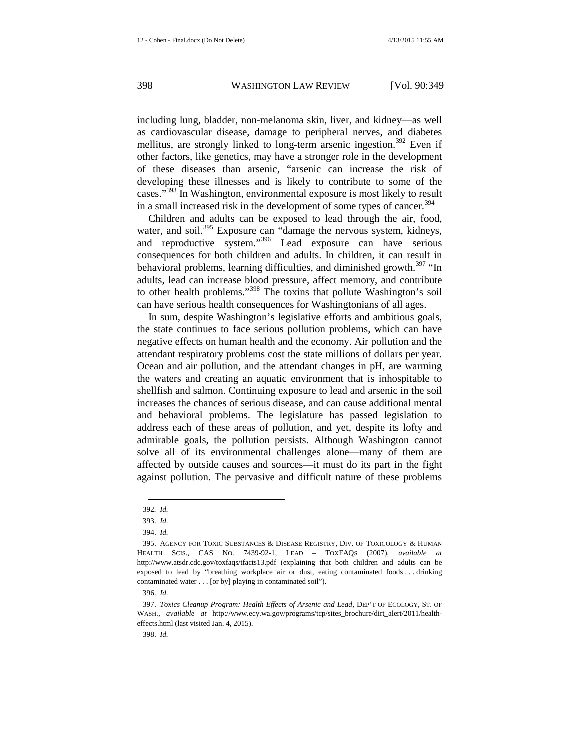including lung, bladder, non-melanoma skin, liver, and kidney—as well as cardiovascular disease, damage to peripheral nerves, and diabetes mellitus, are strongly linked to long-term arsenic ingestion.[392] Even if other factors, like genetics, may have a stronger role in the development of these diseases than arsenic, "arsenic can increase the risk of developing these illnesses and is likely to contribute to some of the cases."[393] In Washington, environmental exposure is most likely to result in a small increased risk in the development of some types of cancer.[394]

Children and adults can be exposed to lead through the air, food, water, and soil.[395] Exposure can "damage the nervous system, kidneys, and reproductive system."[396] Lead exposure can have serious consequences for both children and adults. In children, it can result in behavioral problems, learning difficulties, and diminished growth.[397] "In adults, lead can increase blood pressure, affect memory, and contribute to other health problems."[398] The toxins that pollute Washington's soil can have serious health consequences for Washingtonians of all ages.

In sum, despite Washington's legislative efforts and ambitious goals, the state continues to face serious pollution problems, which can have negative effects on human health and the economy. Air pollution and the attendant respiratory problems cost the state millions of dollars per year. Ocean and air pollution, and the attendant changes in pH, are warming the waters and creating an aquatic environment that is inhospitable to shellfish and salmon. Continuing exposure to lead and arsenic in the soil increases the chances of serious disease, and can cause additional mental and behavioral problems. The legislature has passed legislation to address each of these areas of pollution, and yet, despite its lofty and admirable goals, the pollution persists. Although Washington cannot solve all of its environmental challenges alone—many of them are affected by outside causes and sources—it must do its part in the fight against pollution. The pervasive and difficult nature of these problems

---

392. *Id.*

393. *Id.*

394. *Id.*

395. AGENCY FOR TOXIC SUBSTANCES & DISEASE REGISTRY, DIV. OF TOXICOLOGY & HUMAN HEALTH SCIS., CAS NO. 7439-92-1, LEAD – TOXFAQS (2007), *available at* http://www.atsdr.cdc.gov/toxfaqs/tfacts13.pdf (explaining that both children and adults can be exposed to lead by "breathing workplace air or dust, eating contaminated foods . . . drinking contaminated water . . . [or by] playing in contaminated soil").

396. *Id.*

397. *Toxics Cleanup Program: Health Effects of Arsenic and Lead*, DEP'T OF ECOLOGY, ST. OF WASH., *available at* http://www.ecy.wa.gov/programs/tcp/sites_brochure/dirt_alert/2011/health-effects.html (last visited Jan. 4, 2015).

398. *Id.*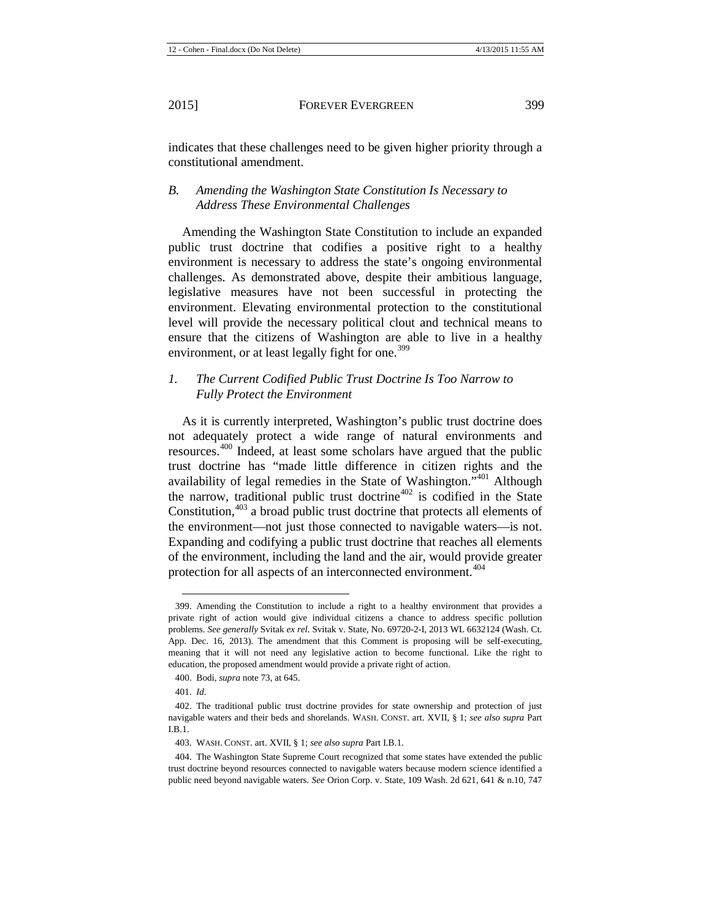indicates that these challenges need to be given higher priority through a constitutional amendment.

### *B. Amending the Washington State Constitution Is Necessary to Address These Environmental Challenges*

Amending the Washington State Constitution to include an expanded public trust doctrine that codifies a positive right to a healthy environment is necessary to address the state's ongoing environmental challenges. As demonstrated above, despite their ambitious language, legislative measures have not been successful in protecting the environment. Elevating environmental protection to the constitutional level will provide the necessary political clout and technical means to ensure that the citizens of Washington are able to live in a healthy environment, or at least legally fight for one.[399]

#### *1. The Current Codified Public Trust Doctrine Is Too Narrow to Fully Protect the Environment*

As it is currently interpreted, Washington's public trust doctrine does not adequately protect a wide range of natural environments and resources.[400] Indeed, at least some scholars have argued that the public trust doctrine has "made little difference in citizen rights and the availability of legal remedies in the State of Washington."[401] Although the narrow, traditional public trust doctrine[402] is codified in the State Constitution,[403] a broad public trust doctrine that protects all elements of the environment—not just those connected to navigable waters—is not. Expanding and codifying a public trust doctrine that reaches all elements of the environment, including the land and the air, would provide greater protection for all aspects of an interconnected environment.[404]

---

399. Amending the Constitution to include a right to a healthy environment that provides a private right of action would give individual citizens a chance to address specific pollution problems. *See generally* Svitak *ex rel.* Svitak v. State, No. 69720-2-I, 2013 WL 6632124 (Wash. Ct. App. Dec. 16, 2013). The amendment that this Comment is proposing will be self-executing, meaning that it will not need any legislative action to become functional. Like the right to education, the proposed amendment would provide a private right of action.

400. Bodi, *supra* note 73, at 645.

401. *Id.*

402. The traditional public trust doctrine provides for state ownership and protection of just navigable waters and their beds and shorelands. WASH. CONST. art. XVII, § 1; *see also supra* Part I.B.1.

403. WASH. CONST. art. XVII, § 1; *see also supra* Part I.B.1.

404. The Washington State Supreme Court recognized that some states have extended the public trust doctrine beyond resources connected to navigable waters because modern science identified a public need beyond navigable waters. *See* Orion Corp. v. State, 109 Wash. 2d 621, 641 & n.10, 747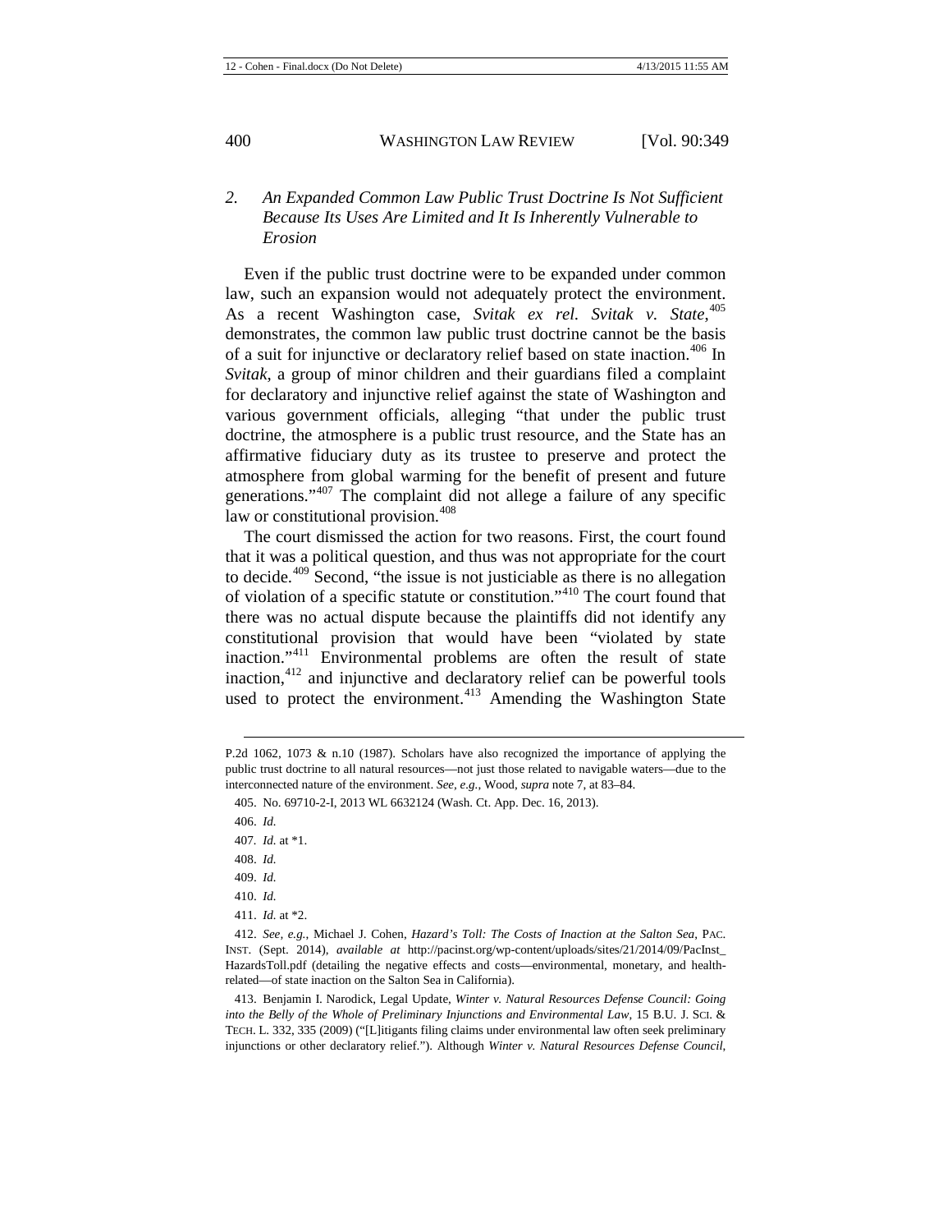### 2. *An Expanded Common Law Public Trust Doctrine Is Not Sufficient Because Its Uses Are Limited and It Is Inherently Vulnerable to Erosion*

Even if the public trust doctrine were to be expanded under common law, such an expansion would not adequately protect the environment. As a recent Washington case, *Svitak ex rel. Svitak v. State*,[405] demonstrates, the common law public trust doctrine cannot be the basis of a suit for injunctive or declaratory relief based on state inaction.[406] In *Svitak*, a group of minor children and their guardians filed a complaint for declaratory and injunctive relief against the state of Washington and various government officials, alleging "that under the public trust doctrine, the atmosphere is a public trust resource, and the State has an affirmative fiduciary duty as its trustee to preserve and protect the atmosphere from global warming for the benefit of present and future generations."[407] The complaint did not allege a failure of any specific law or constitutional provision.[408]

The court dismissed the action for two reasons. First, the court found that it was a political question, and thus was not appropriate for the court to decide.[409] Second, "the issue is not justiciable as there is no allegation of violation of a specific statute or constitution."[410] The court found that there was no actual dispute because the plaintiffs did not identify any constitutional provision that would have been "violated by state inaction."[411] Environmental problems are often the result of state inaction,[412] and injunctive and declaratory relief can be powerful tools used to protect the environment.[413] Amending the Washington State

---

P.2d 1062, 1073 & n.10 (1987). Scholars have also recognized the importance of applying the public trust doctrine to all natural resources—not just those related to navigable waters—due to the interconnected nature of the environment. *See, e.g.*, Wood, *supra* note 7, at 83–84.

405. No. 69710-2-I, 2013 WL 6632124 (Wash. Ct. App. Dec. 16, 2013).

406. *Id.*

407. *Id.* at *1.

408. *Id.*

409. *Id.*

410. *Id.*

411. *Id.* at *2.

412. *See, e.g.*, Michael J. Cohen, *Hazard's Toll: The Costs of Inaction at the Salton Sea*, PAC. INST. (Sept. 2014), *available at* http://pacinst.org/wp-content/uploads/sites/21/2014/09/PacInst_HazardsToll.pdf (detailing the negative effects and costs—environmental, monetary, and health-related—of state inaction on the Salton Sea in California).

413. Benjamin I. Narodick, Legal Update, *Winter v. Natural Resources Defense Council: Going into the Belly of the Whole of Preliminary Injunctions and Environmental Law*, 15 B.U. J. SCI. & TECH. L. 332, 335 (2009) ("[L]itigants filing claims under environmental law often seek preliminary injunctions or other declaratory relief."). Although *Winter v. Natural Resources Defense Council*,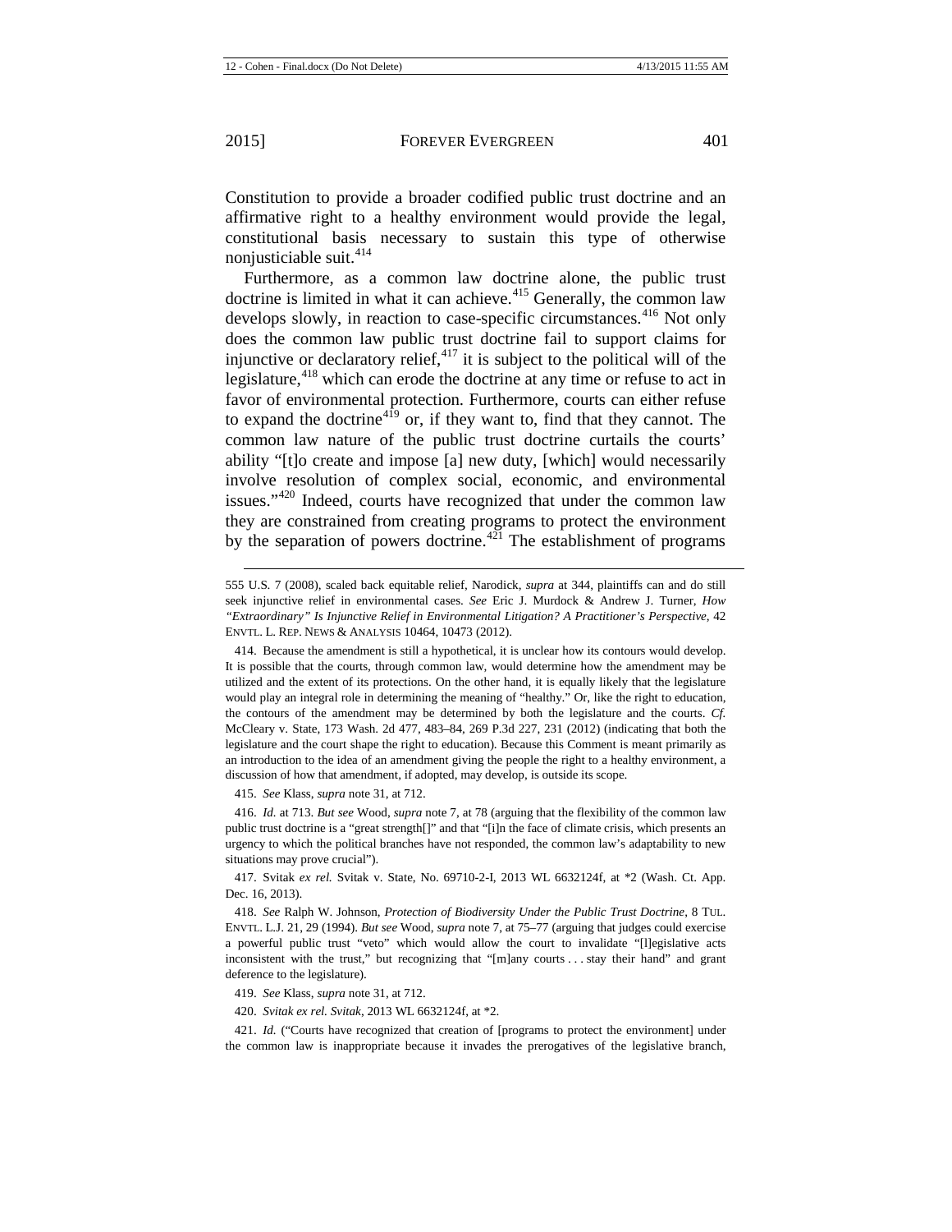Constitution to provide a broader codified public trust doctrine and an affirmative right to a healthy environment would provide the legal, constitutional basis necessary to sustain this type of otherwise nonjusticiable suit.[414]

Furthermore, as a common law doctrine alone, the public trust doctrine is limited in what it can achieve.[415] Generally, the common law develops slowly, in reaction to case-specific circumstances.[416] Not only does the common law public trust doctrine fail to support claims for injunctive or declaratory relief,[417] it is subject to the political will of the legislature,[418] which can erode the doctrine at any time or refuse to act in favor of environmental protection. Furthermore, courts can either refuse to expand the doctrine[419] or, if they want to, find that they cannot. The common law nature of the public trust doctrine curtails the courts' ability "[t]o create and impose [a] new duty, [which] would necessarily involve resolution of complex social, economic, and environmental issues."[420] Indeed, courts have recognized that under the common law they are constrained from creating programs to protect the environment by the separation of powers doctrine.[421] The establishment of programs

---

555 U.S. 7 (2008), scaled back equitable relief, Narodick, *supra* at 344, plaintiffs can and do still seek injunctive relief in environmental cases. *See* Eric J. Murdock & Andrew J. Turner, *How "Extraordinary" Is Injunctive Relief in Environmental Litigation? A Practitioner's Perspective*, 42 ENVTL. L. REP. NEWS & ANALYSIS 10464, 10473 (2012).

414. Because the amendment is still a hypothetical, it is unclear how its contours would develop. It is possible that the courts, through common law, would determine how the amendment may be utilized and the extent of its protections. On the other hand, it is equally likely that the legislature would play an integral role in determining the meaning of "healthy." Or, like the right to education, the contours of the amendment may be determined by both the legislature and the courts. *Cf.* McCleary v. State, 173 Wash. 2d 477, 483–84, 269 P.3d 227, 231 (2012) (indicating that both the legislature and the court shape the right to education). Because this Comment is meant primarily as an introduction to the idea of an amendment giving the people the right to a healthy environment, a discussion of how that amendment, if adopted, may develop, is outside its scope.

415. *See* Klass, *supra* note 31, at 712.

416. *Id.* at 713. *But see* Wood, *supra* note 7, at 78 (arguing that the flexibility of the common law public trust doctrine is a "great strength[]" and that "[i]n the face of climate crisis, which presents an urgency to which the political branches have not responded, the common law's adaptability to new situations may prove crucial").

417. Svitak *ex rel.* Svitak v. State, No. 69710-2-I, 2013 WL 6632124f, at *2 (Wash. Ct. App. Dec. 16, 2013).

418. *See* Ralph W. Johnson, *Protection of Biodiversity Under the Public Trust Doctrine*, 8 TUL. ENVTL. L.J. 21, 29 (1994). *But see* Wood, *supra* note 7, at 75–77 (arguing that judges could exercise a powerful public trust "veto" which would allow the court to invalidate "[l]egislative acts inconsistent with the trust," but recognizing that "[m]any courts . . . stay their hand" and grant deference to the legislature).

419. *See* Klass, *supra* note 31, at 712.

420. *Svitak ex rel. Svitak*, 2013 WL 6632124f, at *2.

421. *Id.* ("Courts have recognized that creation of [programs to protect the environment] under the common law is inappropriate because it invades the prerogatives of the legislative branch,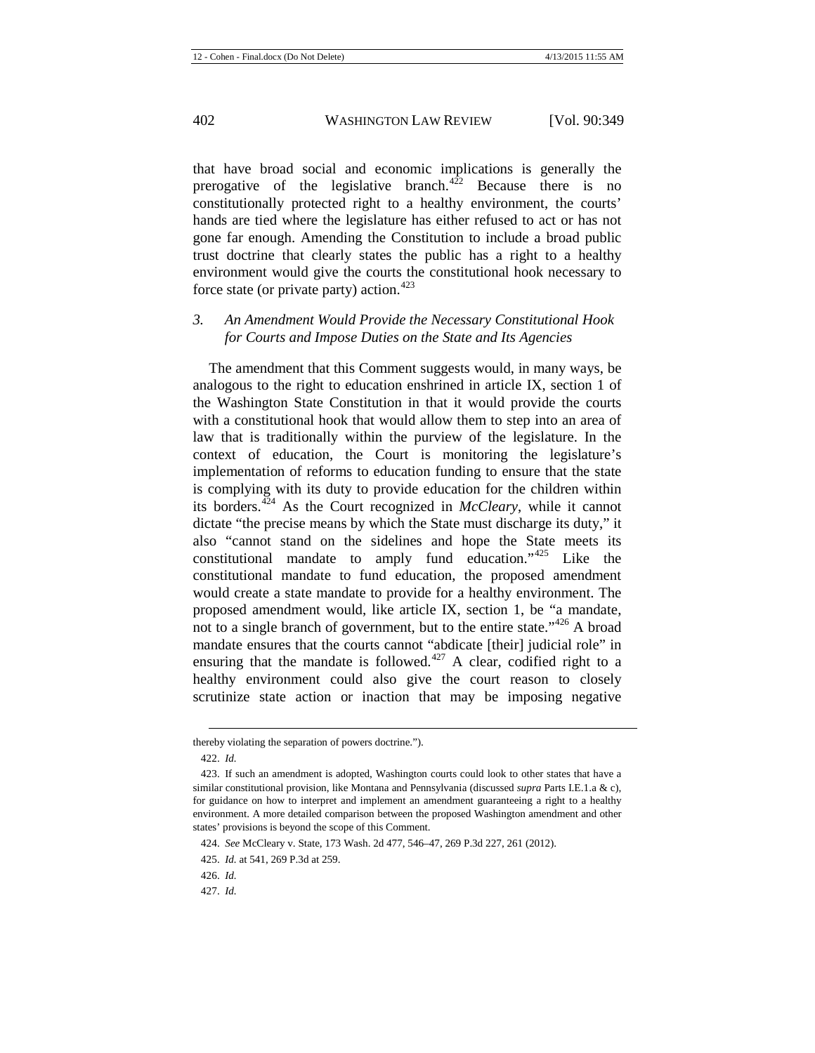that have broad social and economic implications is generally the prerogative of the legislative branch.[422] Because there is no constitutionally protected right to a healthy environment, the courts' hands are tied where the legislature has either refused to act or has not gone far enough. Amending the Constitution to include a broad public trust doctrine that clearly states the public has a right to a healthy environment would give the courts the constitutional hook necessary to force state (or private party) action.[423]

### 3. *An Amendment Would Provide the Necessary Constitutional Hook for Courts and Impose Duties on the State and Its Agencies*

The amendment that this Comment suggests would, in many ways, be analogous to the right to education enshrined in article IX, section 1 of the Washington State Constitution in that it would provide the courts with a constitutional hook that would allow them to step into an area of law that is traditionally within the purview of the legislature. In the context of education, the Court is monitoring the legislature's implementation of reforms to education funding to ensure that the state is complying with its duty to provide education for the children within its borders.[424] As the Court recognized in *McCleary*, while it cannot dictate "the precise means by which the State must discharge its duty," it also "cannot stand on the sidelines and hope the State meets its constitutional mandate to amply fund education."[425] Like the constitutional mandate to fund education, the proposed amendment would create a state mandate to provide for a healthy environment. The proposed amendment would, like article IX, section 1, be "a mandate, not to a single branch of government, but to the entire state."[426] A broad mandate ensures that the courts cannot "abdicate [their] judicial role" in ensuring that the mandate is followed.[427] A clear, codified right to a healthy environment could also give the court reason to closely scrutinize state action or inaction that may be imposing negative

---

thereby violating the separation of powers doctrine.").

422. *Id.*

423. If such an amendment is adopted, Washington courts could look to other states that have a similar constitutional provision, like Montana and Pennsylvania (discussed *supra* Parts I.E.1.a & c), for guidance on how to interpret and implement an amendment guaranteeing a right to a healthy environment. A more detailed comparison between the proposed Washington amendment and other states' provisions is beyond the scope of this Comment.

424. *See* McCleary v. State, 173 Wash. 2d 477, 546–47, 269 P.3d 227, 261 (2012).

425. *Id.* at 541, 269 P.3d at 259.

426. *Id.*

427. *Id.*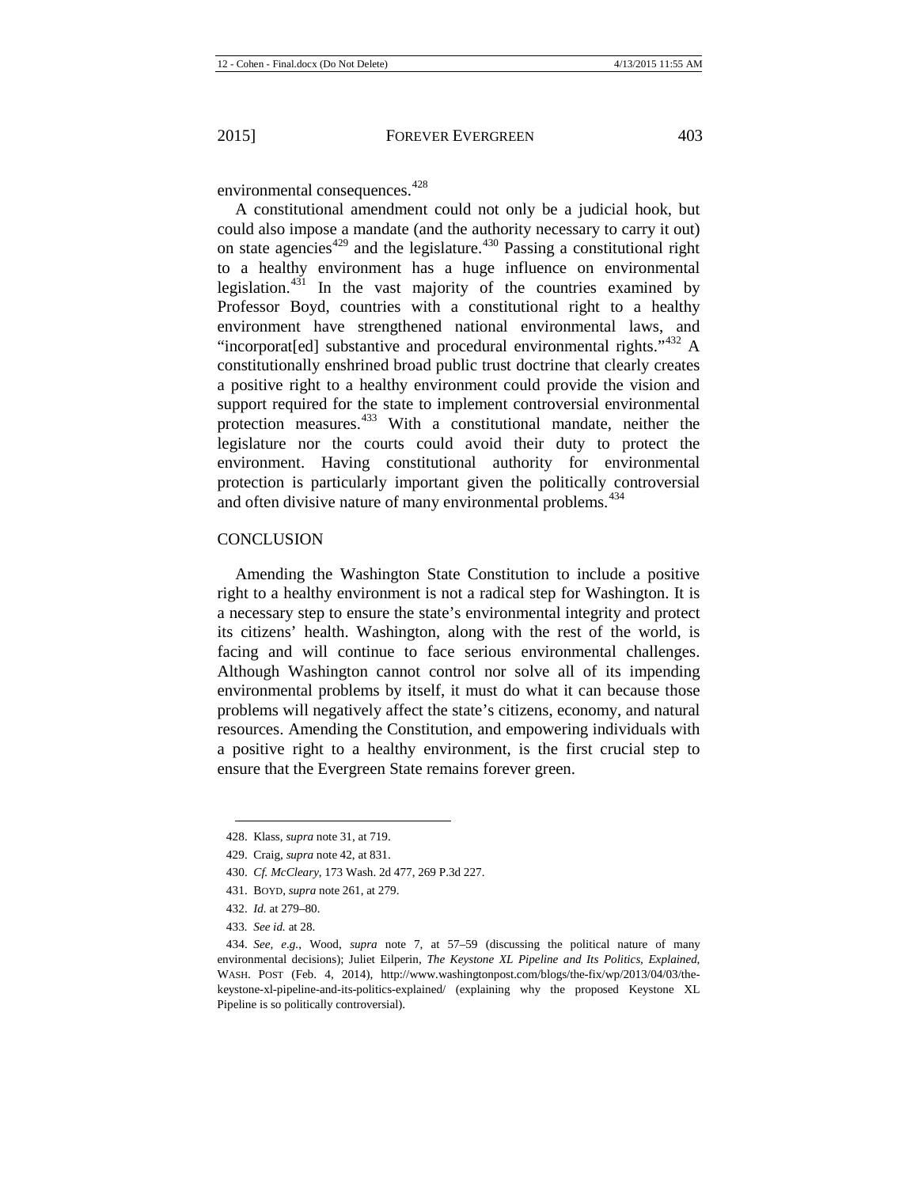environmental consequences.[428]

A constitutional amendment could not only be a judicial hook, but could also impose a mandate (and the authority necessary to carry it out) on state agencies[429] and the legislature.[430] Passing a constitutional right to a healthy environment has a huge influence on environmental legislation.[431] In the vast majority of the countries examined by Professor Boyd, countries with a constitutional right to a healthy environment have strengthened national environmental laws, and "incorporat[ed] substantive and procedural environmental rights."[432] A constitutionally enshrined broad public trust doctrine that clearly creates a positive right to a healthy environment could provide the vision and support required for the state to implement controversial environmental protection measures.[433] With a constitutional mandate, neither the legislature nor the courts could avoid their duty to protect the environment. Having constitutional authority for environmental protection is particularly important given the politically controversial and often divisive nature of many environmental problems.[434]

## CONCLUSION

Amending the Washington State Constitution to include a positive right to a healthy environment is not a radical step for Washington. It is a necessary step to ensure the state's environmental integrity and protect its citizens' health. Washington, along with the rest of the world, is facing and will continue to face serious environmental challenges. Although Washington cannot control nor solve all of its impending environmental problems by itself, it must do what it can because those problems will negatively affect the state's citizens, economy, and natural resources. Amending the Constitution, and empowering individuals with a positive right to a healthy environment, is the first crucial step to ensure that the Evergreen State remains forever green.

---

428. Klass, *supra* note 31, at 719.

429. Craig, *supra* note 42, at 831.

430. *Cf. McCleary*, 173 Wash. 2d 477, 269 P.3d 227.

431. BOYD, *supra* note 261, at 279.

432. *Id.* at 279–80.

433. *See id.* at 28.

434. *See, e.g.*, Wood, *supra* note 7, at 57–59 (discussing the political nature of many environmental decisions); Juliet Eilperin, *The Keystone XL Pipeline and Its Politics, Explained*, WASH. POST (Feb. 4, 2014), http://www.washingtonpost.com/blogs/the-fix/wp/2013/04/03/the-keystone-xl-pipeline-and-its-politics-explained/ (explaining why the proposed Keystone XL Pipeline is so politically controversial).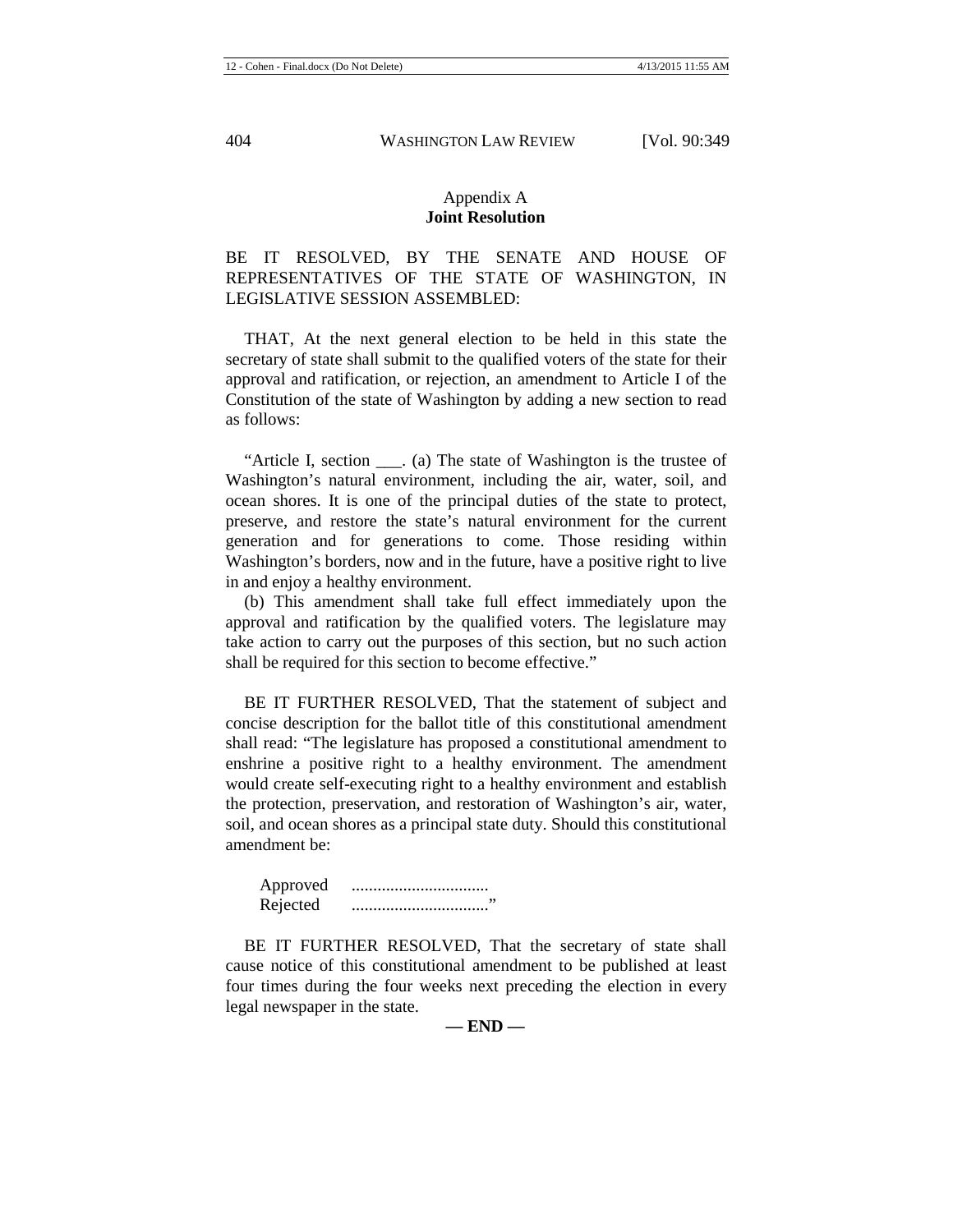## Appendix A
## **Joint Resolution**

BE IT RESOLVED, BY THE SENATE AND HOUSE OF REPRESENTATIVES OF THE STATE OF WASHINGTON, IN LEGISLATIVE SESSION ASSEMBLED:

THAT, At the next general election to be held in this state the secretary of state shall submit to the qualified voters of the state for their approval and ratification, or rejection, an amendment to Article I of the Constitution of the state of Washington by adding a new section to read as follows:

"Article I, section \_\_\_. (a) The state of Washington is the trustee of Washington's natural environment, including the air, water, soil, and ocean shores. It is one of the principal duties of the state to protect, preserve, and restore the state's natural environment for the current generation and for generations to come. Those residing within Washington's borders, now and in the future, have a positive right to live in and enjoy a healthy environment.

(b) This amendment shall take full effect immediately upon the approval and ratification by the qualified voters. The legislature may take action to carry out the purposes of this section, but no such action shall be required for this section to become effective."

BE IT FURTHER RESOLVED, That the statement of subject and concise description for the ballot title of this constitutional amendment shall read: "The legislature has proposed a constitutional amendment to enshrine a positive right to a healthy environment. The amendment would create self-executing right to a healthy environment and establish the protection, preservation, and restoration of Washington's air, water, soil, and ocean shores as a principal state duty. Should this constitutional amendment be:

Approved ................................
Rejected ................................"

BE IT FURTHER RESOLVED, That the secretary of state shall cause notice of this constitutional amendment to be published at least four times during the four weeks next preceding the election in every legal newspaper in the state.

**— END —**